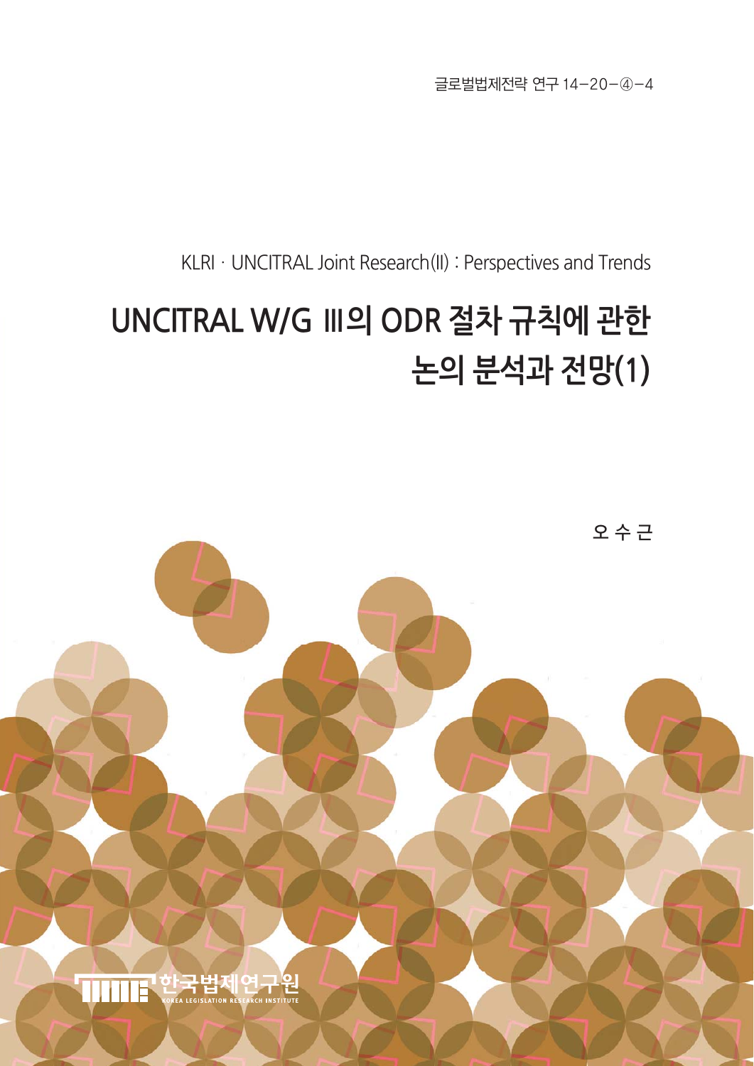글로벌법제전략 연구 14-20-④-4

KLRI · UNCITRAL Joint Research(II) : Perspectives and Trends

# UNCITRAL W/G Ⅲ의 ODR 절차 규칙에 관한 논의 분석과 전망(1)

오 수 근

한국법제연구원

KOREA LEGISLATION RESEARCH INSTITUTE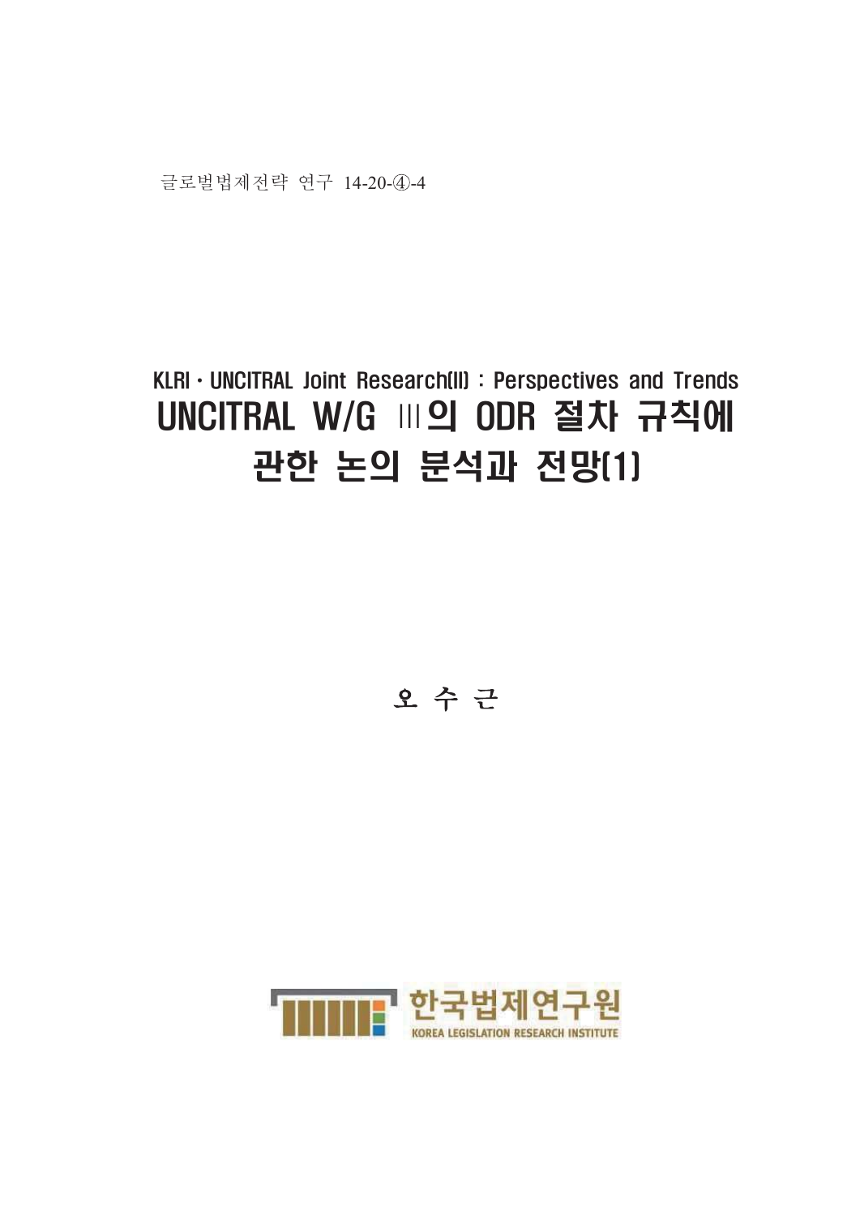글로벌법제전략 연구 14-20-④-4

# KLRI · UNCITRAL Joint Research(II) : Perspectives and Trends
# UNCITRAL W/G Ⅲ의 ODR 절차 규칙에 관한 논의 분석과 전망(1)

오 수 근

한국법제연구원
KOREA LEGISLATION RESEARCH INSTITUTE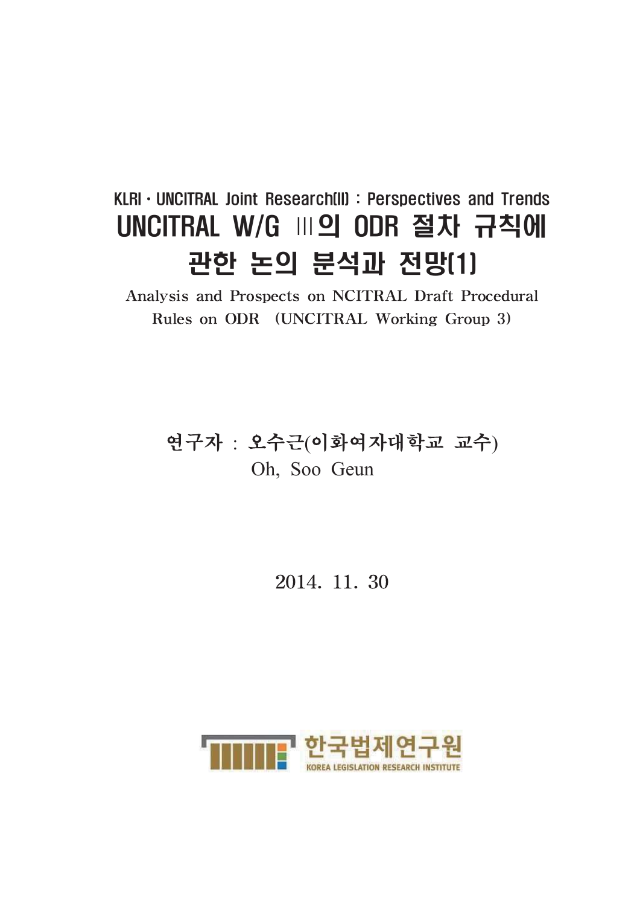KLRI · UNCITRAL Joint Research(II) : Perspectives and Trends

# UNCITRAL W/G Ⅲ의 ODR 절차 규칙에 관한 논의 분석과 전망(1)

Analysis and Prospects on NCITRAL Draft Procedural Rules on ODR (UNCITRAL Working Group 3)

연구자 : 오수근(이화여자대학교 교수)
Oh, Soo Geun

2014. 11. 30

한국법제연구원
KOREA LEGISLATION RESEARCH INSTITUTE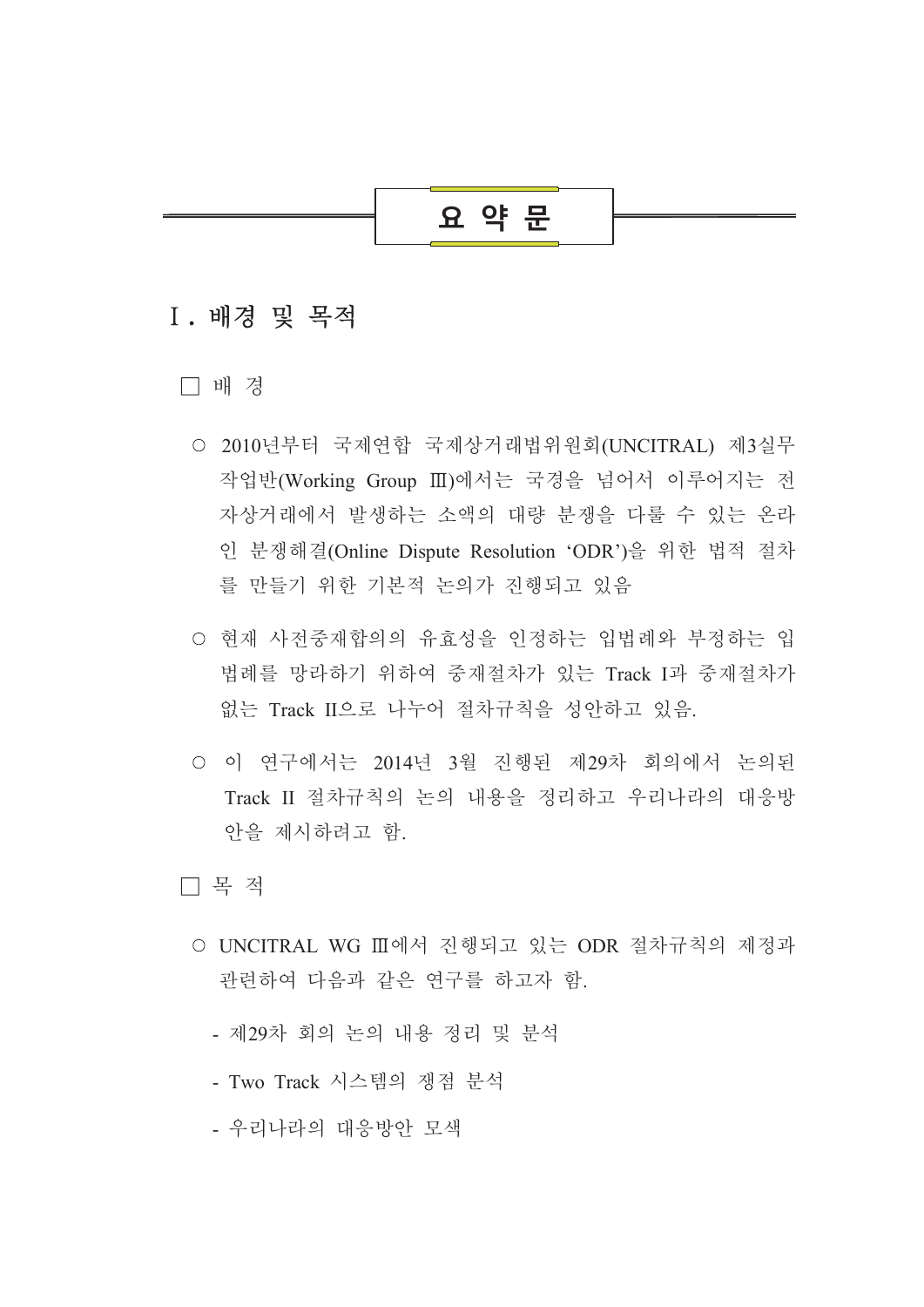# 요 약 문

## Ⅰ. 배경 및 목적

□ 배 경

○ 2010년부터 국제연합 국제상거래법위원회(UNCITRAL) 제3실무작업반(Working Group Ⅲ)에서는 국경을 넘어서 이루어지는 전자상거래에서 발생하는 소액의 대량 분쟁을 다룰 수 있는 온라인 분쟁해결(Online Dispute Resolution 'ODR')을 위한 법적 절차를 만들기 위한 기본적 논의가 진행되고 있음

○ 현재 사전중재합의의 유효성을 인정하는 입법례와 부정하는 입법례를 망라하기 위하여 중재절차가 있는 Track I과 중재절차가 없는 Track II으로 나누어 절차규칙을 성안하고 있음.

○ 이 연구에서는 2014년 3월 진행된 제29차 회의에서 논의된 Track II 절차규칙의 논의 내용을 정리하고 우리나라의 대응방안을 제시하려고 함.

□ 목 적

○ UNCITRAL WG Ⅲ에서 진행되고 있는 ODR 절차규칙의 제정과 관련하여 다음과 같은 연구를 하고자 함.

- 제29차 회의 논의 내용 정리 및 분석
- Two Track 시스템의 쟁점 분석
- 우리나라의 대응방안 모색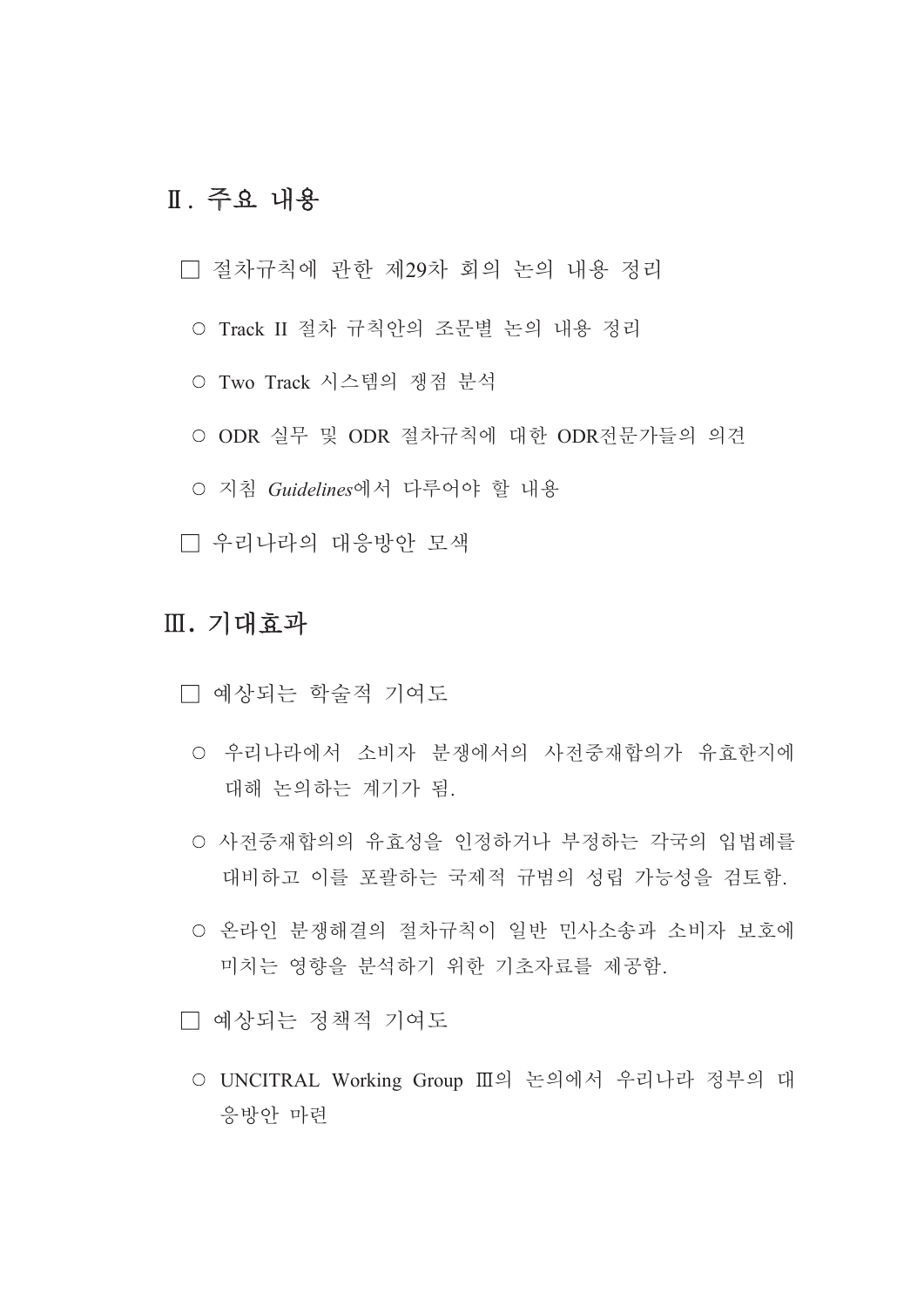## Ⅱ. 주요 내용

□ 절차규칙에 관한 제29차 회의 논의 내용 정리

○ Track II 절차 규칙안의 조문별 논의 내용 정리

○ Two Track 시스템의 쟁점 분석

○ ODR 실무 및 ODR 절차규칙에 대한 ODR전문가들의 의견

○ 지침 *Guidelines*에서 다루어야 할 내용

□ 우리나라의 대응방안 모색

## Ⅲ. 기대효과

□ 예상되는 학술적 기여도

○ 우리나라에서 소비자 분쟁에서의 사전중재합의가 유효한지에 대해 논의하는 계기가 됨.

○ 사전중재합의의 유효성을 인정하거나 부정하는 각국의 입법례를 대비하고 이를 포괄하는 국제적 규범의 성립 가능성을 검토함.

○ 온라인 분쟁해결의 절차규칙이 일반 민사소송과 소비자 보호에 미치는 영향을 분석하기 위한 기초자료를 제공함.

□ 예상되는 정책적 기여도

○ UNCITRAL Working Group Ⅲ의 논의에서 우리나라 정부의 대응방안 마련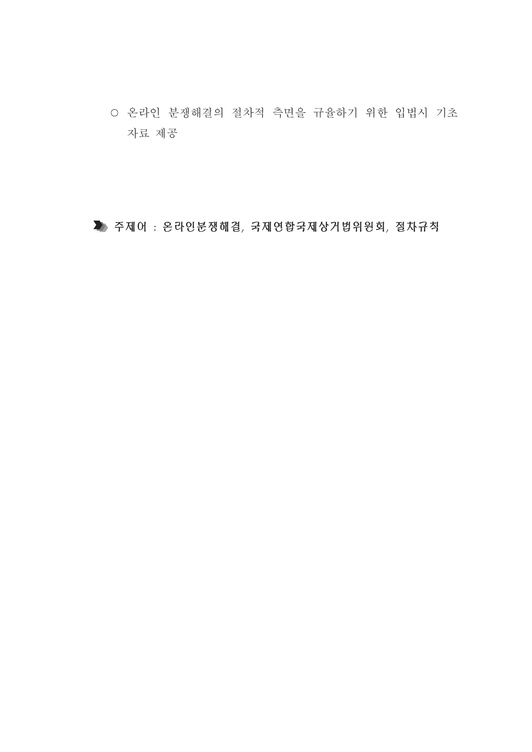○ 온라인 분쟁해결의 절차적 측면을 규율하기 위한 입법시 기초 자료 제공

**주제어 : 온라인분쟁해결, 국제연합국제상거법위원회, 절차규칙**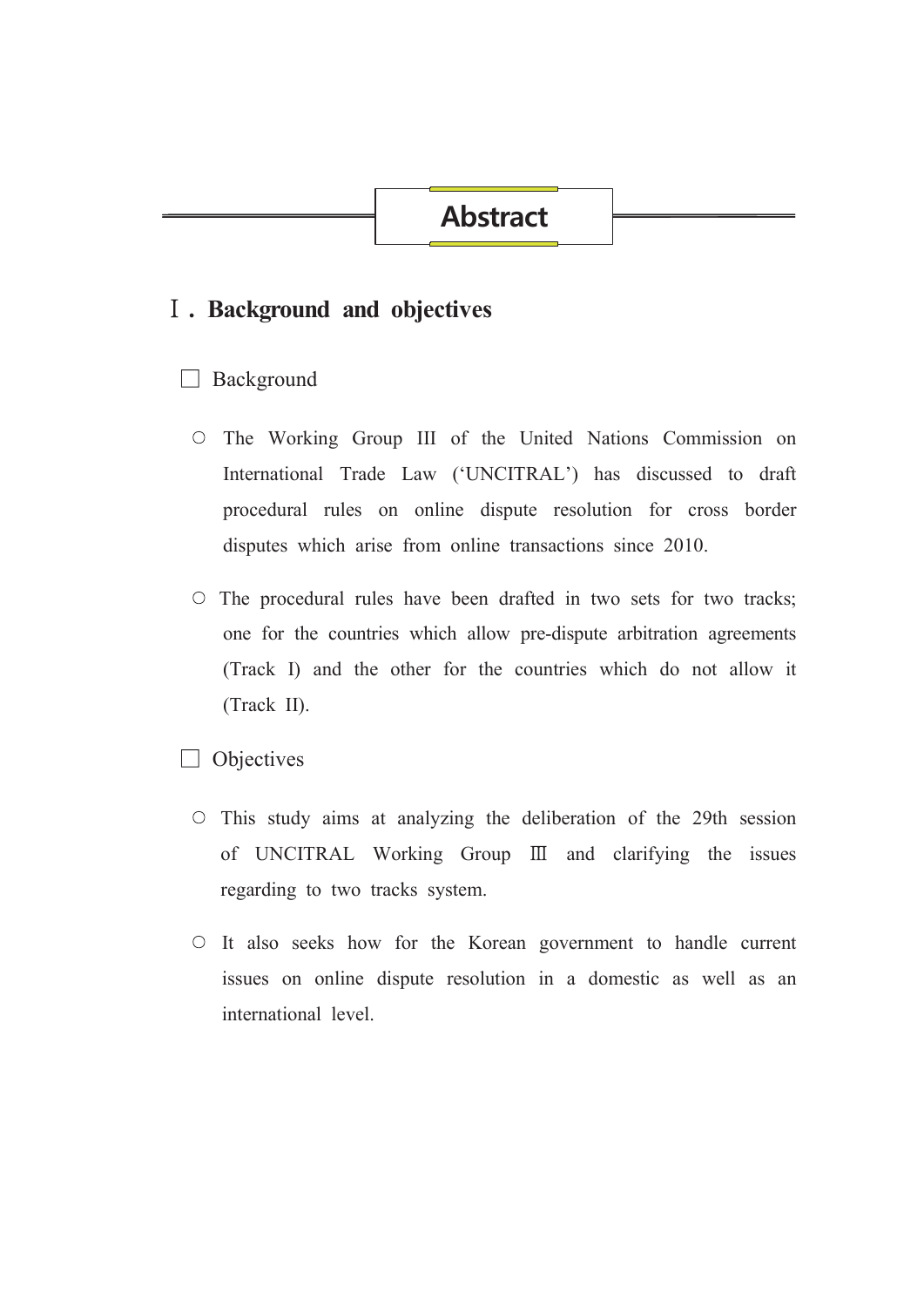# Abstract

## Ⅰ. Background and objectives

□ Background

- ○ The Working Group III of the United Nations Commission on International Trade Law ('UNCITRAL') has discussed to draft procedural rules on online dispute resolution for cross border disputes which arise from online transactions since 2010.

- ○ The procedural rules have been drafted in two sets for two tracks; one for the countries which allow pre-dispute arbitration agreements (Track I) and the other for the countries which do not allow it (Track II).

□ Objectives

- ○ This study aims at analyzing the deliberation of the 29th session of UNCITRAL Working Group Ⅲ and clarifying the issues regarding to two tracks system.

- ○ It also seeks how for the Korean government to handle current issues on online dispute resolution in a domestic as well as an international level.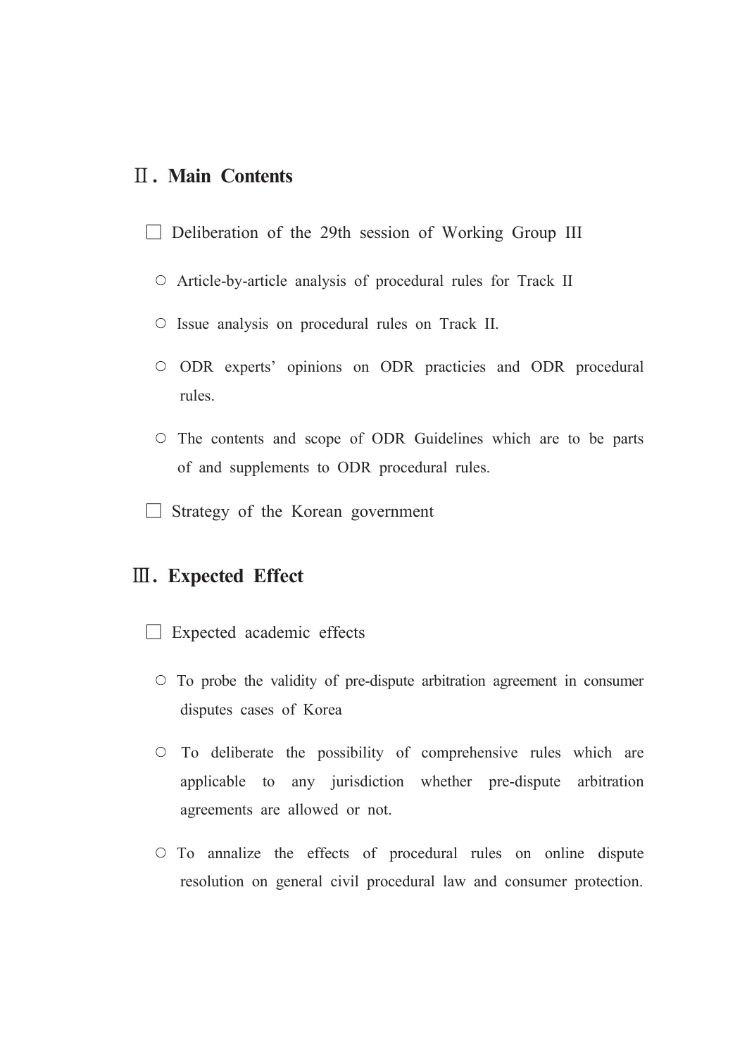## Ⅱ. Main Contents

□ Deliberation of the 29th session of Working Group III

○ Article-by-article analysis of procedural rules for Track II

○ Issue analysis on procedural rules on Track II.

○ ODR experts' opinions on ODR practicies and ODR procedural rules.

○ The contents and scope of ODR Guidelines which are to be parts of and supplements to ODR procedural rules.

□ Strategy of the Korean government

## Ⅲ. Expected Effect

□ Expected academic effects

○ To probe the validity of pre-dispute arbitration agreement in consumer disputes cases of Korea

○ To deliberate the possibility of comprehensive rules which are applicable to any jurisdiction whether pre-dispute arbitration agreements are allowed or not.

○ To annalize the effects of procedural rules on online dispute resolution on general civil procedural law and consumer protection.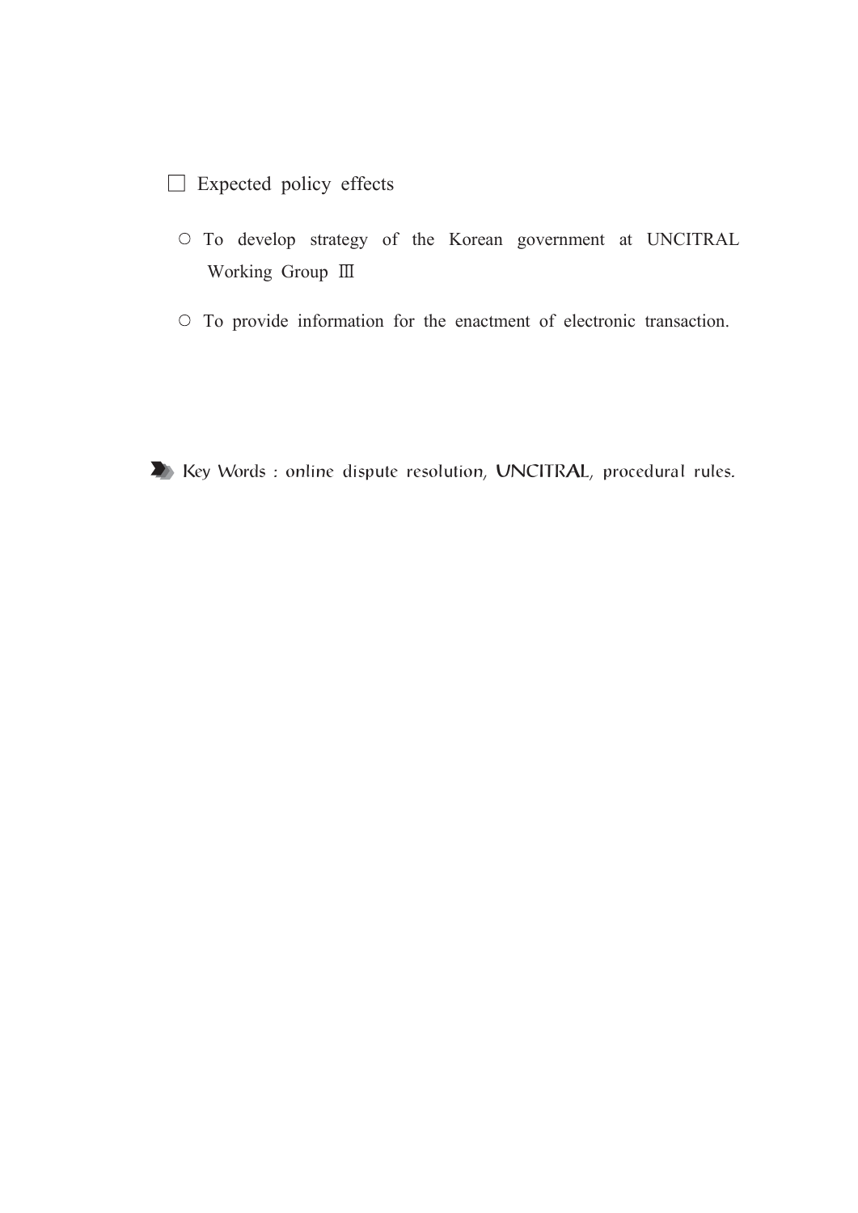□ Expected policy effects

- ○ To develop strategy of the Korean government at UNCITRAL Working Group Ⅲ
- ○ To provide information for the enactment of electronic transaction.

Key Words : online dispute resolution, UNCITRAL, procedural rules.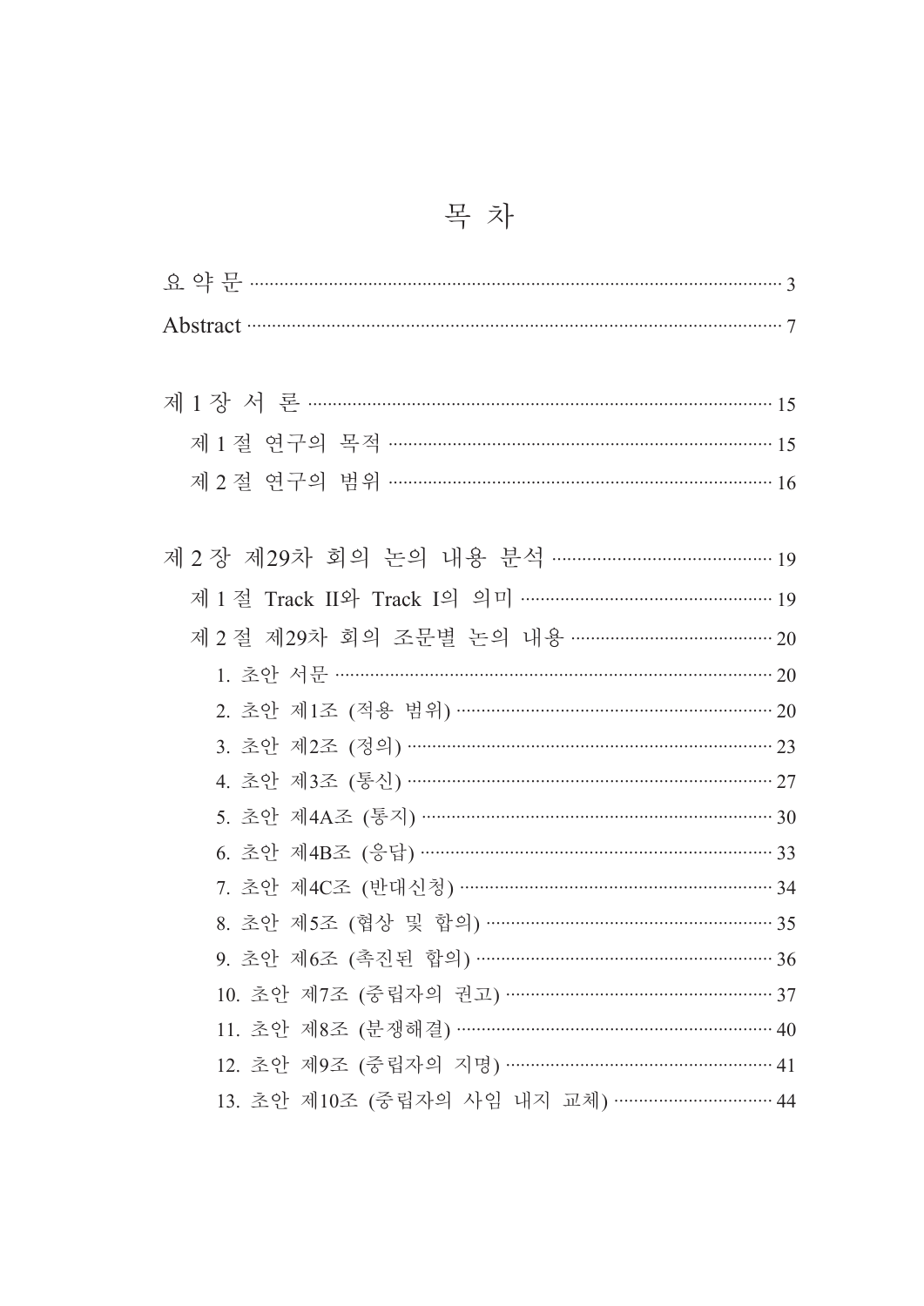# 목 차

요 약 문 ········································································ 3

Abstract ········································································ 7

제 1 장 서 론 ········································································ 15

제 1 절 연구의 목적 ········································································ 15

제 2 절 연구의 범위 ········································································ 16

제 2 장 제29차 회의 논의 내용 분석 ········································································ 19

제 1 절 Track II와 Track I의 의미 ········································································ 19

제 2 절 제29차 회의 조문별 논의 내용 ········································································ 20

1. 초안 서문 ········································································ 20
2. 초안 제1조 (적용 범위) ········································································ 20
3. 초안 제2조 (정의) ········································································ 23
4. 초안 제3조 (통신) ········································································ 27
5. 초안 제4A조 (통지) ········································································ 30
6. 초안 제4B조 (응답) ········································································ 33
7. 초안 제4C조 (반대신청) ········································································ 34
8. 초안 제5조 (협상 및 합의) ········································································ 35
9. 초안 제6조 (촉진된 합의) ········································································ 36
10. 초안 제7조 (중립자의 권고) ········································································ 37
11. 초안 제8조 (분쟁해결) ········································································ 40
12. 초안 제9조 (중립자의 지명) ········································································ 41
13. 초안 제10조 (중립자의 사임 내지 교체) ········································································ 44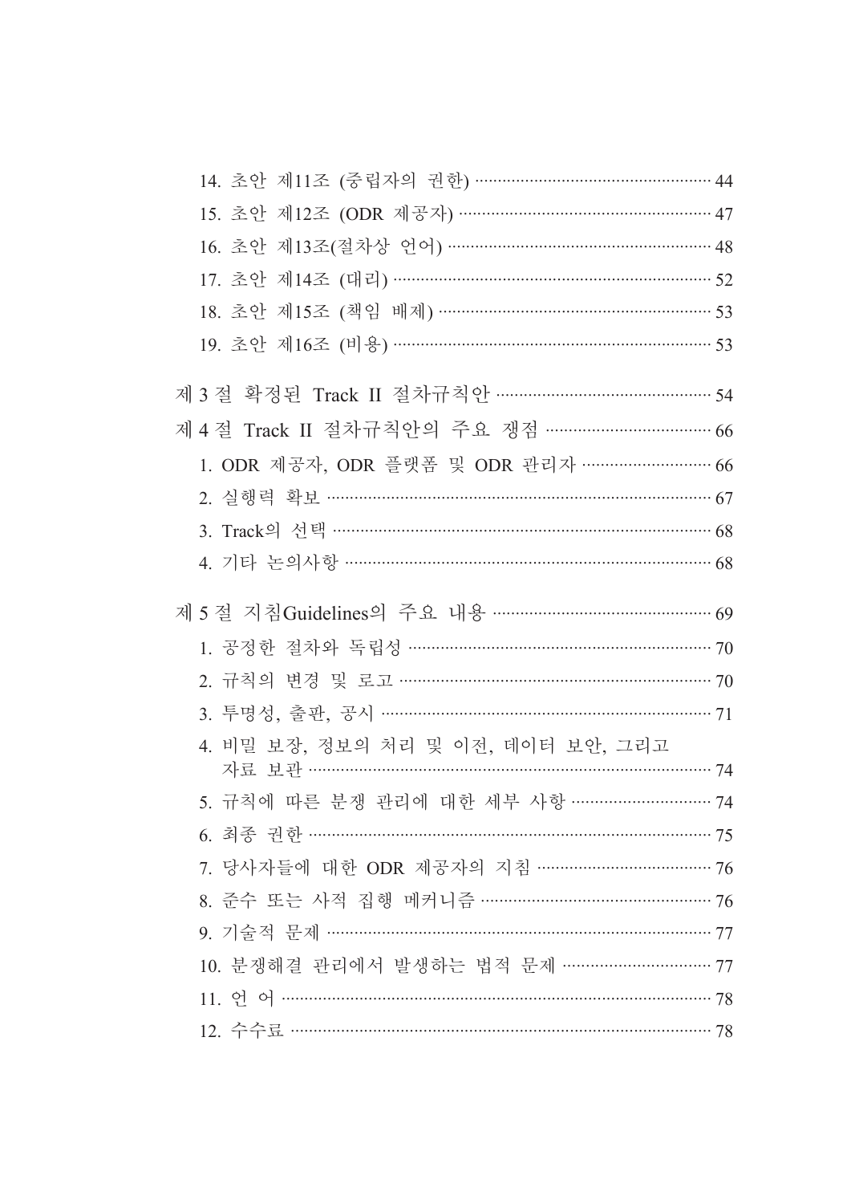14. 초안 제11조 (중립자의 권한) ··· 44
15. 초안 제12조 (ODR 제공자) ··· 47
16. 초안 제13조(절차상 언어) ··· 48
17. 초안 제14조 (대리) ··· 52
18. 초안 제15조 (책임 배제) ··· 53
19. 초안 제16조 (비용) ··· 53

제 3 절 확정된 Track II 절차규칙안 ··· 54

제 4 절 Track II 절차규칙안의 주요 쟁점 ··· 66

1. ODR 제공자, ODR 플랫폼 및 ODR 관리자 ··· 66
2. 실행력 확보 ··· 67
3. Track의 선택 ··· 68
4. 기타 논의사항 ··· 68

제 5 절 지침Guidelines의 주요 내용 ··· 69

1. 공정한 절차와 독립성 ··· 70
2. 규칙의 변경 및 로고 ··· 70
3. 투명성, 출판, 공시 ··· 71
4. 비밀 보장, 정보의 처리 및 이전, 데이터 보안, 그리고 자료 보관 ··· 74
5. 규칙에 따른 분쟁 관리에 대한 세부 사항 ··· 74
6. 최종 권한 ··· 75
7. 당사자들에 대한 ODR 제공자의 지침 ··· 76
8. 준수 또는 사적 집행 메커니즘 ··· 76
9. 기술적 문제 ··· 77
10. 분쟁해결 관리에서 발생하는 법적 문제 ··· 77
11. 언 어 ··· 78
12. 수수료 ··· 78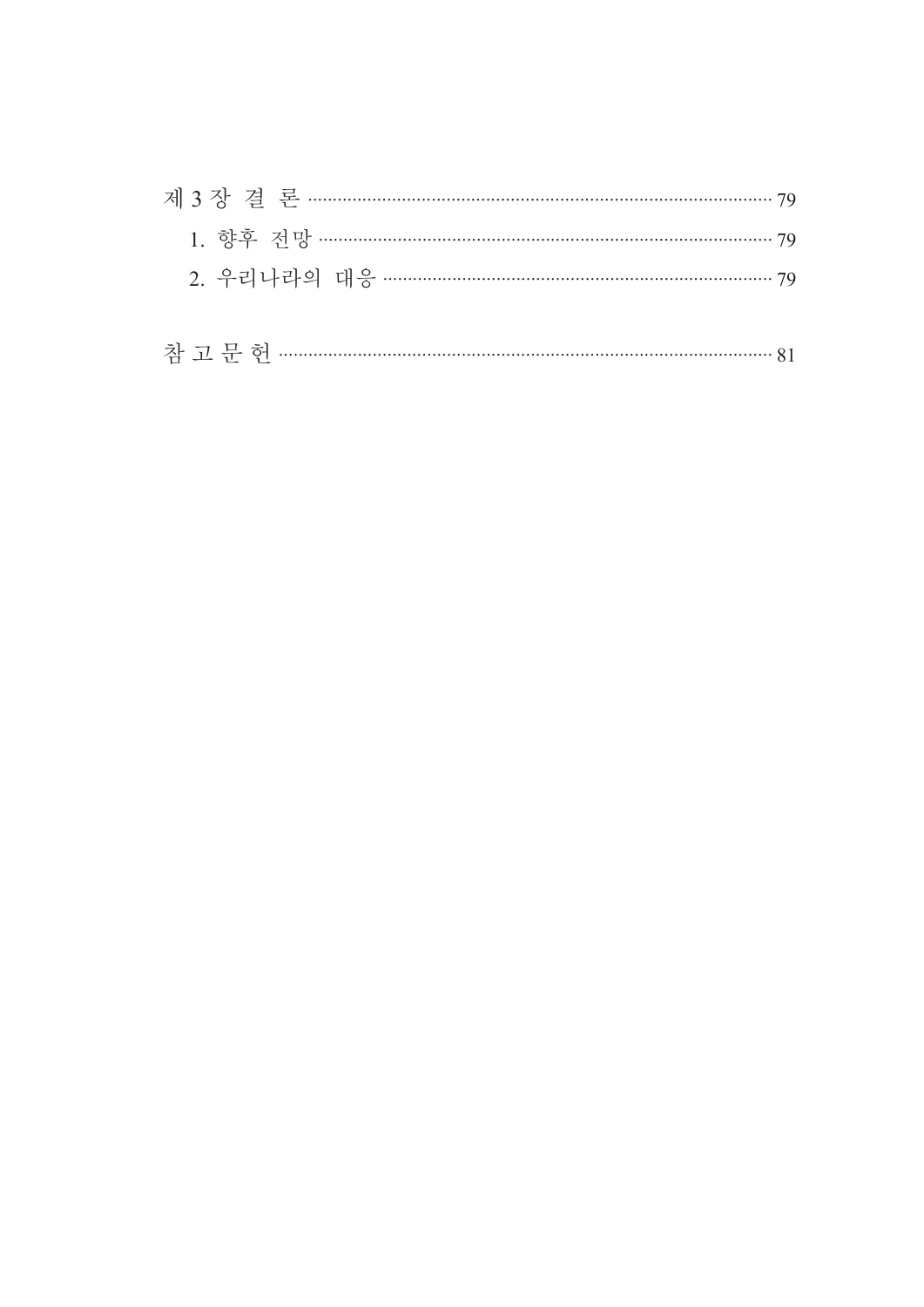제 3 장 결 론 ………………………………………………………………………… 79

1. 향후 전망 ……………………………………………………………………… 79

2. 우리나라의 대응 ……………………………………………………………… 79

참 고 문 헌 ……………………………………………………………………………… 81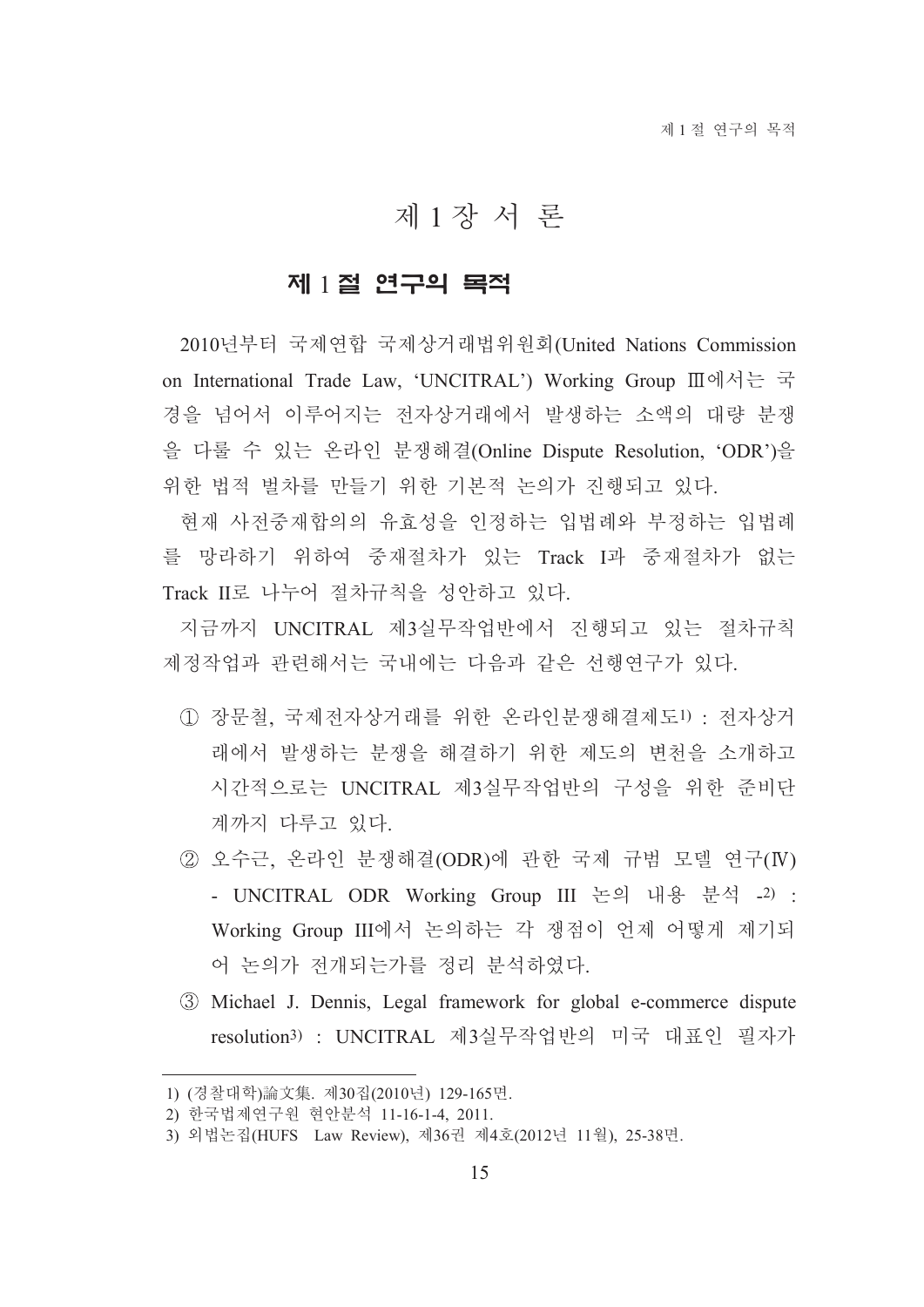# 제 1 장 서 론

## 제 1 절 연구의 목적

2010년부터 국제연합 국제상거래법위원회(United Nations Commission on International Trade Law, 'UNCITRAL') Working Group Ⅲ에서는 국경을 넘어서 이루어지는 전자상거래에서 발생하는 소액의 대량 분쟁을 다룰 수 있는 온라인 분쟁해결(Online Dispute Resolution, 'ODR')을 위한 법적 벌차를 만들기 위한 기본적 논의가 진행되고 있다.

현재 사전중재합의의 유효성을 인정하는 입법례와 부정하는 입법례를 망라하기 위하여 중재절차가 있는 Track I과 중재절차가 없는 Track II로 나누어 절차규칙을 성안하고 있다.

지금까지 UNCITRAL 제3실무작업반에서 진행되고 있는 절차규칙 제정작업과 관련해서는 국내에는 다음과 같은 선행연구가 있다.

① 장문철, 국제전자상거래를 위한 온라인분쟁해결제도[1] : 전자상거래에서 발생하는 분쟁을 해결하기 위한 제도의 변천을 소개하고 시간적으로는 UNCITRAL 제3실무작업반의 구성을 위한 준비단계까지 다루고 있다.

② 오수근, 온라인 분쟁해결(ODR)에 관한 국제 규범 모델 연구(Ⅳ) - UNCITRAL ODR Working Group III 논의 내용 분석 -[2] : Working Group III에서 논의하는 각 쟁점이 언제 어떻게 제기되어 논의가 전개되는가를 정리 분석하였다.

③ Michael J. Dennis, Legal framework for global e-commerce dispute resolution[3] : UNCITRAL 제3실무작업반의 미국 대표인 필자가

---

1) (경찰대학)論文集. 제30집(2010년) 129-165면.

2) 한국법제연구원 현안분석 11-16-1-4, 2011.

3) 외법논집(HUFS Law Review), 제36권 제4호(2012년 11월), 25-38면.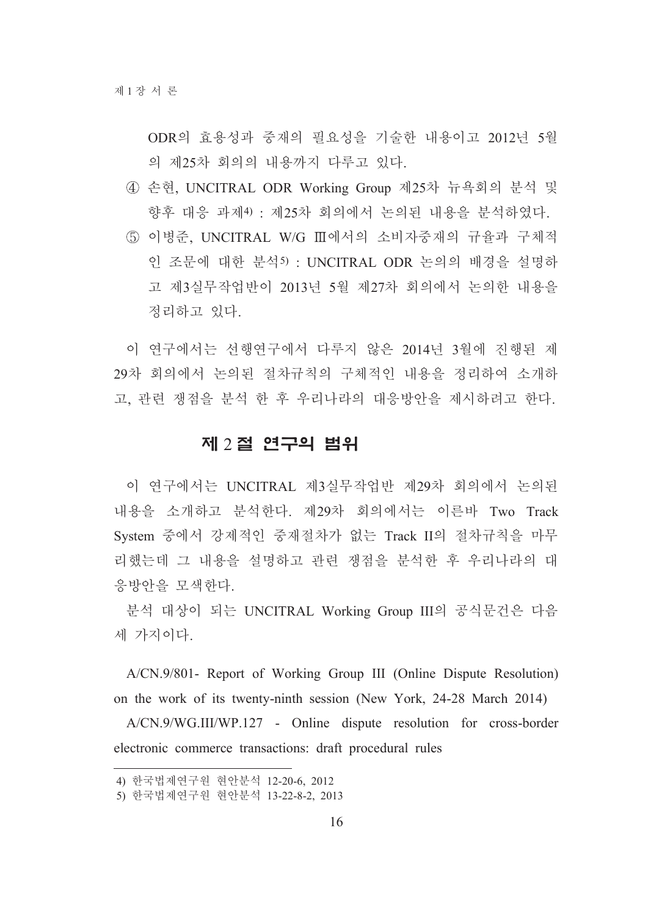ODR의 효용성과 중재의 필요성을 기술한 내용이고 2012년 5월의 제25차 회의의 내용까지 다루고 있다.

④ 손현, UNCITRAL ODR Working Group 제25차 뉴욕회의 분석 및 향후 대응 과제[4] : 제25차 회의에서 논의된 내용을 분석하였다.

⑤ 이병준, UNCITRAL W/G Ⅲ에서의 소비자중재의 규율과 구체적인 조문에 대한 분석[5] : UNCITRAL ODR 논의의 배경을 설명하고 제3실무작업반이 2013년 5월 제27차 회의에서 논의한 내용을 정리하고 있다.

이 연구에서는 선행연구에서 다루지 않은 2014년 3월에 진행된 제29차 회의에서 논의된 절차규칙의 구체적인 내용을 정리하여 소개하고, 관련 쟁점을 분석 한 후 우리나라의 대응방안을 제시하려고 한다.

## 제 2 절 연구의 범위

이 연구에서는 UNCITRAL 제3실무작업반 제29차 회의에서 논의된 내용을 소개하고 분석한다. 제29차 회의에서는 이른바 Two Track System 중에서 강제적인 중재절차가 없는 Track II의 절차규칙을 마무리했는데 그 내용을 설명하고 관련 쟁점을 분석한 후 우리나라의 대응방안을 모색한다.

분석 대상이 되는 UNCITRAL Working Group III의 공식문건은 다음 세 가지이다.

A/CN.9/801- Report of Working Group III (Online Dispute Resolution) on the work of its twenty-ninth session (New York, 24-28 March 2014)

A/CN.9/WG.III/WP.127 - Online dispute resolution for cross-border electronic commerce transactions: draft procedural rules

---

4) 한국법제연구원 현안분석 12-20-6, 2012

5) 한국법제연구원 현안분석 13-22-8-2, 2013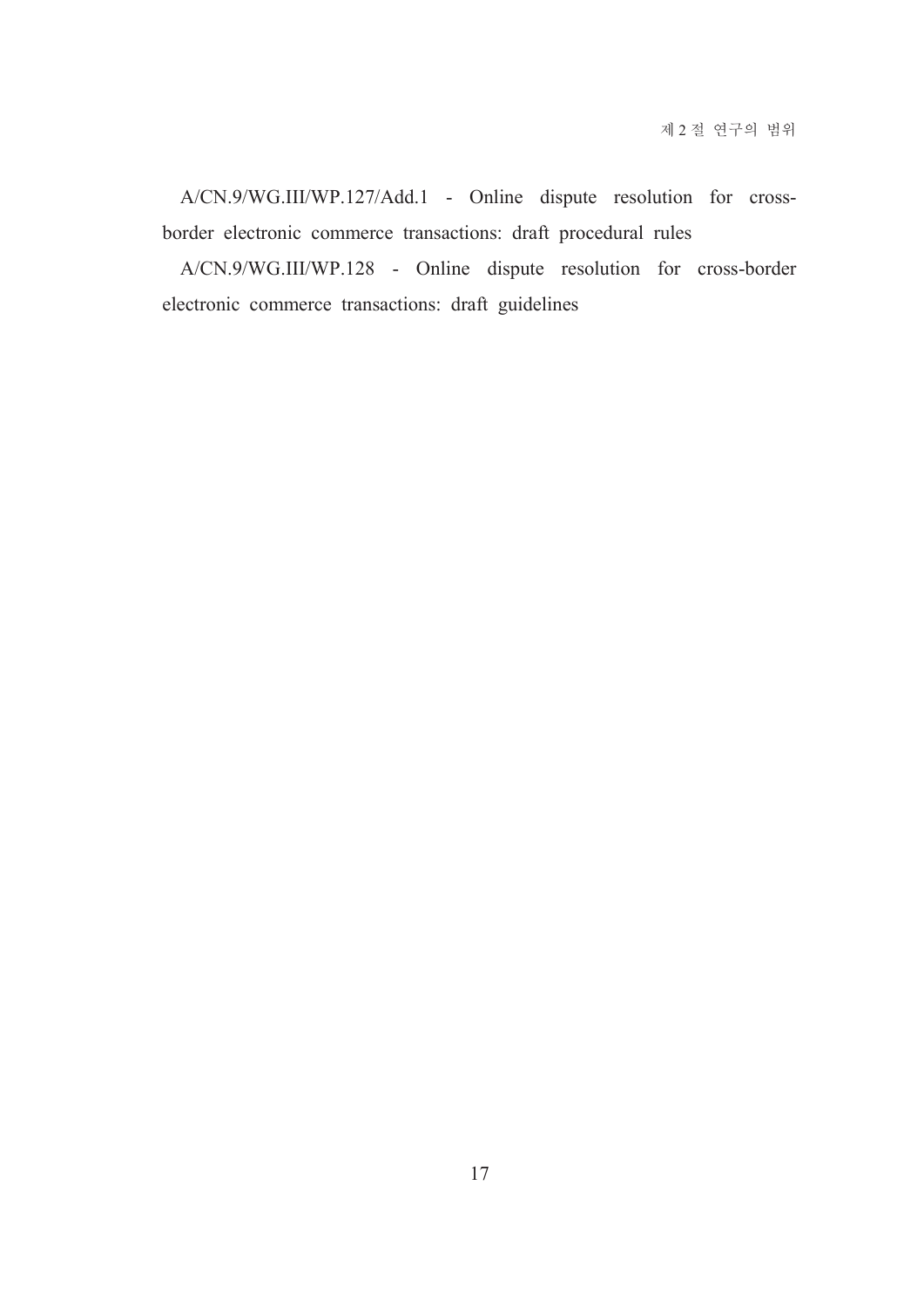A/CN.9/WG.III/WP.127/Add.1 - Online dispute resolution for cross-border electronic commerce transactions: draft procedural rules

A/CN.9/WG.III/WP.128 - Online dispute resolution for cross-border electronic commerce transactions: draft guidelines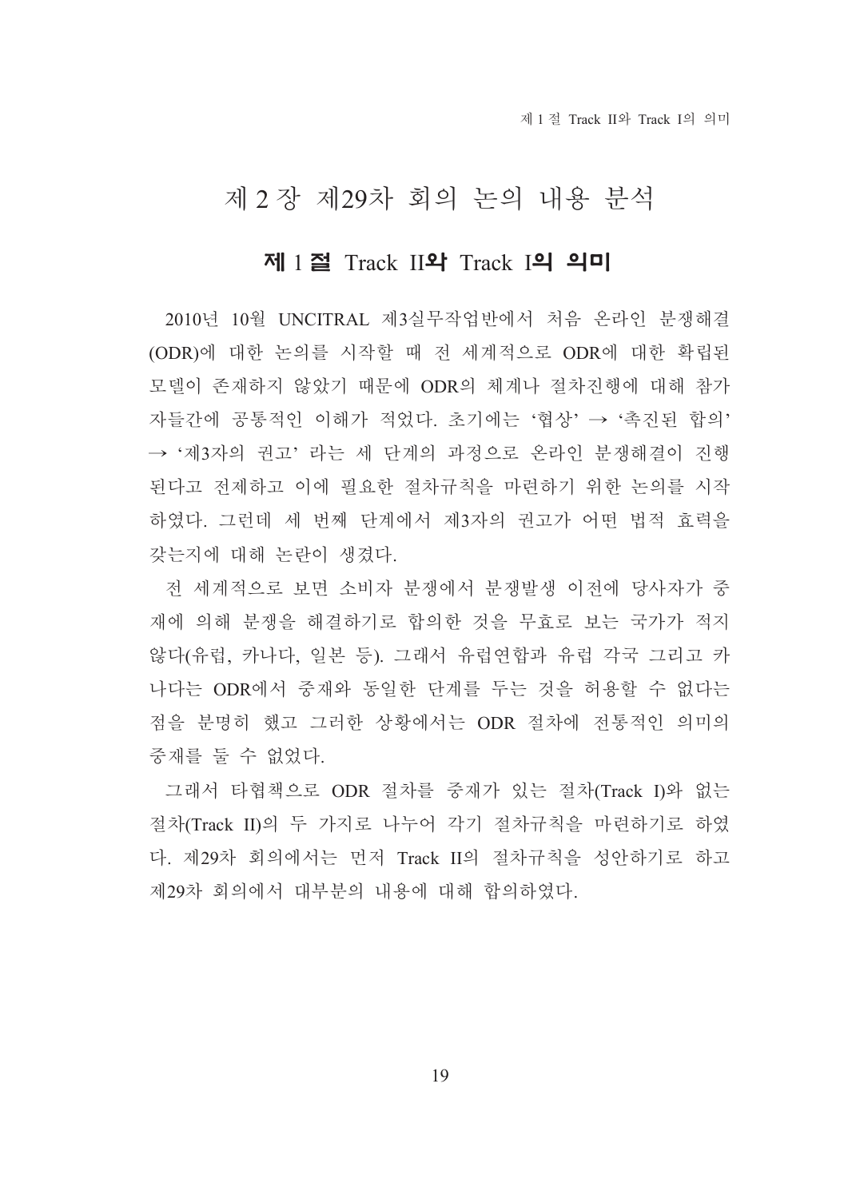# 제 2 장 제29차 회의 논의 내용 분석

## 제 1 절 Track II와 Track I의 의미

2010년 10월 UNCITRAL 제3실무작업반에서 처음 온라인 분쟁해결(ODR)에 대한 논의를 시작할 때 전 세계적으로 ODR에 대한 확립된 모델이 존재하지 않았기 때문에 ODR의 체계나 절차진행에 대해 참가자들간에 공통적인 이해가 적었다. 초기에는 '협상' → '촉진된 합의' → '제3자의 권고' 라는 세 단계의 과정으로 온라인 분쟁해결이 진행된다고 전제하고 이에 필요한 절차규칙을 마련하기 위한 논의를 시작하였다. 그런데 세 번째 단계에서 제3자의 권고가 어떤 법적 효력을 갖는지에 대해 논란이 생겼다.

전 세계적으로 보면 소비자 분쟁에서 분쟁발생 이전에 당사자가 중재에 의해 분쟁을 해결하기로 합의한 것을 무효로 보는 국가가 적지 않다(유럽, 카나다, 일본 등). 그래서 유럽연합과 유럽 각국 그리고 카나다는 ODR에서 중재와 동일한 단계를 두는 것을 허용할 수 없다는 점을 분명히 했고 그러한 상황에서는 ODR 절차에 전통적인 의미의 중재를 둘 수 없었다.

그래서 타협책으로 ODR 절차를 중재가 있는 절차(Track I)와 없는 절차(Track II)의 두 가지로 나누어 각기 절차규칙을 마련하기로 하였다. 제29차 회의에서는 먼저 Track II의 절차규칙을 성안하기로 하고 제29차 회의에서 대부분의 내용에 대해 합의하였다.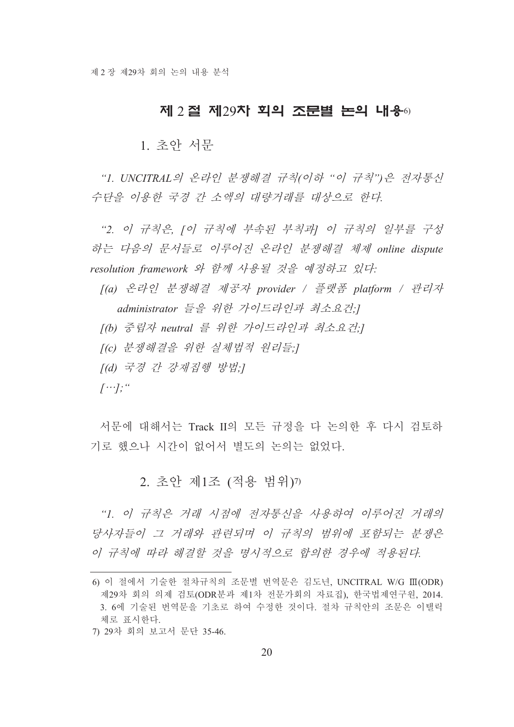## 제 2 절 제29차 회의 조문별 논의 내용[6]

### 1. 초안 서문

*"1. UNCITRAL의 온라인 분쟁해결 규칙(이하 "이 규칙")은 전자통신 수단을 이용한 국경 간 소액의 대량거래를 대상으로 한다.*

*"2. 이 규칙은, [이 규칙에 부속된 부칙과] 이 규칙의 일부를 구성하는 다음의 문서들로 이루어진 온라인 분쟁해결 체제 online dispute resolution framework 와 함께 사용될 것을 예정하고 있다:*

*[(a) 온라인 분쟁해결 제공자 provider / 플랫폼 platform / 관리자 administrator 들을 위한 가이드라인과 최소요건;]*

*[(b) 중립자 neutral 를 위한 가이드라인과 최소요건;]*

*[(c) 분쟁해결을 위한 실체법적 원리들;]*

*[(d) 국경 간 강제집행 방법;]*

*[…];"*

서문에 대해서는 Track II의 모든 규정을 다 논의한 후 다시 검토하기로 했으나 시간이 없어서 별도의 논의는 없었다.

### 2. 초안 제1조 (적용 범위)[7]

*"1. 이 규칙은 거래 시점에 전자통신을 사용하여 이루어진 거래의 당사자들이 그 거래와 관련되며 이 규칙의 범위에 포함되는 분쟁은 이 규칙에 따라 해결할 것을 명시적으로 합의한 경우에 적용된다.*

---

6) 이 절에서 기술한 절차규칙의 조문별 번역문은 김도년, UNCITRAL W/G Ⅲ(ODR) 제29차 회의 의제 검토(ODR분과 제1차 전문가회의 자료집), 한국법제연구원, 2014. 3. 6에 기술된 번역문을 기초로 하여 수정한 것이다. 절차 규칙안의 조문은 이탤릭체로 표시한다.

7) 29차 회의 보고서 문단 35-46.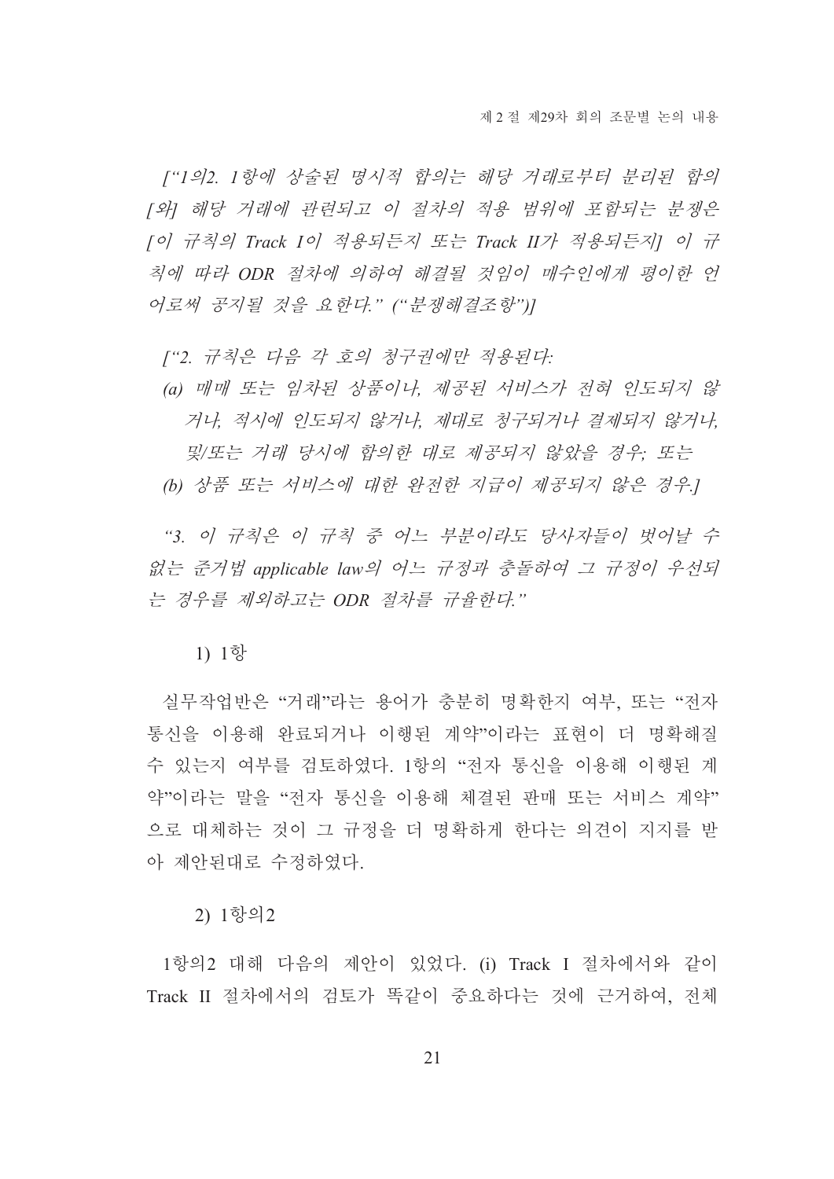*["1의2. 1항에 상술된 명시적 합의는 해당 거래로부터 분리된 합의 [와] 해당 거래에 관련되고 이 절차의 적용 범위에 포함되는 분쟁은 [이 규칙의 Track I이 적용되든지 또는 Track II가 적용되든지] 이 규칙에 따라 ODR 절차에 의하여 해결될 것임이 매수인에게 평이한 언어로써 공지될 것을 요한다." ("분쟁해결조항")]*

*["2. 규칙은 다음 각 호의 청구권에만 적용된다:*

*(a) 매매 또는 임차된 상품이나, 제공된 서비스가 전혀 인도되지 않거나, 적시에 인도되지 않거나, 제대로 청구되거나 결제되지 않거나, 및/또는 거래 당시에 합의한 대로 제공되지 않았을 경우; 또는*

*(b) 상품 또는 서비스에 대한 완전한 지급이 제공되지 않은 경우.]*

*"3. 이 규칙은 이 규칙 중 어느 부분이라도 당사자들이 벗어날 수 없는 준거법 applicable law의 어느 규정과 충돌하여 그 규정이 우선되는 경우를 제외하고는 ODR 절차를 규율한다."*

1) 1항

실무작업반은 "거래"라는 용어가 충분히 명확한지 여부, 또는 "전자 통신을 이용해 완료되거나 이행된 계약"이라는 표현이 더 명확해질 수 있는지 여부를 검토하였다. 1항의 "전자 통신을 이용해 이행된 계약"이라는 말을 "전자 통신을 이용해 체결된 판매 또는 서비스 계약"으로 대체하는 것이 그 규정을 더 명확하게 한다는 의견이 지지를 받아 제안된대로 수정하였다.

2) 1항의2

1항의2 대해 다음의 제안이 있었다. (i) Track I 절차에서와 같이 Track II 절차에서의 검토가 똑같이 중요하다는 것에 근거하여, 전체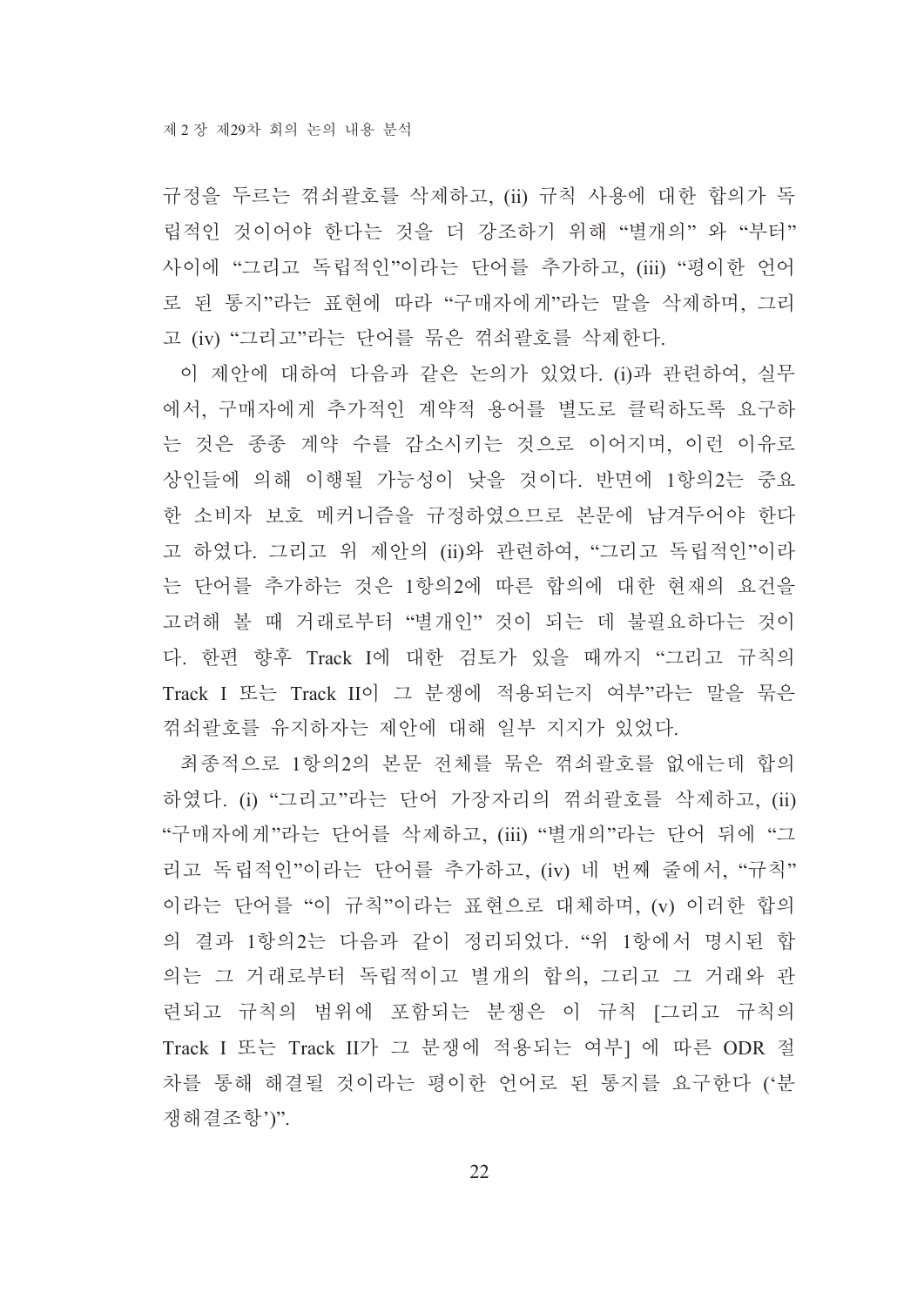규정을 두르는 꺾쇠괄호를 삭제하고, (ii) 규칙 사용에 대한 합의가 독립적인 것이어야 한다는 것을 더 강조하기 위해 “별개의” 와 “부터” 사이에 “그리고 독립적인”이라는 단어를 추가하고, (iii) “평이한 언어로 된 통지”라는 표현에 따라 “구매자에게”라는 말을 삭제하며, 그리고 (iv) “그리고”라는 단어를 묶은 꺾쇠괄호를 삭제한다.

이 제안에 대하여 다음과 같은 논의가 있었다. (i)과 관련하여, 실무에서, 구매자에게 추가적인 계약적 용어를 별도로 클릭하도록 요구하는 것은 종종 계약 수를 감소시키는 것으로 이어지며, 이런 이유로 상인들에 의해 이행될 가능성이 낮을 것이다. 반면에 1항의2는 중요한 소비자 보호 메커니즘을 규정하였으므로 본문에 남겨두어야 한다고 하였다. 그리고 위 제안의 (ii)와 관련하여, “그리고 독립적인”이라는 단어를 추가하는 것은 1항의2에 따른 합의에 대한 현재의 요건을 고려해 볼 때 거래로부터 “별개인” 것이 되는 데 불필요하다는 것이다. 한편 향후 Track I에 대한 검토가 있을 때까지 “그리고 규칙의 Track I 또는 Track II이 그 분쟁에 적용되는지 여부”라는 말을 묶은 꺾쇠괄호를 유지하자는 제안에 대해 일부 지지가 있었다.

최종적으로 1항의2의 본문 전체를 묶은 꺾쇠괄호를 없애는데 합의하였다. (i) “그리고”라는 단어 가장자리의 꺾쇠괄호를 삭제하고, (ii) “구매자에게”라는 단어를 삭제하고, (iii) “별개의”라는 단어 뒤에 “그리고 독립적인”이라는 단어를 추가하고, (iv) 네 번째 줄에서, “규칙”이라는 단어를 “이 규칙”이라는 표현으로 대체하며, (v) 이러한 합의의 결과 1항의2는 다음과 같이 정리되었다. “위 1항에서 명시된 합의는 그 거래로부터 독립적이고 별개의 합의, 그리고 그 거래와 관련되고 규칙의 범위에 포함되는 분쟁은 이 규칙 [그리고 규칙의 Track I 또는 Track II가 그 분쟁에 적용되는 여부] 에 따른 ODR 절차를 통해 해결될 것이라는 평이한 언어로 된 통지를 요구한다 (‘분쟁해결조항’)”.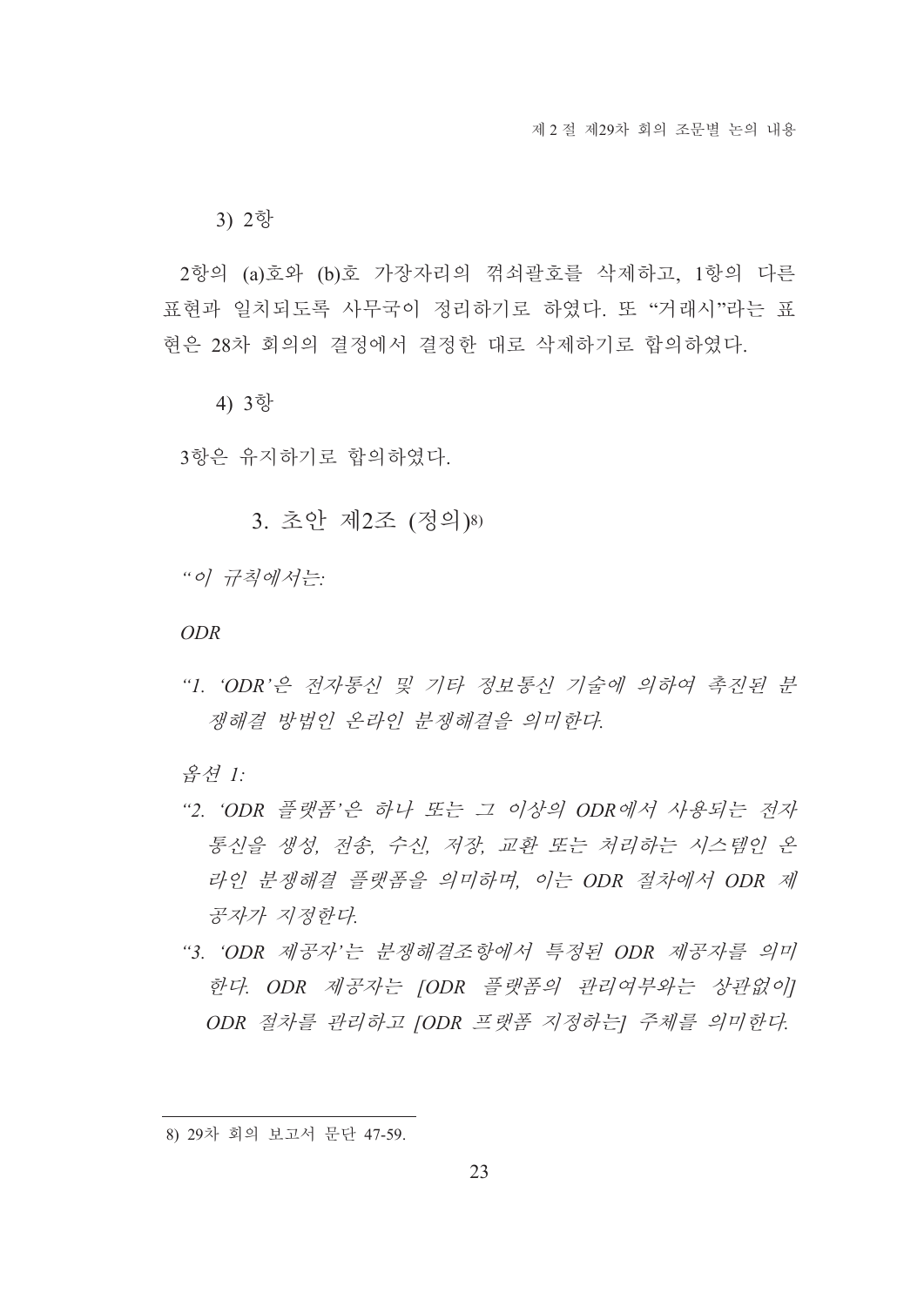3) 2항

2항의 (a)호와 (b)호 가장자리의 꺾쇠괄호를 삭제하고, 1항의 다른 표현과 일치되도록 사무국이 정리하기로 하였다. 또 "거래시"라는 표현은 28차 회의의 결정에서 결정한 대로 삭제하기로 합의하였다.

4) 3항

3항은 유지하기로 합의하였다.

### 3. 초안 제2조 (정의)[8]

*"이 규칙에서는:*

*ODR*

*"1. 'ODR'은 전자통신 및 기타 정보통신 기술에 의하여 촉진된 분쟁해결 방법인 온라인 분쟁해결을 의미한다.*

*옵션 1:*

*"2. 'ODR 플랫폼'은 하나 또는 그 이상의 ODR에서 사용되는 전자통신을 생성, 전송, 수신, 저장, 교환 또는 처리하는 시스템인 온라인 분쟁해결 플랫폼을 의미하며, 이는 ODR 절차에서 ODR 제공자가 지정한다.*

*"3. 'ODR 제공자'는 분쟁해결조항에서 특정된 ODR 제공자를 의미한다. ODR 제공자는 [ODR 플랫폼의 관리여부와는 상관없이] ODR 절차를 관리하고 [ODR 프랫폼 지정하는] 주체를 의미한다.*

---

8) 29차 회의 보고서 문단 47-59.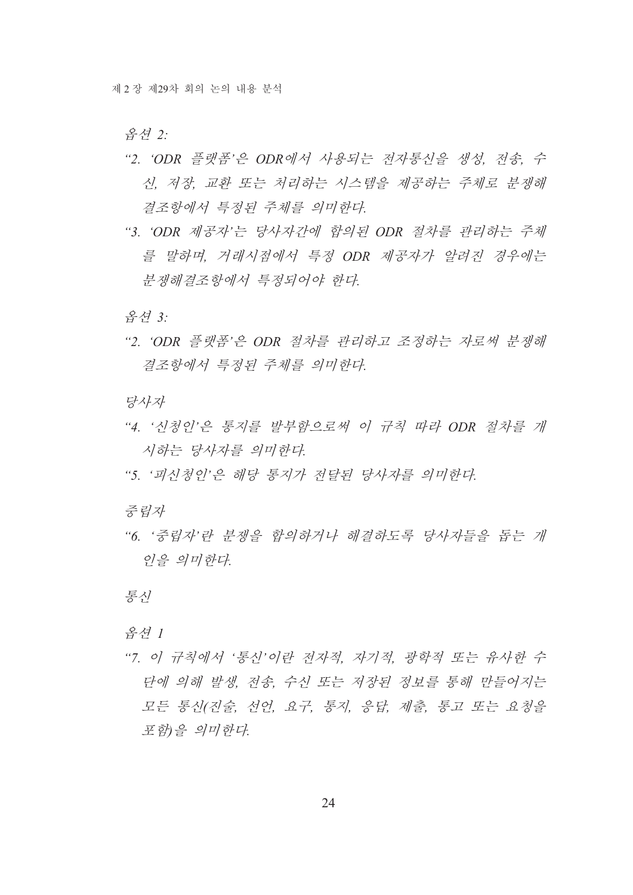*옵션 2:*

*"2. 'ODR 플랫폼'은 ODR에서 사용되는 전자통신을 생성, 전송, 수신, 저장, 교환 또는 처리하는 시스템을 제공하는 주체로 분쟁해결조항에서 특정된 주체를 의미한다.*

*"3. 'ODR 제공자'는 당사자간에 합의된 ODR 절차를 관리하는 주체를 말하며, 거래시점에서 특정 ODR 제공자가 알려진 경우에는 분쟁해결조항에서 특정되어야 한다.*

*옵션 3:*

*"2. 'ODR 플랫폼'은 ODR 절차를 관리하고 조정하는 자로써 분쟁해결조항에서 특정된 주체를 의미한다.*

*당사자*

*"4. '신청인'은 통지를 발부함으로써 이 규칙 따라 ODR 절차를 개시하는 당사자를 의미한다.*

*"5. '피신청인'은 해당 통지가 전달된 당사자를 의미한다.*

*중립자*

*"6. '중립자'란 분쟁을 합의하거나 해결하도록 당사자들을 돕는 개인을 의미한다.*

*통신*

*옵션 1*

*"7. 이 규칙에서 '통신'이란 전자적, 자기적, 광학적 또는 유사한 수단에 의해 발생, 전송, 수신 또는 저장된 정보를 통해 만들어지는 모든 통신(진술, 선언, 요구, 통지, 응답, 제출, 통고 또는 요청을 포함)을 의미한다.*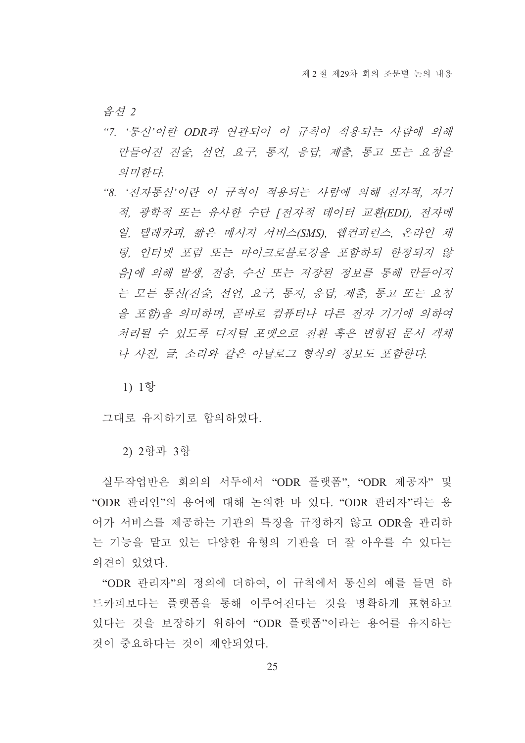*옵션 2*

*“7. ‘통신’이란 ODR과 연관되어 이 규칙이 적용되는 사람에 의해 만들어진 진술, 선언, 요구, 통지, 응답, 제출, 통고 또는 요청을 의미한다.*

*“8. ‘전자통신’이란 이 규칙이 적용되는 사람에 의해 전자적, 자기적, 광학적 또는 유사한 수단 [전자적 데이터 교환(EDI), 전자메일, 텔레카피, 짧은 메시지 서비스(SMS), 웹컨퍼런스, 온라인 채팅, 인터넷 포럼 또는 마이크로블로깅을 포함하되 한정되지 않음]에 의해 발생, 전송, 수신 또는 저장된 정보를 통해 만들어지는 모든 통신(진술, 선언, 요구, 통지, 응답, 제출, 통고 또는 요청을 포함)을 의미하며, 곧바로 컴퓨터나 다른 전자 기기에 의하여 처리될 수 있도록 디지털 포맷으로 전환 혹은 변형된 문서 객체나 사진, 글, 소리와 같은 아날로그 형식의 정보도 포함한다.*

1) 1항

그대로 유지하기로 합의하였다.

2) 2항과 3항

실무작업반은 회의의 서두에서 “ODR 플랫폼”, “ODR 제공자” 및 “ODR 관리인”의 용어에 대해 논의한 바 있다. “ODR 관리자”라는 용어가 서비스를 제공하는 기관의 특징을 규정하지 않고 ODR을 관리하는 기능을 맡고 있는 다양한 유형의 기관을 더 잘 아우를 수 있다는 의견이 있었다.

“ODR 관리자”의 정의에 더하여, 이 규칙에서 통신의 예를 들면 하드카피보다는 플랫폼을 통해 이루어진다는 것을 명확하게 표현하고 있다는 것을 보장하기 위하여 “ODR 플랫폼”이라는 용어를 유지하는 것이 중요하다는 것이 제안되었다.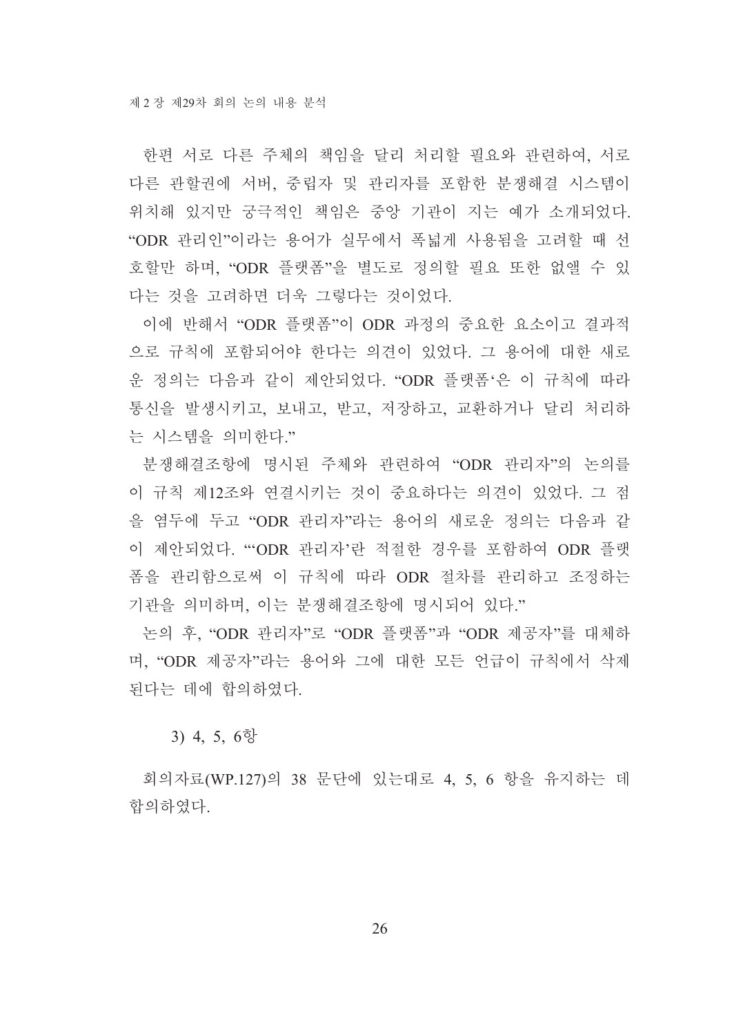한편 서로 다른 주체의 책임을 달리 처리할 필요와 관련하여, 서로 다른 관할권에 서버, 중립자 및 관리자를 포함한 분쟁해결 시스템이 위치해 있지만 궁극적인 책임은 중앙 기관이 지는 예가 소개되었다. “ODR 관리인”이라는 용어가 실무에서 폭넓게 사용됨을 고려할 때 선호할만 하며, “ODR 플랫폼”을 별도로 정의할 필요 또한 없앨 수 있다는 것을 고려하면 더욱 그렇다는 것이었다.

이에 반해서 “ODR 플랫폼”이 ODR 과정의 중요한 요소이고 결과적으로 규칙에 포함되어야 한다는 의견이 있었다. 그 용어에 대한 새로운 정의는 다음과 같이 제안되었다. “ODR 플랫폼‘은 이 규칙에 따라 통신을 발생시키고, 보내고, 받고, 저장하고, 교환하거나 달리 처리하는 시스템을 의미한다.”

분쟁해결조항에 명시된 주체와 관련하여 “ODR 관리자”의 논의를 이 규칙 제12조와 연결시키는 것이 중요하다는 의견이 있었다. 그 점을 염두에 두고 “ODR 관리자”라는 용어의 새로운 정의는 다음과 같이 제안되었다. “‘ODR 관리자’란 적절한 경우를 포함하여 ODR 플랫폼을 관리함으로써 이 규칙에 따라 ODR 절차를 관리하고 조정하는 기관을 의미하며, 이는 분쟁해결조항에 명시되어 있다.”

논의 후, “ODR 관리자”로 “ODR 플랫폼”과 “ODR 제공자”를 대체하며, “ODR 제공자”라는 용어와 그에 대한 모든 언급이 규칙에서 삭제된다는 데에 합의하였다.

3) 4, 5, 6항

회의자료(WP.127)의 38 문단에 있는대로 4, 5, 6 항을 유지하는 데 합의하였다.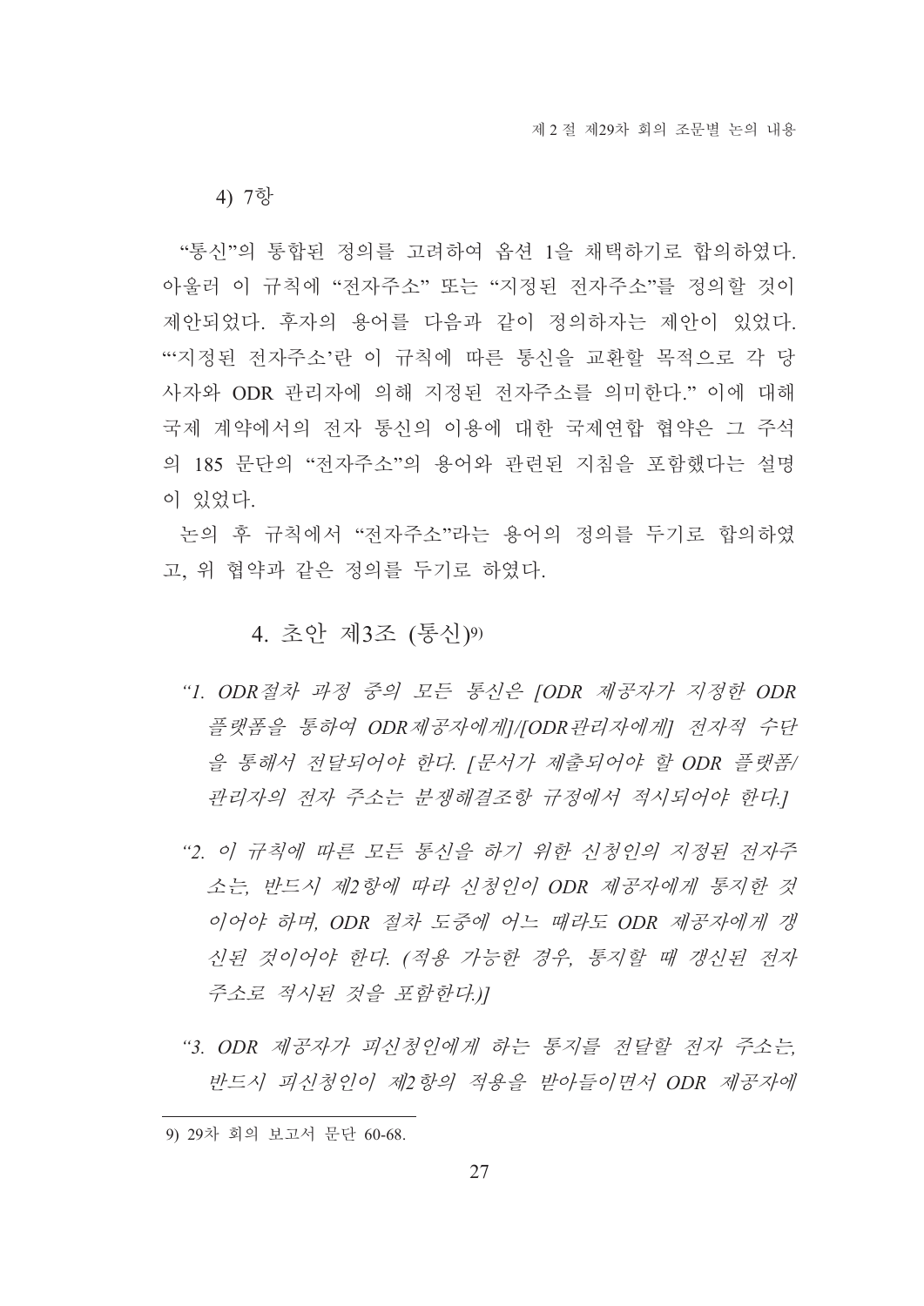4) 7항

"통신"의 통합된 정의를 고려하여 옵션 1을 채택하기로 합의하였다. 아울러 이 규칙에 "전자주소" 또는 "지정된 전자주소"를 정의할 것이 제안되었다. 후자의 용어를 다음과 같이 정의하자는 제안이 있었다. "'지정된 전자주소'란 이 규칙에 따른 통신을 교환할 목적으로 각 당사자와 ODR 관리자에 의해 지정된 전자주소를 의미한다." 이에 대해 국제 계약에서의 전자 통신의 이용에 대한 국제연합 협약은 그 주석의 185 문단의 "전자주소"의 용어와 관련된 지침을 포함했다는 설명이 있었다.

논의 후 규칙에서 "전자주소"라는 용어의 정의를 두기로 합의하였고, 위 협약과 같은 정의를 두기로 하였다.

## 4. 초안 제3조 (통신)[9]

*"1. ODR절차 과정 중의 모든 통신은 [ODR 제공자가 지정한 ODR 플랫폼을 통하여 ODR제공자에게]/[ODR관리자에게] 전자적 수단을 통해서 전달되어야 한다. [문서가 제출되어야 할 ODR 플랫폼/관리자의 전자 주소는 분쟁해결조항 규정에서 적시되어야 한다.]*

*"2. 이 규칙에 따른 모든 통신을 하기 위한 신청인의 지정된 전자주소는, 반드시 제2항에 따라 신청인이 ODR 제공자에게 통지한 것이어야 하며, ODR 절차 도중에 어느 때라도 ODR 제공자에게 갱신된 것이어야 한다. (적용 가능한 경우, 통지할 때 갱신된 전자주소로 적시된 것을 포함한다.)]*

*"3. ODR 제공자가 피신청인에게 하는 통지를 전달할 전자 주소는, 반드시 피신청인이 제2항의 적용을 받아들이면서 ODR 제공자에*

---

9) 29차 회의 보고서 문단 60-68.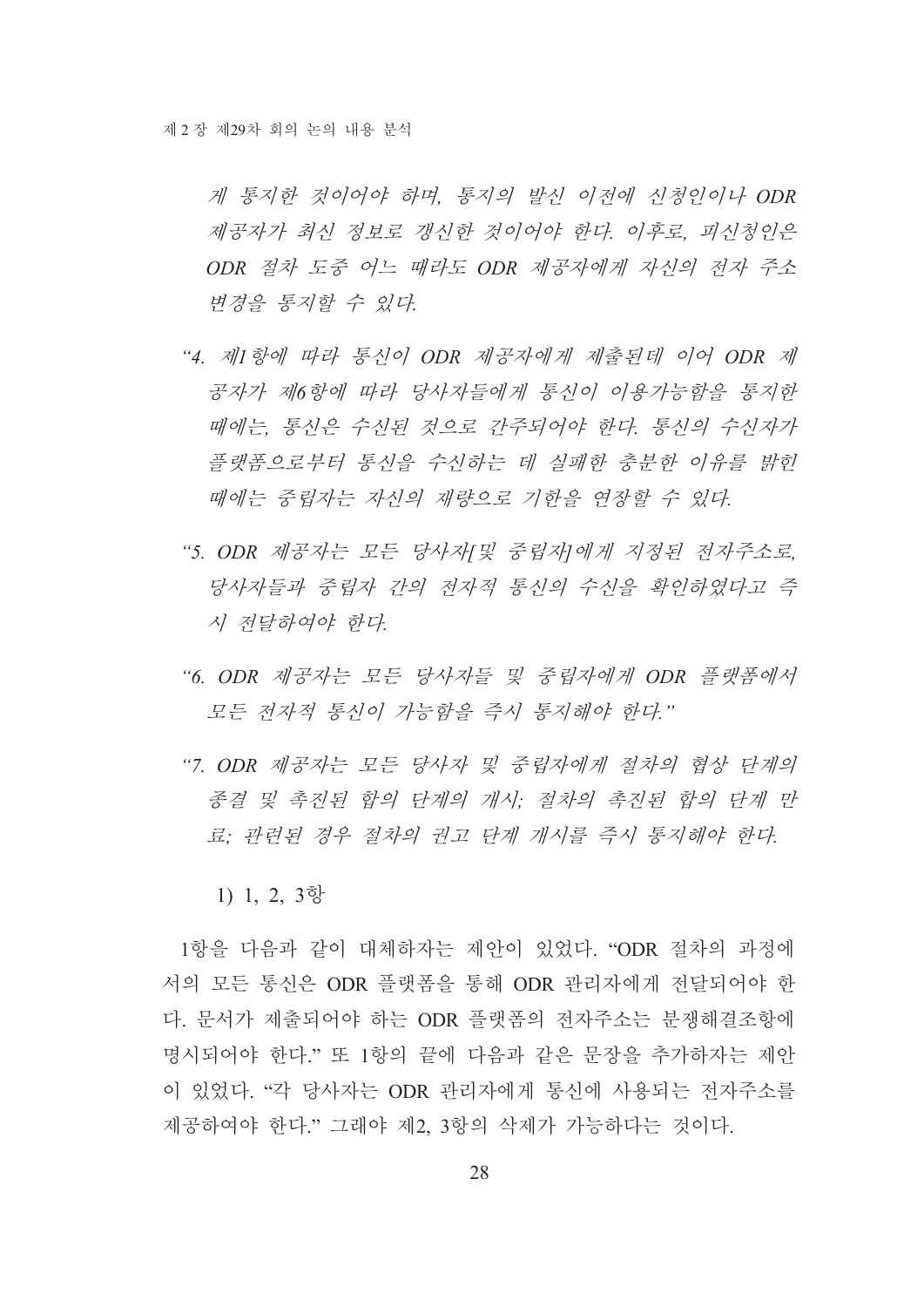*게 통지한 것이어야 하며, 통지의 발신 이전에 신청인이나 ODR 제공자가 최신 정보로 갱신한 것이어야 한다. 이후로, 피신청인은 ODR 절차 도중 어느 때라도 ODR 제공자에게 자신의 전자 주소 변경을 통지할 수 있다.*

*“4. 제1항에 따라 통신이 ODR 제공자에게 제출된데 이어 ODR 제공자가 제6항에 따라 당사자들에게 통신이 이용가능함을 통지한 때에는, 통신은 수신된 것으로 간주되어야 한다. 통신의 수신자가 플랫폼으로부터 통신을 수신하는 데 실패한 충분한 이유를 밝힌 때에는 중립자는 자신의 재량으로 기한을 연장할 수 있다.*

*“5. ODR 제공자는 모든 당사자[및 중립자]에게 지정된 전자주소로, 당사자들과 중립자 간의 전자적 통신의 수신을 확인하였다고 즉시 전달하여야 한다.*

*“6. ODR 제공자는 모든 당사자들 및 중립자에게 ODR 플랫폼에서 모든 전자적 통신이 가능함을 즉시 통지해야 한다.”*

*“7. ODR 제공자는 모든 당사자 및 중립자에게 절차의 협상 단계의 종결 및 촉진된 합의 단계의 개시; 절차의 촉진된 합의 단계 만료; 관련된 경우 절차의 권고 단계 개시를 즉시 통지해야 한다.*

1) 1, 2, 3항

1항을 다음과 같이 대체하자는 제안이 있었다. “ODR 절차의 과정에서의 모든 통신은 ODR 플랫폼을 통해 ODR 관리자에게 전달되어야 한다. 문서가 제출되어야 하는 ODR 플랫폼의 전자주소는 분쟁해결조항에 명시되어야 한다.” 또 1항의 끝에 다음과 같은 문장을 추가하자는 제안이 있었다. “각 당사자는 ODR 관리자에게 통신에 사용되는 전자주소를 제공하여야 한다.” 그래야 제2, 3항의 삭제가 가능하다는 것이다.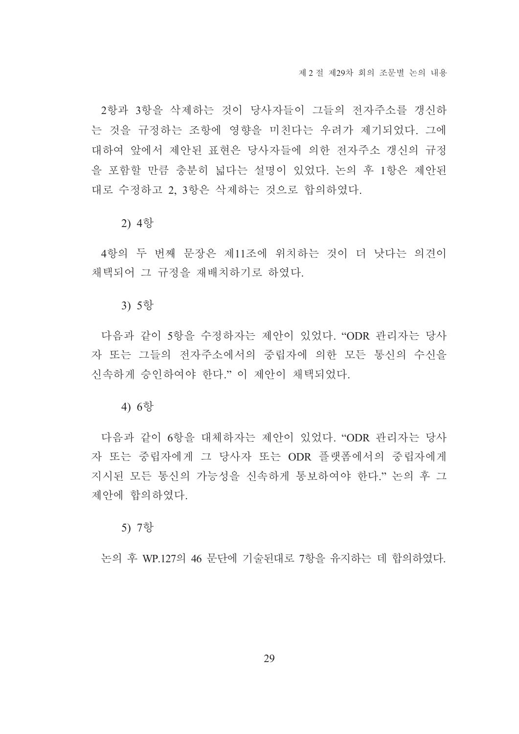2항과 3항을 삭제하는 것이 당사자들이 그들의 전자주소를 갱신하는 것을 규정하는 조항에 영향을 미친다는 우려가 제기되었다. 그에 대하여 앞에서 제안된 표현은 당사자들에 의한 전자주소 갱신의 규정을 포함할 만큼 충분히 넓다는 설명이 있었다. 논의 후 1항은 제안된 대로 수정하고 2, 3항은 삭제하는 것으로 합의하였다.

2) 4항

4항의 두 번째 문장은 제11조에 위치하는 것이 더 낫다는 의견이 채택되어 그 규정을 재배치하기로 하였다.

3) 5항

다음과 같이 5항을 수정하자는 제안이 있었다. "ODR 관리자는 당사자 또는 그들의 전자주소에서의 중립자에 의한 모든 통신의 수신을 신속하게 승인하여야 한다." 이 제안이 채택되었다.

4) 6항

다음과 같이 6항을 대체하자는 제안이 있었다. "ODR 관리자는 당사자 또는 중립자에게 그 당사자 또는 ODR 플랫폼에서의 중립자에게 지시된 모든 통신의 가능성을 신속하게 통보하여야 한다." 논의 후 그 제안에 합의하였다.

5) 7항

논의 후 WP.127의 46 문단에 기술된대로 7항을 유지하는 데 합의하였다.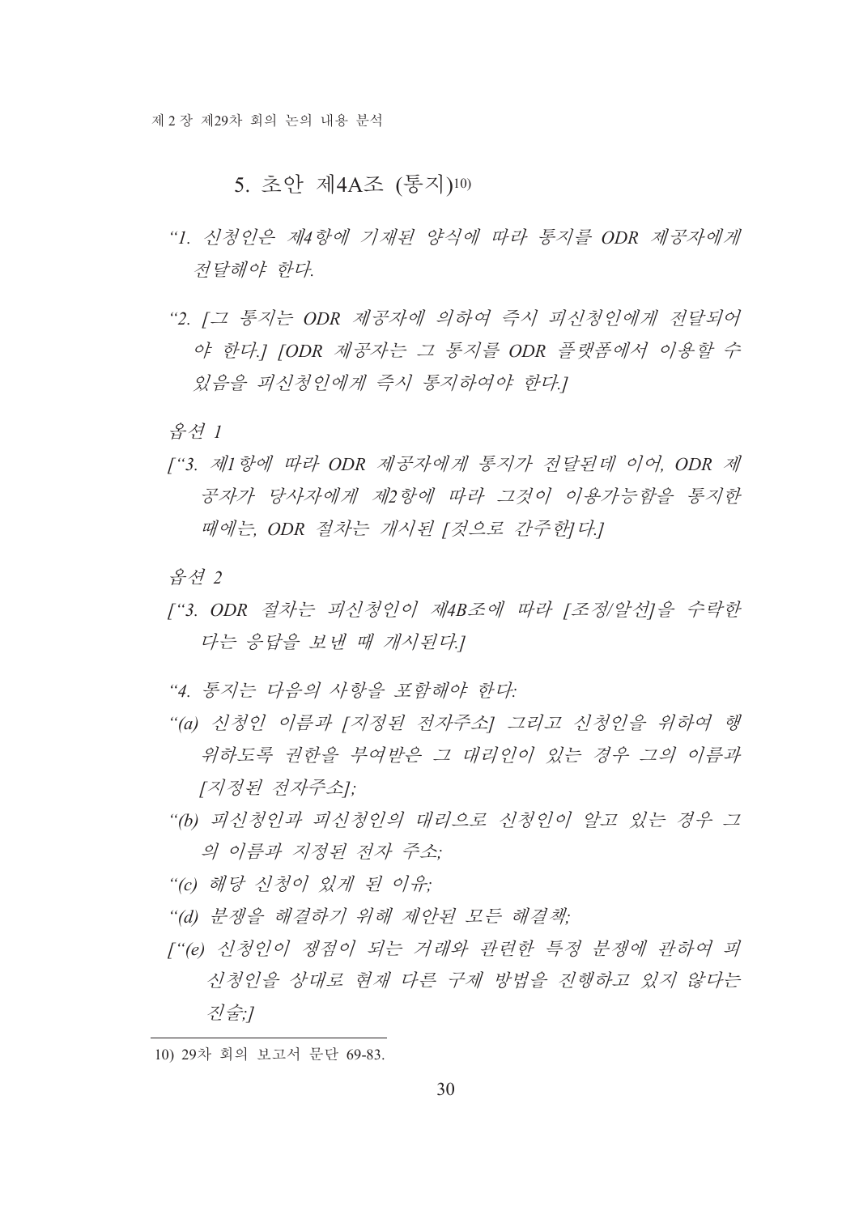## 5. 초안 제4A조 (통지)[10]

*"1. 신청인은 제4항에 기재된 양식에 따라 통지를 ODR 제공자에게 전달해야 한다.*

*"2. [그 통지는 ODR 제공자에 의하여 즉시 피신청인에게 전달되어야 한다.] [ODR 제공자는 그 통지를 ODR 플랫폼에서 이용할 수 있음을 피신청인에게 즉시 통지하여야 한다.]*

*옵션 1*

*["3. 제1항에 따라 ODR 제공자에게 통지가 전달된데 이어, ODR 제공자가 당사자에게 제2항에 따라 그것이 이용가능함을 통지한 때에는, ODR 절차는 개시된 [것으로 간주한]다.]*

*옵션 2*

*["3. ODR 절차는 피신청인이 제4B조에 따라 [조정/알선]을 수락한다는 응답을 보낸 때 개시된다.]*

*"4. 통지는 다음의 사항을 포함해야 한다:*

*"(a) 신청인 이름과 [지정된 전자주소] 그리고 신청인을 위하여 행위하도록 권한을 부여받은 그 대리인이 있는 경우 그의 이름과 [지정된 전자주소];*

*"(b) 피신청인과 피신청인의 대리으로 신청인이 알고 있는 경우 그의 이름과 지정된 전자 주소;*

*"(c) 해당 신청이 있게 된 이유;*

*"(d) 분쟁을 해결하기 위해 제안된 모든 해결책;*

*["(e) 신청인이 쟁점이 되는 거래와 관련한 특정 분쟁에 관하여 피신청인을 상대로 현재 다른 구제 방법을 진행하고 있지 않다는 진술;]*

---

10) 29차 회의 보고서 문단 69-83.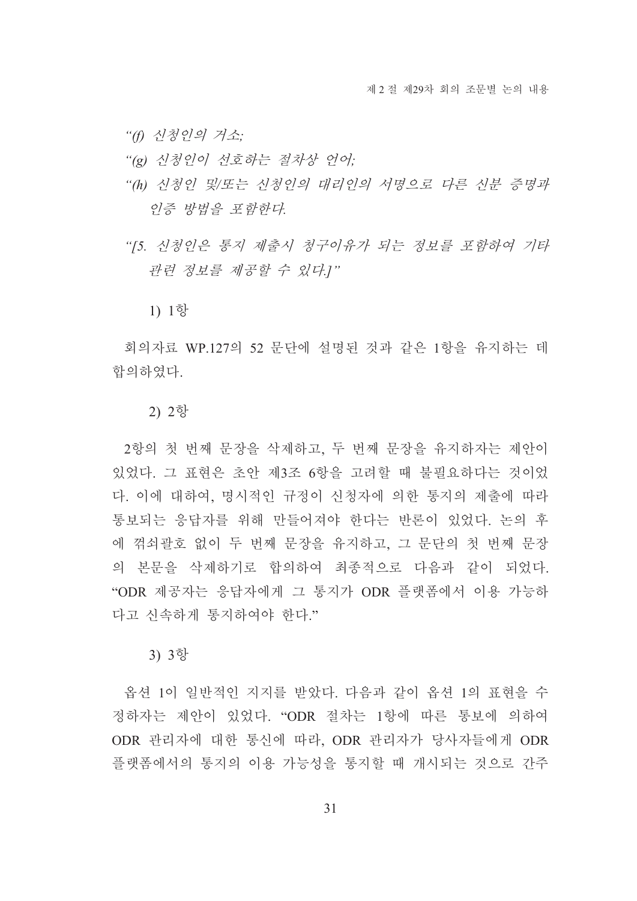*“(f) 신청인의 거소;*

*“(g) 신청인이 선호하는 절차상 언어;*

*“(h) 신청인 및/또는 신청인의 대리인의 서명으로 다른 신분 증명과 인증 방법을 포함한다.*

*“[5. 신청인은 통지 제출시 청구이유가 되는 정보를 포함하여 기타 관련 정보를 제공할 수 있다.]”*

1) 1항

회의자료 WP.127의 52 문단에 설명된 것과 같은 1항을 유지하는 데 합의하였다.

2) 2항

2항의 첫 번째 문장을 삭제하고, 두 번째 문장을 유지하자는 제안이 있었다. 그 표현은 초안 제3조 6항을 고려할 때 불필요하다는 것이었다. 이에 대하여, 명시적인 규정이 신청자에 의한 통지의 제출에 따라 통보되는 응답자를 위해 만들어져야 한다는 반론이 있었다. 논의 후에 꺾쇠괄호 없이 두 번째 문장을 유지하고, 그 문단의 첫 번째 문장의 본문을 삭제하기로 합의하여 최종적으로 다음과 같이 되었다. “ODR 제공자는 응답자에게 그 통지가 ODR 플랫폼에서 이용 가능하다고 신속하게 통지하여야 한다.”

3) 3항

옵션 1이 일반적인 지지를 받았다. 다음과 같이 옵션 1의 표현을 수정하자는 제안이 있었다. “ODR 절차는 1항에 따른 통보에 의하여 ODR 관리자에 대한 통신에 따라, ODR 관리자가 당사자들에게 ODR 플랫폼에서의 통지의 이용 가능성을 통지할 때 개시되는 것으로 간주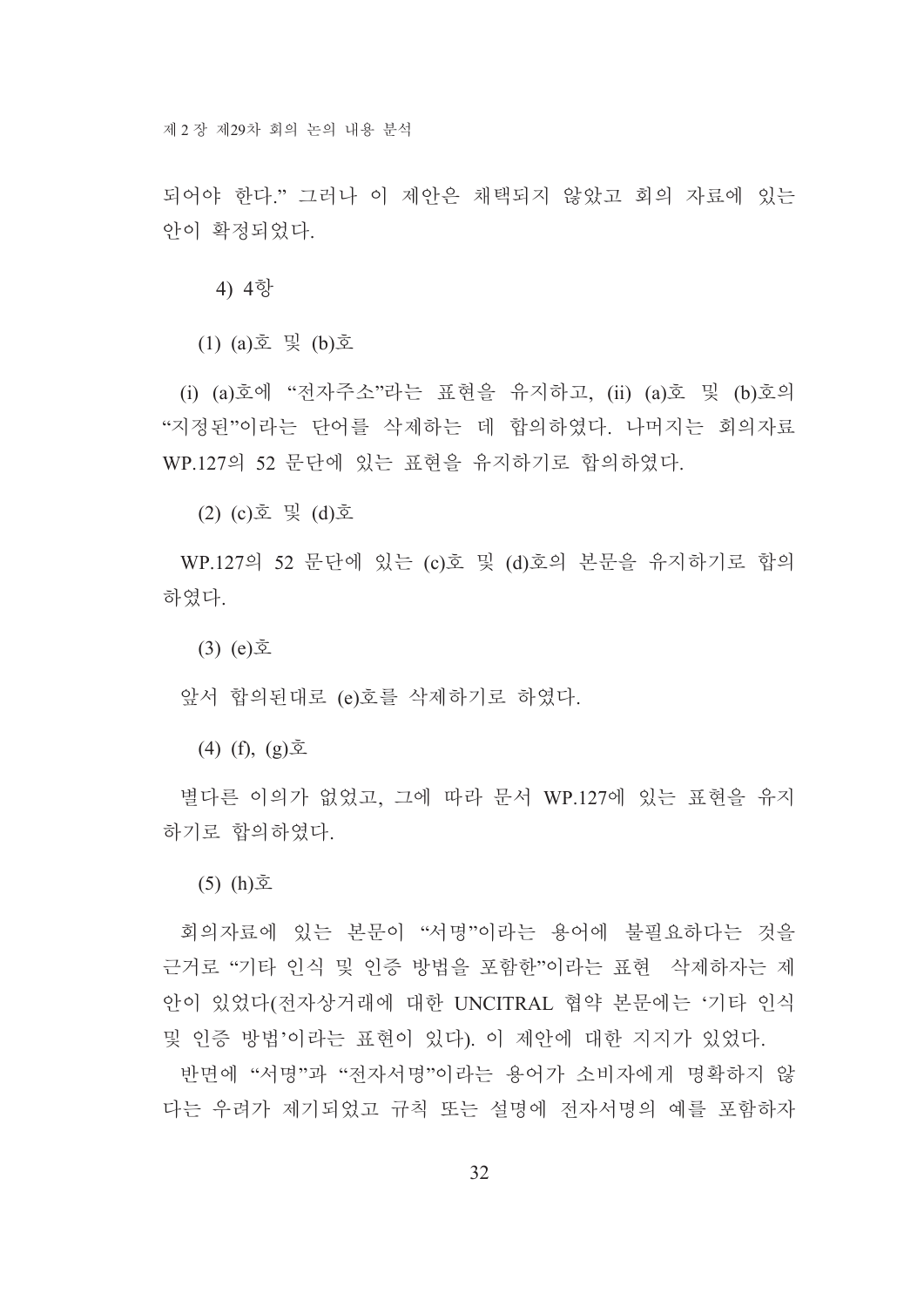되어야 한다." 그러나 이 제안은 채택되지 않았고 회의 자료에 있는 안이 확정되었다.

#### 4) 4항

##### (1) (a)호 및 (b)호

(i) (a)호에 "전자주소"라는 표현을 유지하고, (ii) (a)호 및 (b)호의 "지정된"이라는 단어를 삭제하는 데 합의하였다. 나머지는 회의자료 WP.127의 52 문단에 있는 표현을 유지하기로 합의하였다.

##### (2) (c)호 및 (d)호

WP.127의 52 문단에 있는 (c)호 및 (d)호의 본문을 유지하기로 합의하였다.

##### (3) (e)호

앞서 합의된대로 (e)호를 삭제하기로 하였다.

##### (4) (f), (g)호

별다른 이의가 없었고, 그에 따라 문서 WP.127에 있는 표현을 유지하기로 합의하였다.

##### (5) (h)호

회의자료에 있는 본문이 "서명"이라는 용어에 불필요하다는 것을 근거로 "기타 인식 및 인증 방법을 포함한"이라는 표현 삭제하자는 제안이 있었다(전자상거래에 대한 UNCITRAL 협약 본문에는 '기타 인식 및 인증 방법'이라는 표현이 있다). 이 제안에 대한 지지가 있었다.

반면에 "서명"과 "전자서명"이라는 용어가 소비자에게 명확하지 않다는 우려가 제기되었고 규칙 또는 설명에 전자서명의 예를 포함하자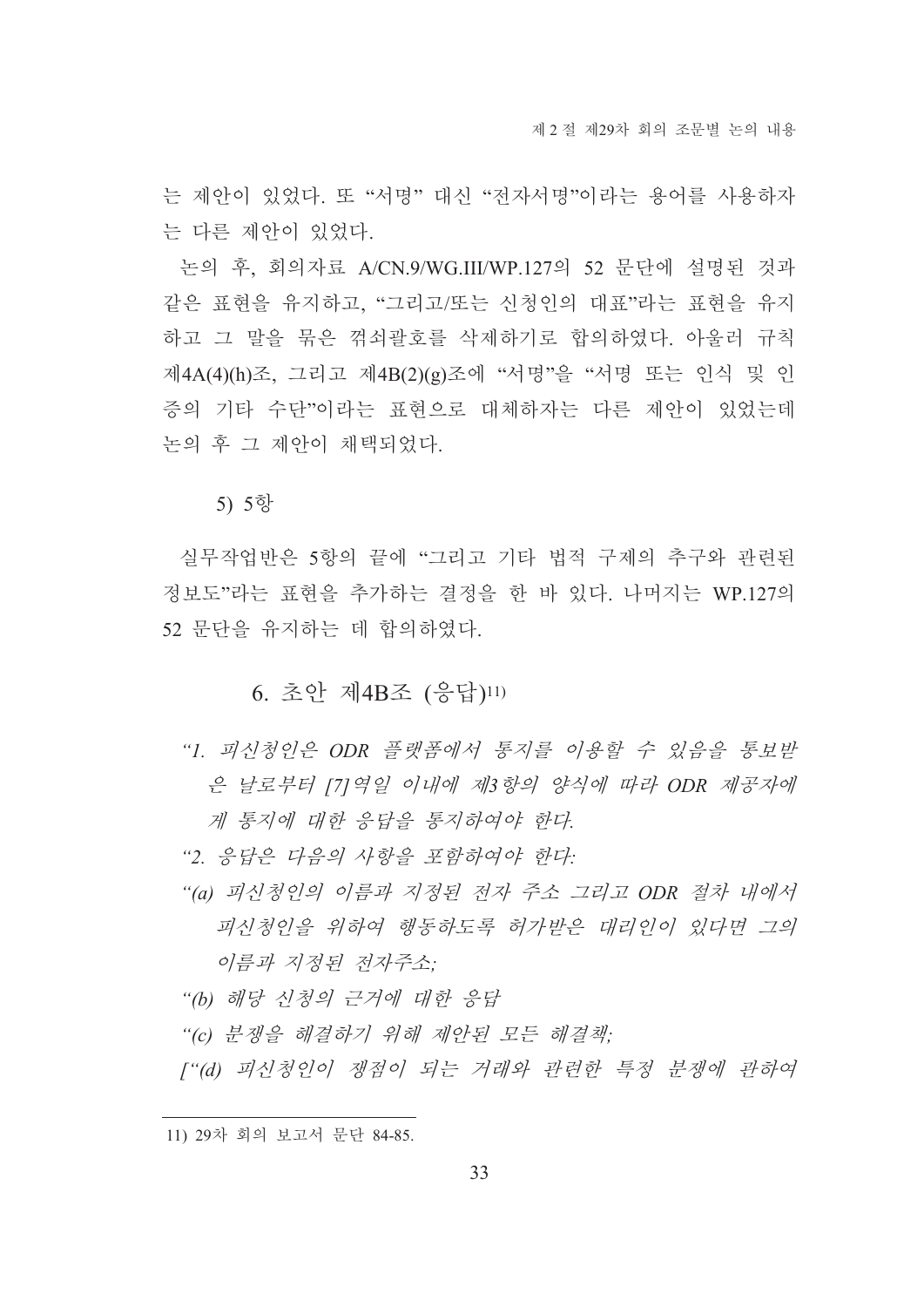는 제안이 있었다. 또 “서명” 대신 “전자서명”이라는 용어를 사용하자는 다른 제안이 있었다.

논의 후, 회의자료 A/CN.9/WG.III/WP.127의 52 문단에 설명된 것과 같은 표현을 유지하고, “그리고/또는 신청인의 대표”라는 표현을 유지하고 그 말을 묶은 꺾쇠괄호를 삭제하기로 합의하였다. 아울러 규칙 제4A(4)(h)조, 그리고 제4B(2)(g)조에 “서명”을 “서명 또는 인식 및 인증의 기타 수단”이라는 표현으로 대체하자는 다른 제안이 있었는데 논의 후 그 제안이 채택되었다.

5) 5항

실무작업반은 5항의 끝에 “그리고 기타 법적 구제의 추구와 관련된 정보도”라는 표현을 추가하는 결정을 한 바 있다. 나머지는 WP.127의 52 문단을 유지하는 데 합의하였다.

### 6. 초안 제4B조 (응답)[11]

*“1. 피신청인은 ODR 플랫폼에서 통지를 이용할 수 있음을 통보받은 날로부터 [7]역일 이내에 제3항의 양식에 따라 ODR 제공자에게 통지에 대한 응답을 통지하여야 한다.*

*“2. 응답은 다음의 사항을 포함하여야 한다:*

*“(a) 피신청인의 이름과 지정된 전자 주소 그리고 ODR 절차 내에서 피신청인을 위하여 행동하도록 허가받은 대리인이 있다면 그의 이름과 지정된 전자주소;*

*“(b) 해당 신청의 근거에 대한 응답*

*“(c) 분쟁을 해결하기 위해 제안된 모든 해결책;*

*[“(d) 피신청인이 쟁점이 되는 거래와 관련한 특정 분쟁에 관하여*

---

11) 29차 회의 보고서 문단 84-85.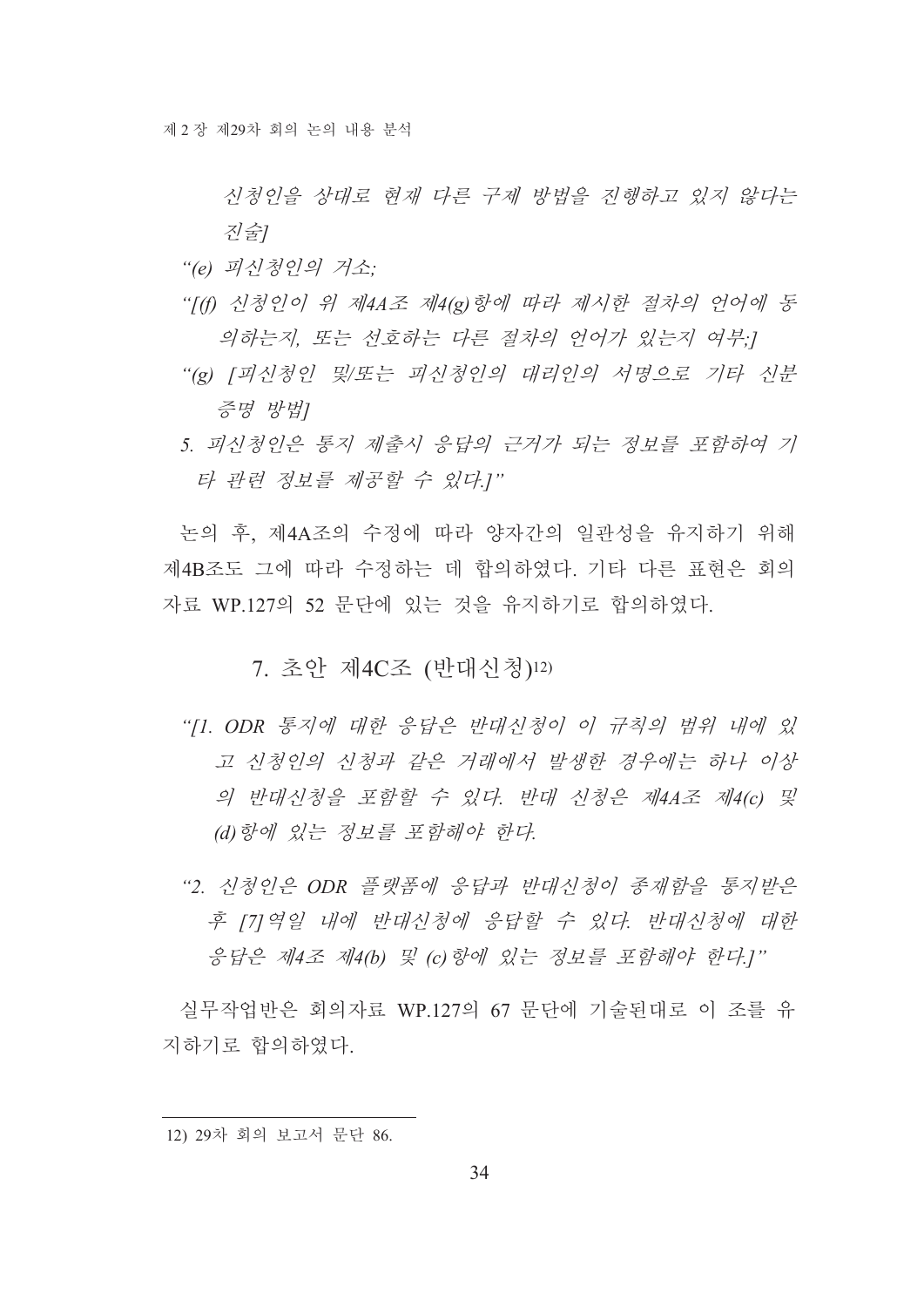*신청인을 상대로 현재 다른 구제 방법을 진행하고 있지 않다는 진술]*

*“(e) 피신청인의 거소;*

*“[(f) 신청인이 위 제4A조 제4(g)항에 따라 제시한 절차의 언어에 동의하는지, 또는 선호하는 다른 절차의 언어가 있는지 여부;]*

*“(g) [피신청인 및/또는 피신청인의 대리인의 서명으로 기타 신분 증명 방법]*

*5. 피신청인은 통지 제출시 응답의 근거가 되는 정보를 포함하여 기타 관련 정보를 제공할 수 있다.]”*

논의 후, 제4A조의 수정에 따라 양자간의 일관성을 유지하기 위해 제4B조도 그에 따라 수정하는 데 합의하였다. 기타 다른 표현은 회의자료 WP.127의 52 문단에 있는 것을 유지하기로 합의하였다.

## 7. 초안 제4C조 (반대신청)[12]

*“[1. ODR 통지에 대한 응답은 반대신청이 이 규칙의 범위 내에 있고 신청인의 신청과 같은 거래에서 발생한 경우에는 하나 이상의 반대신청을 포함할 수 있다. 반대 신청은 제4A조 제4(c) 및 (d)항에 있는 정보를 포함해야 한다.*

*“2. 신청인은 ODR 플랫폼에 응답과 반대신청이 존재함을 통지받은 후 [7]역일 내에 반대신청에 응답할 수 있다. 반대신청에 대한 응답은 제4조 제4(b) 및 (c)항에 있는 정보를 포함해야 한다.]”*

실무작업반은 회의자료 WP.127의 67 문단에 기술된대로 이 조를 유지하기로 합의하였다.

---

12) 29차 회의 보고서 문단 86.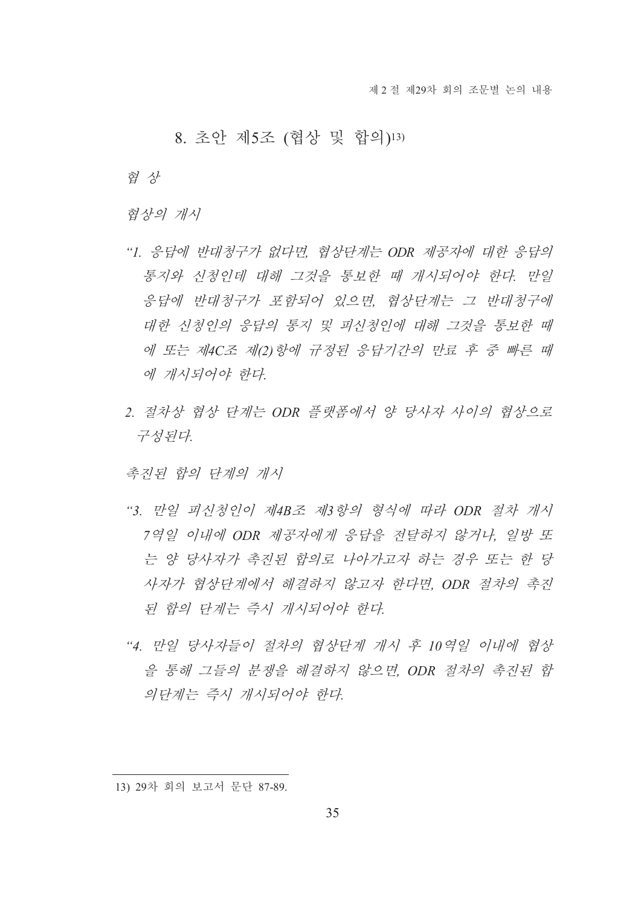## 8. 초안 제5조 (협상 및 합의)[13]

*협 상*

*협상의 개시*

*“1. 응답에 반대청구가 없다면, 협상단계는 ODR 제공자에 대한 응답의 통지와 신청인데 대해 그것을 통보한 때 개시되어야 한다. 만일 응답에 반대청구가 포함되어 있으면, 협상단계는 그 반대청구에 대한 신청인의 응답의 통지 및 피신청인에 대해 그것을 통보한 때에 또는 제4C조 제(2)항에 규정된 응답기간의 만료 후 중 빠른 때에 개시되어야 한다.*

*2. 절차상 협상 단계는 ODR 플랫폼에서 양 당사자 사이의 협상으로 구성된다.*

*촉진된 합의 단계의 개시*

*“3. 만일 피신청인이 제4B조 제3항의 형식에 따라 ODR 절차 개시 7역일 이내에 ODR 제공자에게 응답을 전달하지 않거나, 일방 또는 양 당사자가 촉진된 합의로 나아가고자 하는 경우 또는 한 당사자가 협상단계에서 해결하지 않고자 한다면, ODR 절차의 촉진된 합의 단계는 즉시 개시되어야 한다.*

*“4. 만일 당사자들이 절차의 협상단계 개시 후 10역일 이내에 협상을 통해 그들의 분쟁을 해결하지 않으면, ODR 절차의 촉진된 합의단계는 즉시 개시되어야 한다.*

---

13) 29차 회의 보고서 문단 87-89.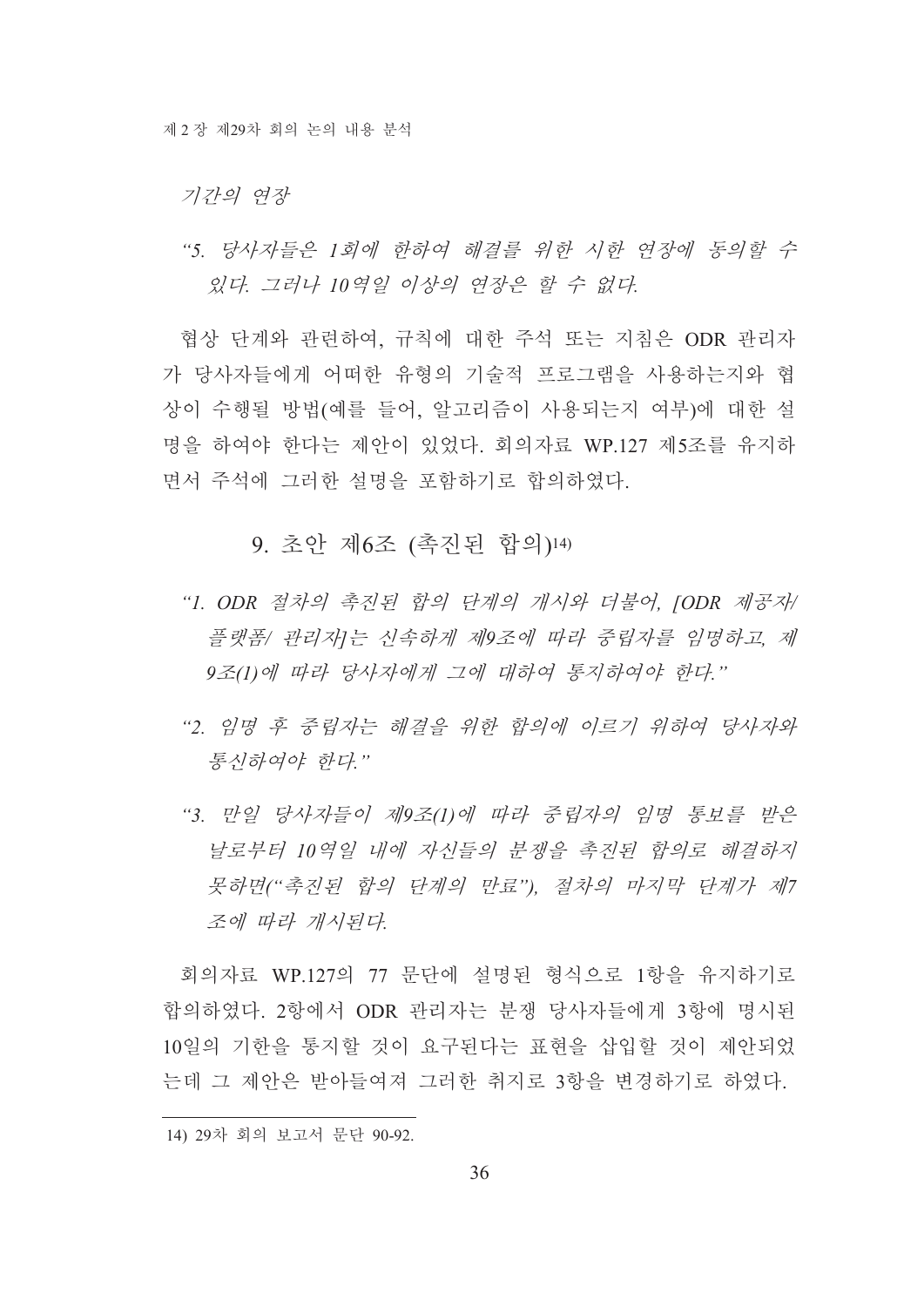*기간의 연장*

*"5. 당사자들은 1회에 한하여 해결를 위한 시한 연장에 동의할 수 있다. 그러나 10역일 이상의 연장은 할 수 없다.*

협상 단계와 관련하여, 규칙에 대한 주석 또는 지침은 ODR 관리자가 당사자들에게 어떠한 유형의 기술적 프로그램을 사용하는지와 협상이 수행될 방법(예를 들어, 알고리즘이 사용되는지 여부)에 대한 설명을 하여야 한다는 제안이 있었다. 회의자료 WP.127 제5조를 유지하면서 주석에 그러한 설명을 포함하기로 합의하였다.

## 9. 초안 제6조 (촉진된 합의)[14]

*"1. ODR 절차의 촉진된 합의 단계의 개시와 더불어, [ODR 제공자/ 플랫폼/ 관리자]는 신속하게 제9조에 따라 중립자를 임명하고, 제9조(1)에 따라 당사자에게 그에 대하여 통지하여야 한다."*

*"2. 임명 후 중립자는 해결을 위한 합의에 이르기 위하여 당사자와 통신하여야 한다."*

*"3. 만일 당사자들이 제9조(1)에 따라 중립자의 임명 통보를 받은 날로부터 10역일 내에 자신들의 분쟁을 촉진된 합의로 해결하지 못하면("촉진된 합의 단계의 만료"), 절차의 마지막 단계가 제7조에 따라 개시된다.*

회의자료 WP.127의 77 문단에 설명된 형식으로 1항을 유지하기로 합의하였다. 2항에서 ODR 관리자는 분쟁 당사자들에게 3항에 명시된 10일의 기한을 통지할 것이 요구된다는 표현을 삽입할 것이 제안되었는데 그 제안은 받아들여져 그러한 취지로 3항을 변경하기로 하였다.

---

14) 29차 회의 보고서 문단 90-92.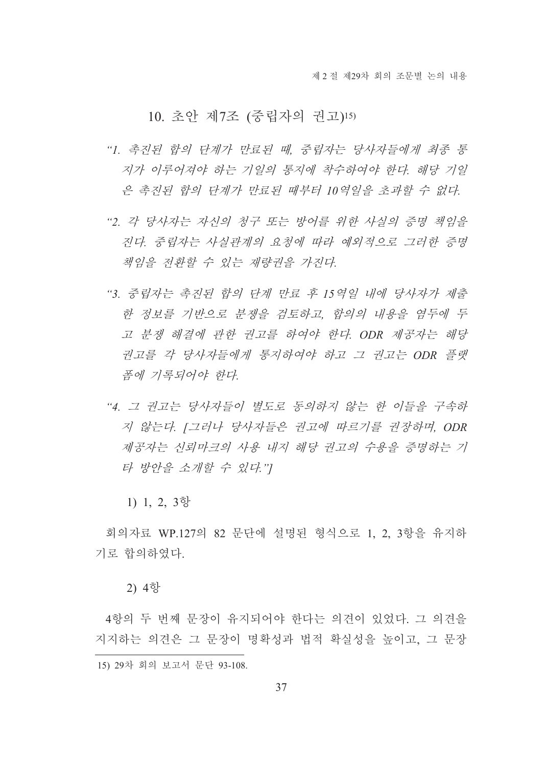## 10. 초안 제7조 (중립자의 권고)[15]

*"1. 촉진된 합의 단계가 만료된 때, 중립자는 당사자들에게 최종 통지가 이루어져야 하는 기일의 통지에 착수하여야 한다. 해당 기일은 촉진된 합의 단계가 만료된 때부터 10역일을 초과할 수 없다.*

*"2. 각 당사자는 자신의 청구 또는 방어를 위한 사실의 증명 책임을 진다. 중립자는 사실관계의 요청에 따라 예외적으로 그러한 증명 책임을 전환할 수 있는 재량권을 가진다.*

*"3. 중립자는 촉진된 합의 단계 만료 후 15역일 내에 당사자가 제출한 정보를 기반으로 분쟁을 검토하고, 합의의 내용을 염두에 두고 분쟁 해결에 관한 권고를 하여야 한다. ODR 제공자는 해당 권고를 각 당사자들에게 통지하여야 하고 그 권고는 ODR 플랫폼에 기록되어야 한다.*

*"4. 그 권고는 당사자들이 별도로 동의하지 않는 한 이들을 구속하지 않는다. [그러나 당사자들은 권고에 따르기를 권장하며, ODR 제공자는 신뢰마크의 사용 내지 해당 권고의 수용을 증명하는 기타 방안을 소개할 수 있다."]*

1) 1, 2, 3항

회의자료 WP.127의 82 문단에 설명된 형식으로 1, 2, 3항을 유지하기로 합의하였다.

2) 4항

4항의 두 번째 문장이 유지되어야 한다는 의견이 있었다. 그 의견을 지지하는 의견은 그 문장이 명확성과 법적 확실성을 높이고, 그 문장

15) 29차 회의 보고서 문단 93-108.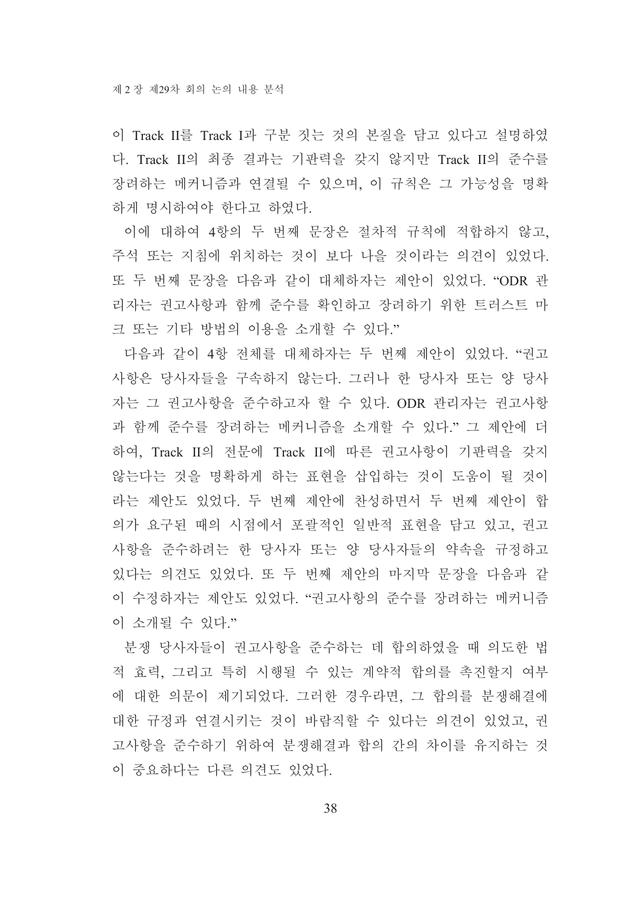이 Track II를 Track I과 구분 짓는 것의 본질을 담고 있다고 설명하였다. Track II의 최종 결과는 기판력을 갖지 않지만 Track II의 준수를 장려하는 메커니즘과 연결될 수 있으며, 이 규칙은 그 가능성을 명확하게 명시하여야 한다고 하였다.

이에 대하여 4항의 두 번째 문장은 절차적 규칙에 적합하지 않고, 주석 또는 지침에 위치하는 것이 보다 나을 것이라는 의견이 있었다. 또 두 번째 문장을 다음과 같이 대체하자는 제안이 있었다. “ODR 관리자는 권고사항과 함께 준수를 확인하고 장려하기 위한 트러스트 마크 또는 기타 방법의 이용을 소개할 수 있다.”

다음과 같이 4항 전체를 대체하자는 두 번째 제안이 있었다. “권고사항은 당사자들을 구속하지 않는다. 그러나 한 당사자 또는 양 당사자는 그 권고사항을 준수하고자 할 수 있다. ODR 관리자는 권고사항과 함께 준수를 장려하는 메커니즘을 소개할 수 있다.” 그 제안에 더하여, Track II의 전문에 Track II에 따른 권고사항이 기판력을 갖지 않는다는 것을 명확하게 하는 표현을 삽입하는 것이 도움이 될 것이라는 제안도 있었다. 두 번째 제안에 찬성하면서 두 번째 제안이 합의가 요구된 때의 시점에서 포괄적인 일반적 표현을 담고 있고, 권고사항을 준수하려는 한 당사자 또는 양 당사자들의 약속을 규정하고 있다는 의견도 있었다. 또 두 번째 제안의 마지막 문장을 다음과 같이 수정하자는 제안도 있었다. “권고사항의 준수를 장려하는 메커니즘이 소개될 수 있다.”

분쟁 당사자들이 권고사항을 준수하는 데 합의하였을 때 의도한 법적 효력, 그리고 특히 시행될 수 있는 계약적 합의를 촉진할지 여부에 대한 의문이 제기되었다. 그러한 경우라면, 그 합의를 분쟁해결에 대한 규정과 연결시키는 것이 바람직할 수 있다는 의견이 있었고, 권고사항을 준수하기 위하여 분쟁해결과 합의 간의 차이를 유지하는 것이 중요하다는 다른 의견도 있었다.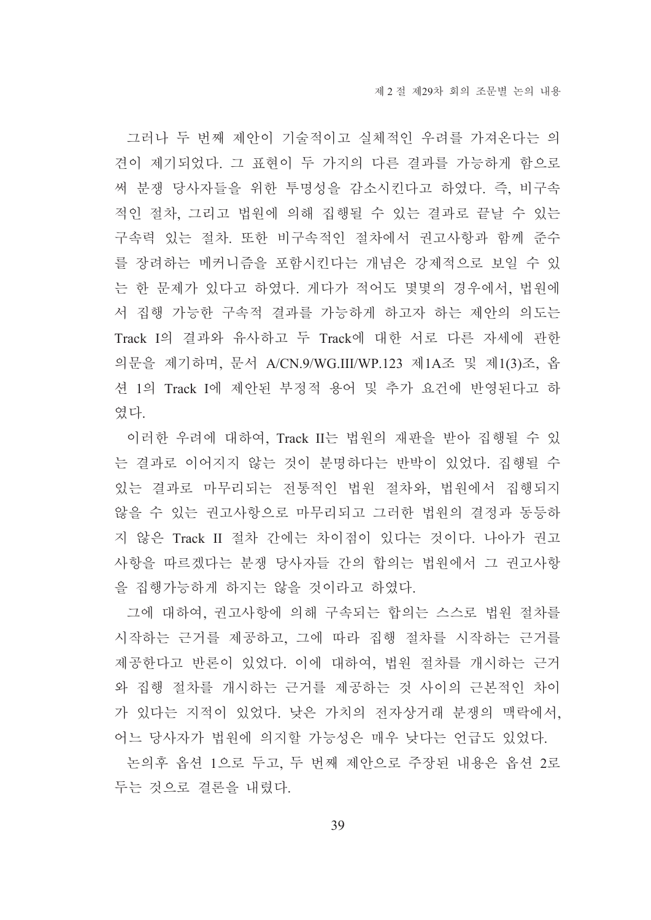그러나 두 번째 제안이 기술적이고 실체적인 우려를 가져온다는 의견이 제기되었다. 그 표현이 두 가지의 다른 결과를 가능하게 함으로써 분쟁 당사자들을 위한 투명성을 감소시킨다고 하였다. 즉, 비구속적인 절차, 그리고 법원에 의해 집행될 수 있는 결과로 끝날 수 있는 구속력 있는 절차. 또한 비구속적인 절차에서 권고사항과 함께 준수를 장려하는 메커니즘을 포함시킨다는 개념은 강제적으로 보일 수 있는 한 문제가 있다고 하였다. 게다가 적어도 몇몇의 경우에서, 법원에서 집행 가능한 구속적 결과를 가능하게 하고자 하는 제안의 의도는 Track I의 결과와 유사하고 두 Track에 대한 서로 다른 자세에 관한 의문을 제기하며, 문서 A/CN.9/WG.III/WP.123 제1A조 및 제1(3)조, 옵션 1의 Track I에 제안된 부정적 용어 및 추가 요건에 반영된다고 하였다.

이러한 우려에 대하여, Track II는 법원의 재판을 받아 집행될 수 있는 결과로 이어지지 않는 것이 분명하다는 반박이 있었다. 집행될 수 있는 결과로 마무리되는 전통적인 법원 절차와, 법원에서 집행되지 않을 수 있는 권고사항으로 마무리되고 그러한 법원의 결정과 동등하지 않은 Track II 절차 간에는 차이점이 있다는 것이다. 나아가 권고사항을 따르겠다는 분쟁 당사자들 간의 합의는 법원에서 그 권고사항을 집행가능하게 하지는 않을 것이라고 하였다.

그에 대하여, 권고사항에 의해 구속되는 합의는 스스로 법원 절차를 시작하는 근거를 제공하고, 그에 따라 집행 절차를 시작하는 근거를 제공한다고 반론이 있었다. 이에 대하여, 법원 절차를 개시하는 근거와 집행 절차를 개시하는 근거를 제공하는 것 사이의 근본적인 차이가 있다는 지적이 있었다. 낮은 가치의 전자상거래 분쟁의 맥락에서, 어느 당사자가 법원에 의지할 가능성은 매우 낮다는 언급도 있었다.

논의후 옵션 1으로 두고, 두 번째 제안으로 주장된 내용은 옵션 2로 두는 것으로 결론을 내렸다.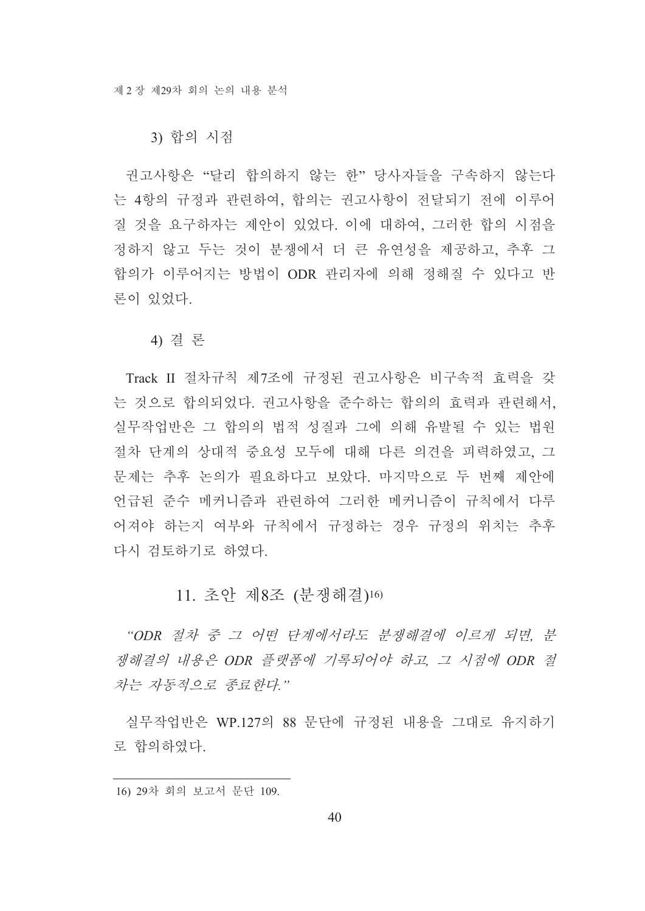### 3) 합의 시점

권고사항은 "달리 합의하지 않는 한" 당사자들을 구속하지 않는다는 4항의 규정과 관련하여, 합의는 권고사항이 전달되기 전에 이루어질 것을 요구하자는 제안이 있었다. 이에 대하여, 그러한 합의 시점을 정하지 않고 두는 것이 분쟁에서 더 큰 유연성을 제공하고, 추후 그 합의가 이루어지는 방법이 ODR 관리자에 의해 정해질 수 있다고 반론이 있었다.

### 4) 결 론

Track II 절차규칙 제7조에 규정된 권고사항은 비구속적 효력을 갖는 것으로 합의되었다. 권고사항을 준수하는 합의의 효력과 관련해서, 실무작업반은 그 합의의 법적 성질과 그에 의해 유발될 수 있는 법원 절차 단계의 상대적 중요성 모두에 대해 다른 의견을 피력하였고, 그 문제는 추후 논의가 필요하다고 보았다. 마지막으로 두 번째 제안에 언급된 준수 메커니즘과 관련하여 그러한 메커니즘이 규칙에서 다루어져야 하는지 여부와 규칙에서 규정하는 경우 규정의 위치는 추후 다시 검토하기로 하였다.

## 11. 초안 제8조 (분쟁해결)[16]

*"ODR 절차 중 그 어떤 단계에서라도 분쟁해결에 이르게 되면, 분쟁해결의 내용은 ODR 플랫폼에 기록되어야 하고, 그 시점에 ODR 절차는 자동적으로 종료한다."*

실무작업반은 WP.127의 88 문단에 규정된 내용을 그대로 유지하기로 합의하였다.

---

16) 29차 회의 보고서 문단 109.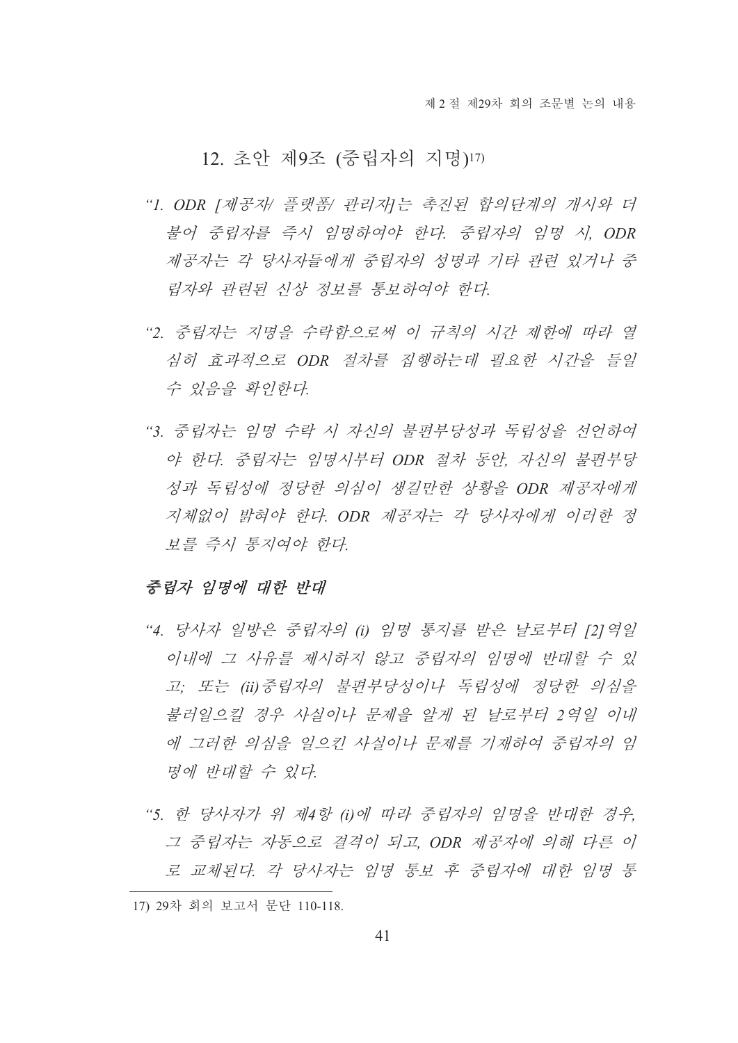## 12. 초안 제9조 (중립자의 지명)[17]

*"1. ODR [제공자/ 플랫폼/ 관리자]는 촉진된 합의단계의 개시와 더불어 중립자를 즉시 임명하여야 한다. 중립자의 임명 시, ODR 제공자는 각 당사자들에게 중립자의 성명과 기타 관련 있거나 중립자와 관련된 신상 정보를 통보하여야 한다.*

*"2. 중립자는 지명을 수락함으로써 이 규칙의 시간 제한에 따라 열심히 효과적으로 ODR 절차를 집행하는데 필요한 시간을 들일 수 있음을 확인한다.*

*"3. 중립자는 임명 수락 시 자신의 불편부당성과 독립성을 선언하여야 한다. 중립자는 임명시부터 ODR 절차 동안, 자신의 불편부당성과 독립성에 정당한 의심이 생길만한 상황을 ODR 제공자에게 지체없이 밝혀야 한다. ODR 제공자는 각 당사자에게 이러한 정보를 즉시 통지여야 한다.*

### *중립자 임명에 대한 반대*

*"4. 당사자 일방은 중립자의 (i) 임명 통지를 받은 날로부터 [2]역일 이내에 그 사유를 제시하지 않고 중립자의 임명에 반대할 수 있고; 또는 (ii)중립자의 불편부당성이나 독립성에 정당한 의심을 불러일으킬 경우 사실이나 문제를 알게 된 날로부터 2역일 이내에 그러한 의심을 일으킨 사실이나 문제를 기재하여 중립자의 임명에 반대할 수 있다.*

*"5. 한 당사자가 위 제4항 (i)에 따라 중립자의 임명을 반대한 경우, 그 중립자는 자동으로 결격이 되고, ODR 제공자에 의해 다른 이로 교체된다. 각 당사자는 임명 통보 후 중립자에 대한 임명 통*

---

17) 29차 회의 보고서 문단 110-118.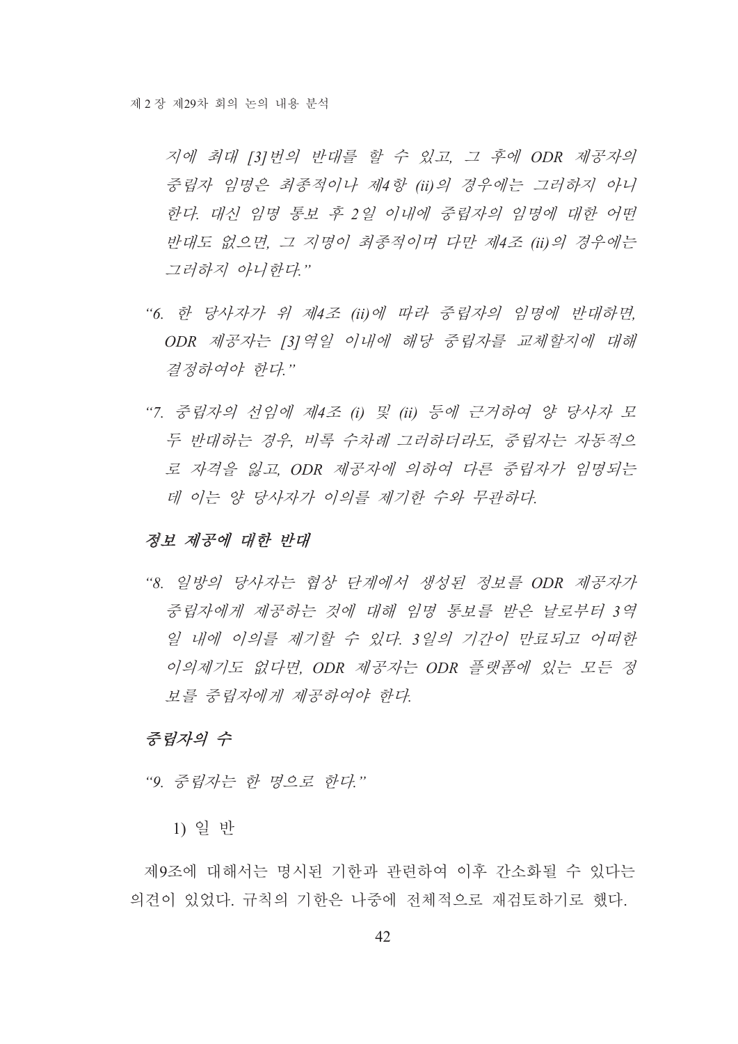*지에 최대 [3]번의 반대를 할 수 있고, 그 후에 ODR 제공자의 중립자 임명은 최종적이나 제4항 (ii)의 경우에는 그러하지 아니한다. 대신 임명 통보 후 2일 이내에 중립자의 임명에 대한 어떤 반대도 없으면, 그 지명이 최종적이며 다만 제4조 (ii)의 경우에는 그러하지 아니한다.”*

*“6. 한 당사자가 위 제4조 (ii)에 따라 중립자의 임명에 반대하면, ODR 제공자는 [3]역일 이내에 해당 중립자를 교체할지에 대해 결정하여야 한다.”*

*“7. 중립자의 선임에 제4조 (i) 및 (ii) 등에 근거하여 양 당사자 모두 반대하는 경우, 비록 수차례 그러하더라도, 중립자는 자동적으로 자격을 잃고, ODR 제공자에 의하여 다른 중립자가 임명되는데 이는 양 당사자가 이의를 제기한 수와 무관하다.*

***정보 제공에 대한 반대***

*“8. 일방의 당사자는 협상 단계에서 생성된 정보를 ODR 제공자가 중립자에게 제공하는 것에 대해 임명 통보를 받은 날로부터 3역일 내에 이의를 제기할 수 있다. 3일의 기간이 만료되고 어떠한 이의제기도 없다면, ODR 제공자는 ODR 플랫폼에 있는 모든 정보를 중립자에게 제공하여야 한다.*

***중립자의 수***

*“9. 중립자는 한 명으로 한다.”*

1) 일 반

제9조에 대해서는 명시된 기한과 관련하여 이후 간소화될 수 있다는 의견이 있었다. 규칙의 기한은 나중에 전체적으로 재검토하기로 했다.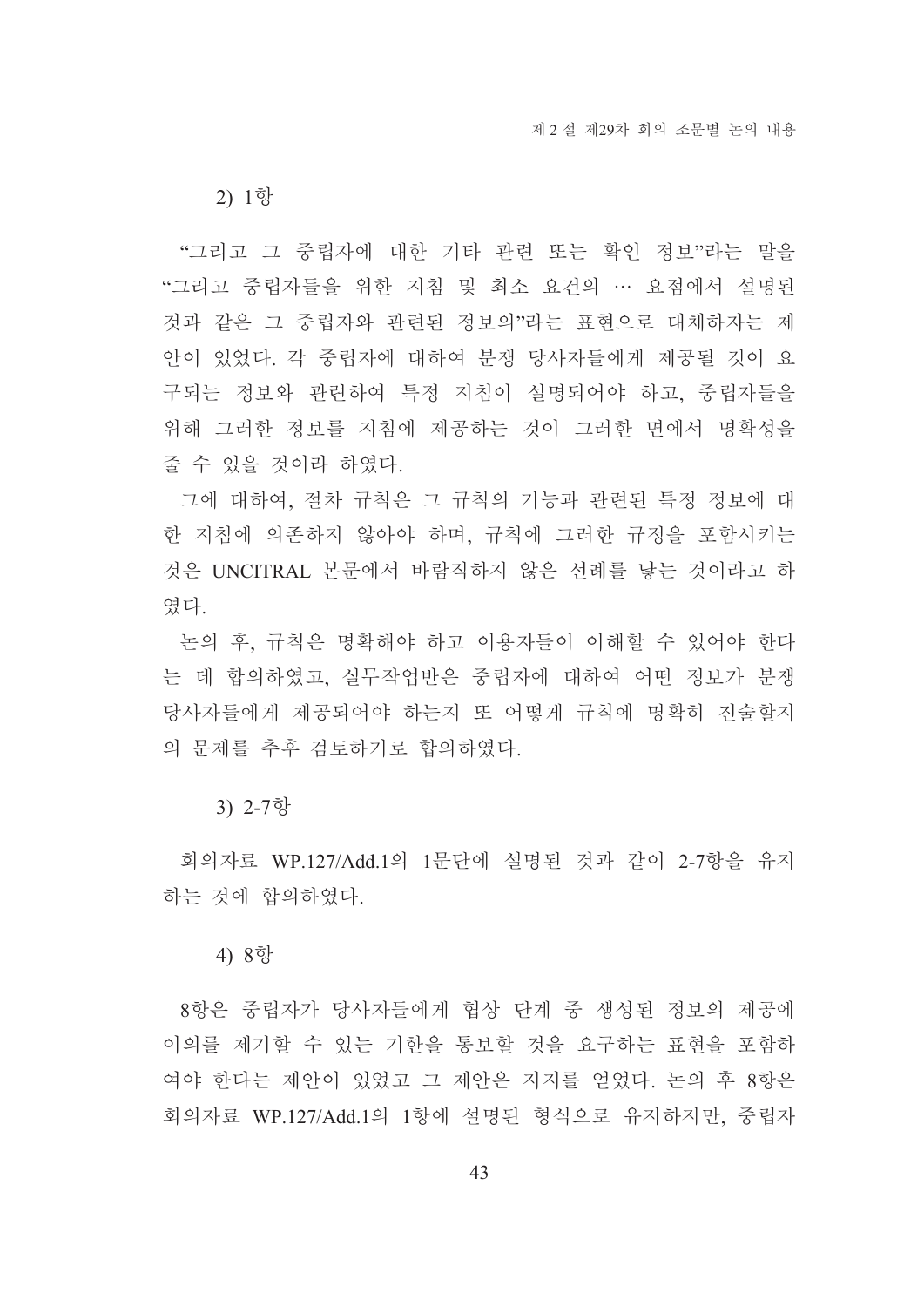2) 1항

"그리고 그 중립자에 대한 기타 관련 또는 확인 정보"라는 말을 "그리고 중립자들을 위한 지침 및 최소 요건의 … 요점에서 설명된 것과 같은 그 중립자와 관련된 정보의"라는 표현으로 대체하자는 제안이 있었다. 각 중립자에 대하여 분쟁 당사자들에게 제공될 것이 요구되는 정보와 관련하여 특정 지침이 설명되어야 하고, 중립자들을 위해 그러한 정보를 지침에 제공하는 것이 그러한 면에서 명확성을 줄 수 있을 것이라 하였다.

그에 대하여, 절차 규칙은 그 규칙의 기능과 관련된 특정 정보에 대한 지침에 의존하지 않아야 하며, 규칙에 그러한 규정을 포함시키는 것은 UNCITRAL 본문에서 바람직하지 않은 선례를 낳는 것이라고 하였다.

논의 후, 규칙은 명확해야 하고 이용자들이 이해할 수 있어야 한다는 데 합의하였고, 실무작업반은 중립자에 대하여 어떤 정보가 분쟁 당사자들에게 제공되어야 하는지 또 어떻게 규칙에 명확히 진술할지의 문제를 추후 검토하기로 합의하였다.

3) 2-7항

회의자료 WP.127/Add.1의 1문단에 설명된 것과 같이 2-7항을 유지하는 것에 합의하였다.

4) 8항

8항은 중립자가 당사자들에게 협상 단계 중 생성된 정보의 제공에 이의를 제기할 수 있는 기한을 통보할 것을 요구하는 표현을 포함하여야 한다는 제안이 있었고 그 제안은 지지를 얻었다. 논의 후 8항은 회의자료 WP.127/Add.1의 1항에 설명된 형식으로 유지하지만, 중립자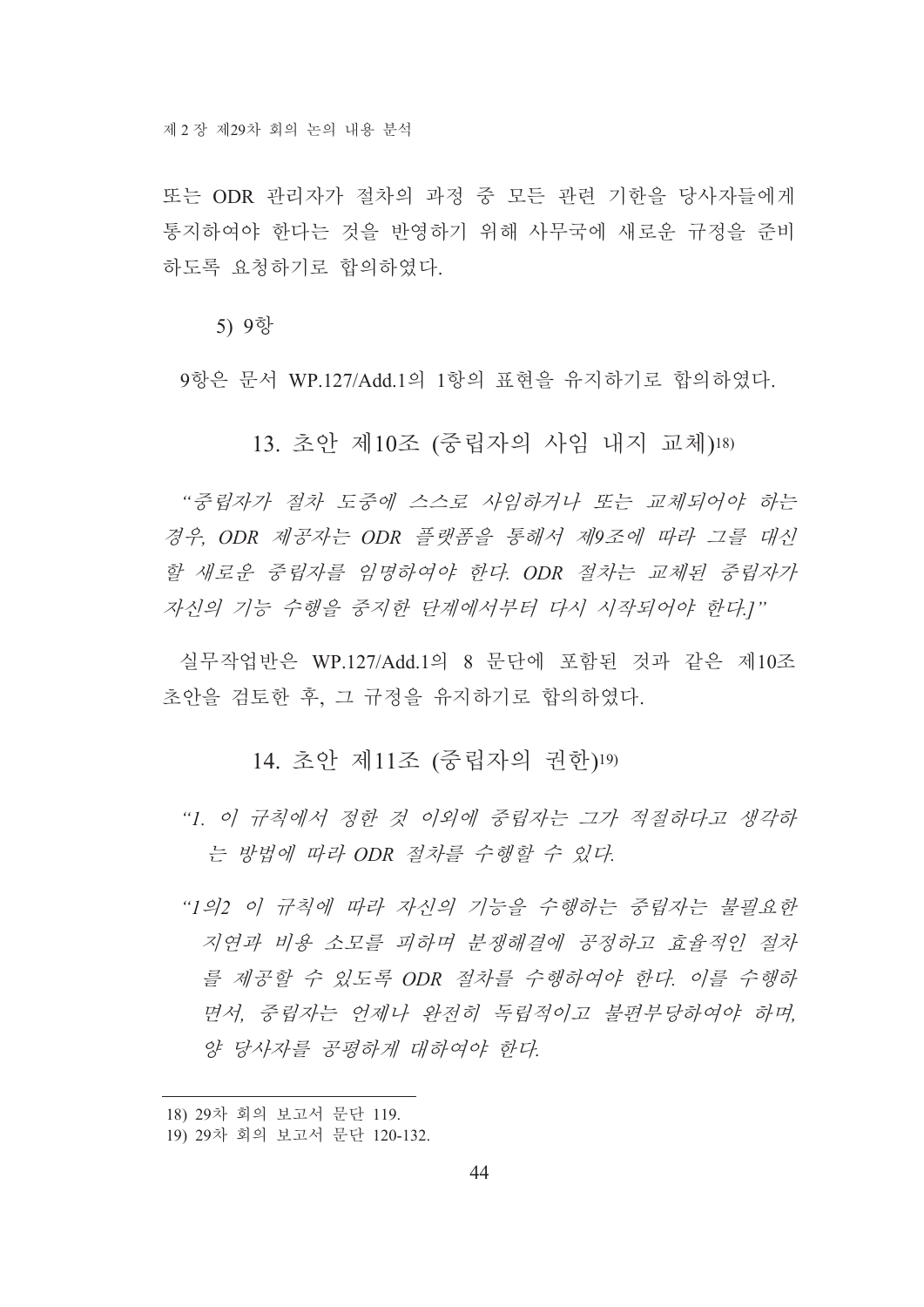또는 ODR 관리자가 절차의 과정 중 모든 관련 기한을 당사자들에게 통지하여야 한다는 것을 반영하기 위해 사무국에 새로운 규정을 준비하도록 요청하기로 합의하였다.

5) 9항

9항은 문서 WP.127/Add.1의 1항의 표현을 유지하기로 합의하였다.

### 13. 초안 제10조 (중립자의 사임 내지 교체)[18]

*"중립자가 절차 도중에 스스로 사임하거나 또는 교체되어야 하는 경우, ODR 제공자는 ODR 플랫폼을 통해서 제9조에 따라 그를 대신할 새로운 중립자를 임명하여야 한다. ODR 절차는 교체된 중립자가 자신의 기능 수행을 중지한 단계에서부터 다시 시작되어야 한다.]"*

실무작업반은 WP.127/Add.1의 8 문단에 포함된 것과 같은 제10조 초안을 검토한 후, 그 규정을 유지하기로 합의하였다.

### 14. 초안 제11조 (중립자의 권한)[19]

*"1. 이 규칙에서 정한 것 이외에 중립자는 그가 적절하다고 생각하는 방법에 따라 ODR 절차를 수행할 수 있다.*

*"1의2 이 규칙에 따라 자신의 기능을 수행하는 중립자는 불필요한 지연과 비용 소모를 피하며 분쟁해결에 공정하고 효율적인 절차를 제공할 수 있도록 ODR 절차를 수행하여야 한다. 이를 수행하면서, 중립자는 언제나 완전히 독립적이고 불편부당하여야 하며, 양 당사자를 공평하게 대하여야 한다.*

---

18) 29차 회의 보고서 문단 119.

19) 29차 회의 보고서 문단 120-132.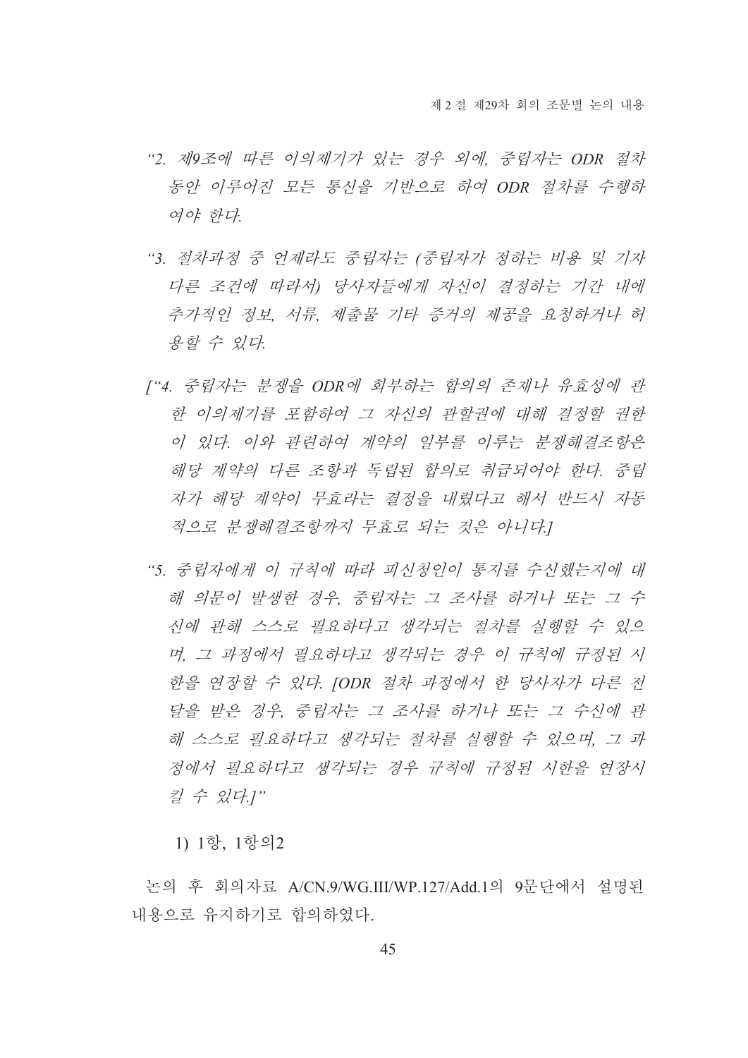*“2. 제9조에 따른 이의제기가 있는 경우 외에, 중립자는 ODR 절차 동안 이루어진 모든 통신을 기반으로 하여 ODR 절차를 수행하여야 한다.*

*“3. 절차과정 중 언제라도 중립자는 (중립자가 정하는 비용 및 기자 다른 조건에 따라서) 당사자들에게 자신이 결정하는 기간 내에 추가적인 정보, 서류, 제출물 기타 증거의 제공을 요청하거나 허용할 수 있다.*

*[“4. 중립자는 분쟁을 ODR에 회부하는 합의의 존재나 유효성에 관한 이의제기를 포함하여 그 자신의 관할권에 대해 결정할 권한이 있다. 이와 관련하여 계약의 일부를 이루는 분쟁해결조항은 해당 계약의 다른 조항과 독립된 합의로 취급되어야 한다. 중립자가 해당 계약이 무효라는 결정을 내렸다고 해서 반드시 자동적으로 분쟁해결조항까지 무효로 되는 것은 아니다.]*

*“5. 중립자에게 이 규칙에 따라 피신청인이 통지를 수신했는지에 대해 의문이 발생한 경우, 중립자는 그 조사를 하거나 또는 그 수신에 관해 스스로 필요하다고 생각되는 절차를 실행할 수 있으며, 그 과정에서 필요하다고 생각되는 경우 이 규칙에 규정된 시한을 연장할 수 있다. [ODR 절차 과정에서 한 당사자가 다른 전달을 받은 경우, 중립자는 그 조사를 하거나 또는 그 수신에 관해 스스로 필요하다고 생각되는 절차를 실행할 수 있으며, 그 과정에서 필요하다고 생각되는 경우 규칙에 규정된 시한을 연장시킬 수 있다.]”*

1) 1항, 1항의2

논의 후 회의자료 A/CN.9/WG.III/WP.127/Add.1의 9문단에서 설명된 내용으로 유지하기로 합의하였다.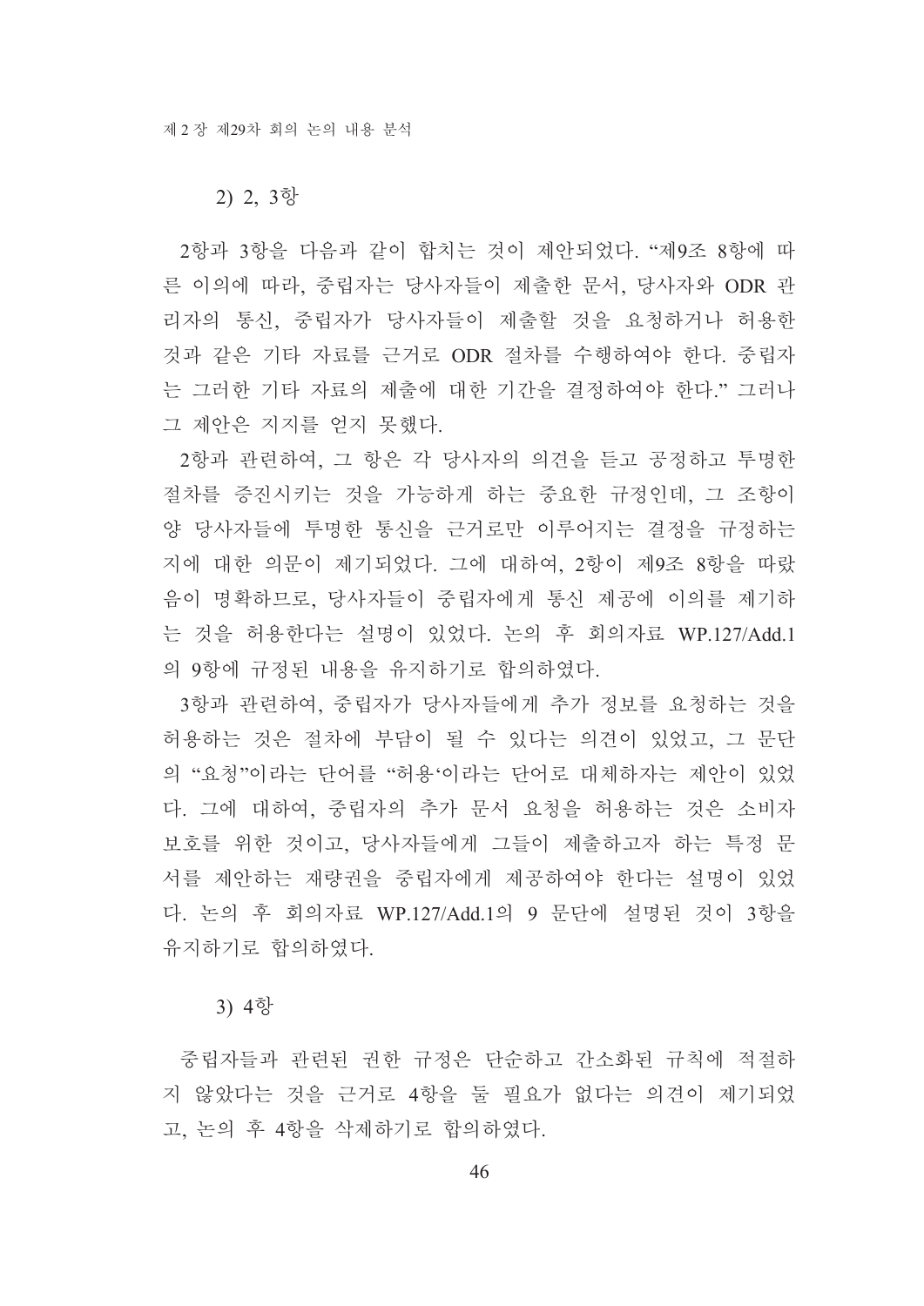### 2) 2, 3항

2항과 3항을 다음과 같이 합치는 것이 제안되었다. "제9조 8항에 따른 이의에 따라, 중립자는 당사자들이 제출한 문서, 당사자와 ODR 관리자의 통신, 중립자가 당사자들이 제출할 것을 요청하거나 허용한 것과 같은 기타 자료를 근거로 ODR 절차를 수행하여야 한다. 중립자는 그러한 기타 자료의 제출에 대한 기간을 결정하여야 한다." 그러나 그 제안은 지지를 얻지 못했다.

2항과 관련하여, 그 항은 각 당사자의 의견을 듣고 공정하고 투명한 절차를 증진시키는 것을 가능하게 하는 중요한 규정인데, 그 조항이 양 당사자들에 투명한 통신을 근거로만 이루어지는 결정을 규정하는지에 대한 의문이 제기되었다. 그에 대하여, 2항이 제9조 8항을 따랐음이 명확하므로, 당사자들이 중립자에게 통신 제공에 이의를 제기하는 것을 허용한다는 설명이 있었다. 논의 후 회의자료 WP.127/Add.1의 9항에 규정된 내용을 유지하기로 합의하였다.

3항과 관련하여, 중립자가 당사자들에게 추가 정보를 요청하는 것을 허용하는 것은 절차에 부담이 될 수 있다는 의견이 있었고, 그 문단의 "요청"이라는 단어를 "허용'이라는 단어로 대체하자는 제안이 있었다. 그에 대하여, 중립자의 추가 문서 요청을 허용하는 것은 소비자 보호를 위한 것이고, 당사자들에게 그들이 제출하고자 하는 특정 문서를 제안하는 재량권을 중립자에게 제공하여야 한다는 설명이 있었다. 논의 후 회의자료 WP.127/Add.1의 9 문단에 설명된 것이 3항을 유지하기로 합의하였다.

### 3) 4항

중립자들과 관련된 권한 규정은 단순하고 간소화된 규칙에 적절하지 않았다는 것을 근거로 4항을 둘 필요가 없다는 의견이 제기되었고, 논의 후 4항을 삭제하기로 합의하였다.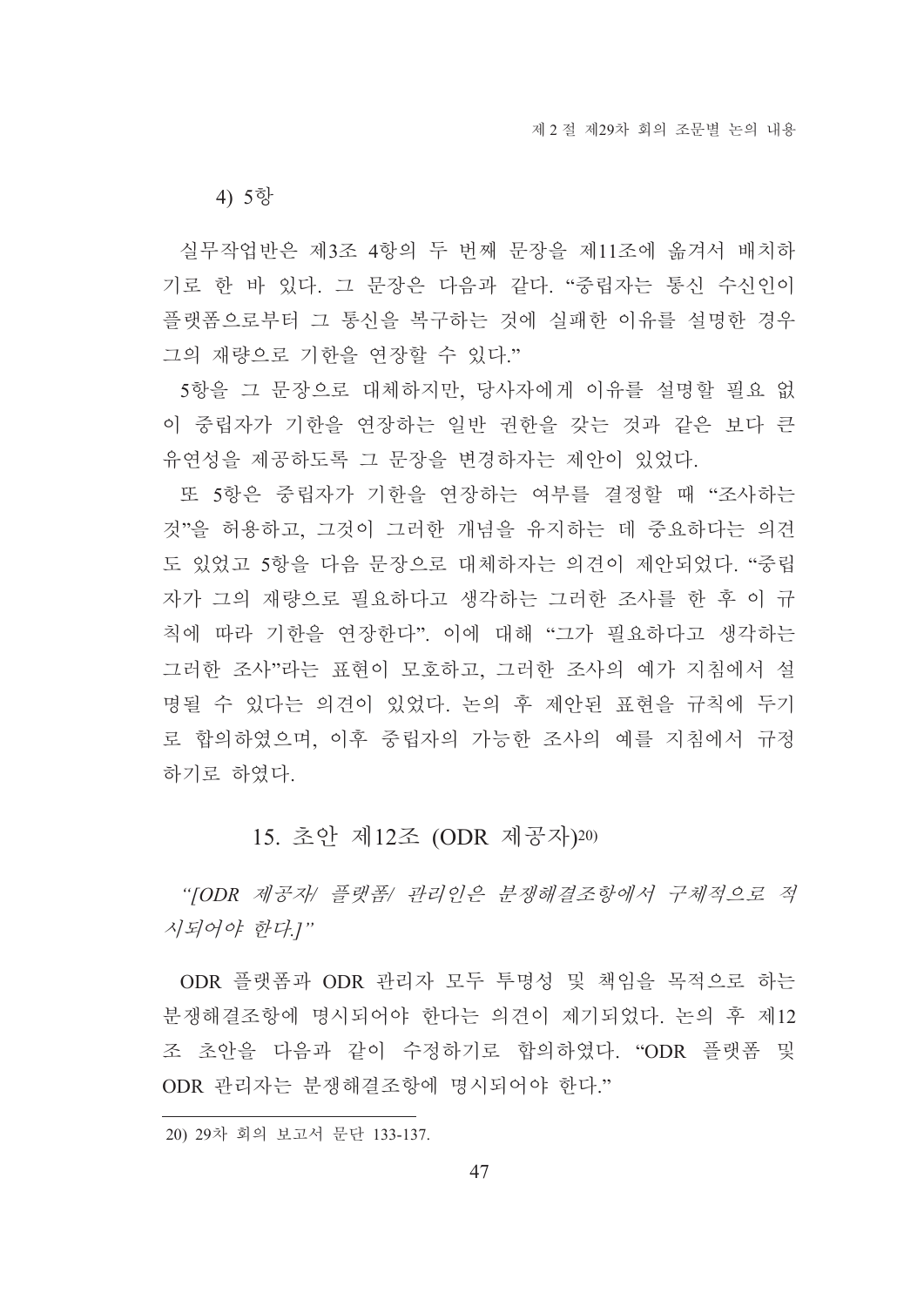4) 5항

실무작업반은 제3조 4항의 두 번째 문장을 제11조에 옮겨서 배치하기로 한 바 있다. 그 문장은 다음과 같다. “중립자는 통신 수신인이 플랫폼으로부터 그 통신을 복구하는 것에 실패한 이유를 설명한 경우 그의 재량으로 기한을 연장할 수 있다.”

5항을 그 문장으로 대체하지만, 당사자에게 이유를 설명할 필요 없이 중립자가 기한을 연장하는 일반 권한을 갖는 것과 같은 보다 큰 유연성을 제공하도록 그 문장을 변경하자는 제안이 있었다.

또 5항은 중립자가 기한을 연장하는 여부를 결정할 때 “조사하는 것”을 허용하고, 그것이 그러한 개념을 유지하는 데 중요하다는 의견도 있었고 5항을 다음 문장으로 대체하자는 의견이 제안되었다. “중립자가 그의 재량으로 필요하다고 생각하는 그러한 조사를 한 후 이 규칙에 따라 기한을 연장한다”. 이에 대해 “그가 필요하다고 생각하는 그러한 조사”라는 표현이 모호하고, 그러한 조사의 예가 지침에서 설명될 수 있다는 의견이 있었다. 논의 후 제안된 표현을 규칙에 두기로 합의하였으며, 이후 중립자의 가능한 조사의 예를 지침에서 규정하기로 하였다.

## 15. 초안 제12조 (ODR 제공자)[20]

*“[ODR 제공자/ 플랫폼/ 관리인은 분쟁해결조항에서 구체적으로 적시되어야 한다.]”*

ODR 플랫폼과 ODR 관리자 모두 투명성 및 책임을 목적으로 하는 분쟁해결조항에 명시되어야 한다는 의견이 제기되었다. 논의 후 제12조 초안을 다음과 같이 수정하기로 합의하였다. “ODR 플랫폼 및 ODR 관리자는 분쟁해결조항에 명시되어야 한다.”

---

20) 29차 회의 보고서 문단 133-137.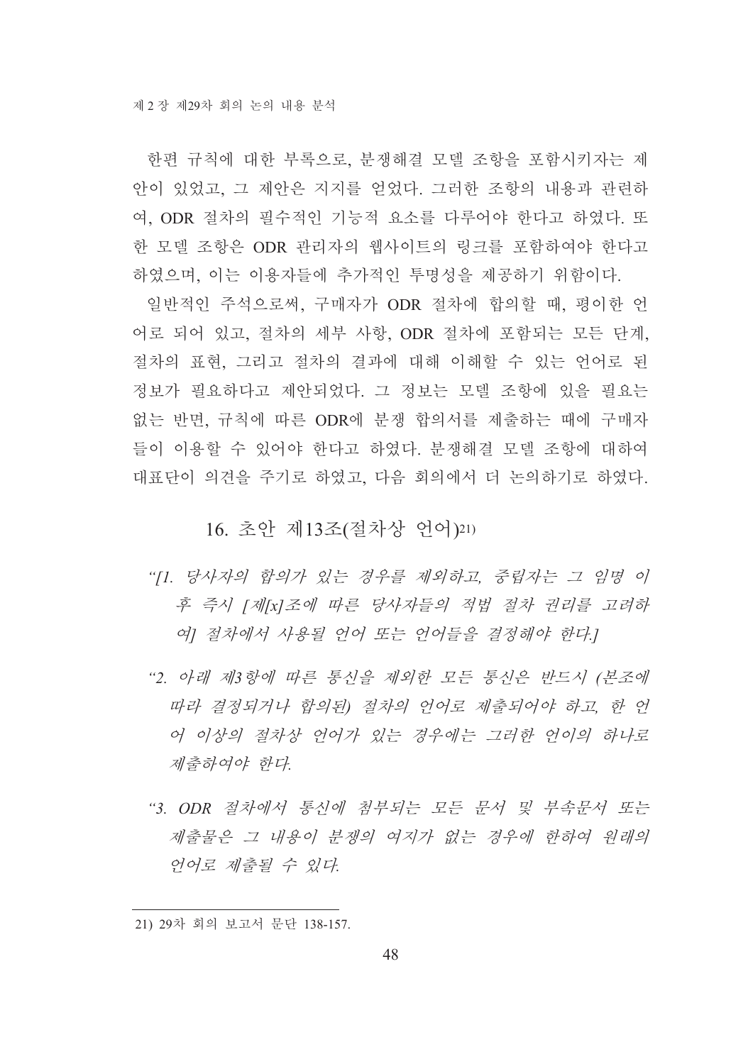한편 규칙에 대한 부록으로, 분쟁해결 모델 조항을 포함시키자는 제안이 있었고, 그 제안은 지지를 얻었다. 그러한 조항의 내용과 관련하여, ODR 절차의 필수적인 기능적 요소를 다루어야 한다고 하였다. 또한 모델 조항은 ODR 관리자의 웹사이트의 링크를 포함하여야 한다고 하였으며, 이는 이용자들에 추가적인 투명성을 제공하기 위함이다.

일반적인 주석으로써, 구매자가 ODR 절차에 합의할 때, 평이한 언어로 되어 있고, 절차의 세부 사항, ODR 절차에 포함되는 모든 단계, 절차의 표현, 그리고 절차의 결과에 대해 이해할 수 있는 언어로 된 정보가 필요하다고 제안되었다. 그 정보는 모델 조항에 있을 필요는 없는 반면, 규칙에 따른 ODR에 분쟁 합의서를 제출하는 때에 구매자들이 이용할 수 있어야 한다고 하였다. 분쟁해결 모델 조항에 대하여 대표단이 의견을 주기로 하였고, 다음 회의에서 더 논의하기로 하였다.

## 16. 초안 제13조(절차상 언어)[21]

*"[1. 당사자의 합의가 있는 경우를 제외하고, 중립자는 그 임명 이후 즉시 [제[x]조에 따른 당사자들의 적법 절차 권리를 고려하여] 절차에서 사용될 언어 또는 언어들을 결정해야 한다.]*

*"2. 아래 제3항에 따른 통신을 제외한 모든 통신은 반드시 (본조에 따라 결정되거나 합의된) 절차의 언어로 제출되어야 하고, 한 언어 이상의 절차상 언어가 있는 경우에는 그러한 언이의 하나로 제출하여야 한다.*

*"3. ODR 절차에서 통신에 첨부되는 모든 문서 및 부속문서 또는 제출물은 그 내용이 분쟁의 여지가 없는 경우에 한하여 원래의 언어로 제출될 수 있다.*

---

21) 29차 회의 보고서 문단 138-157.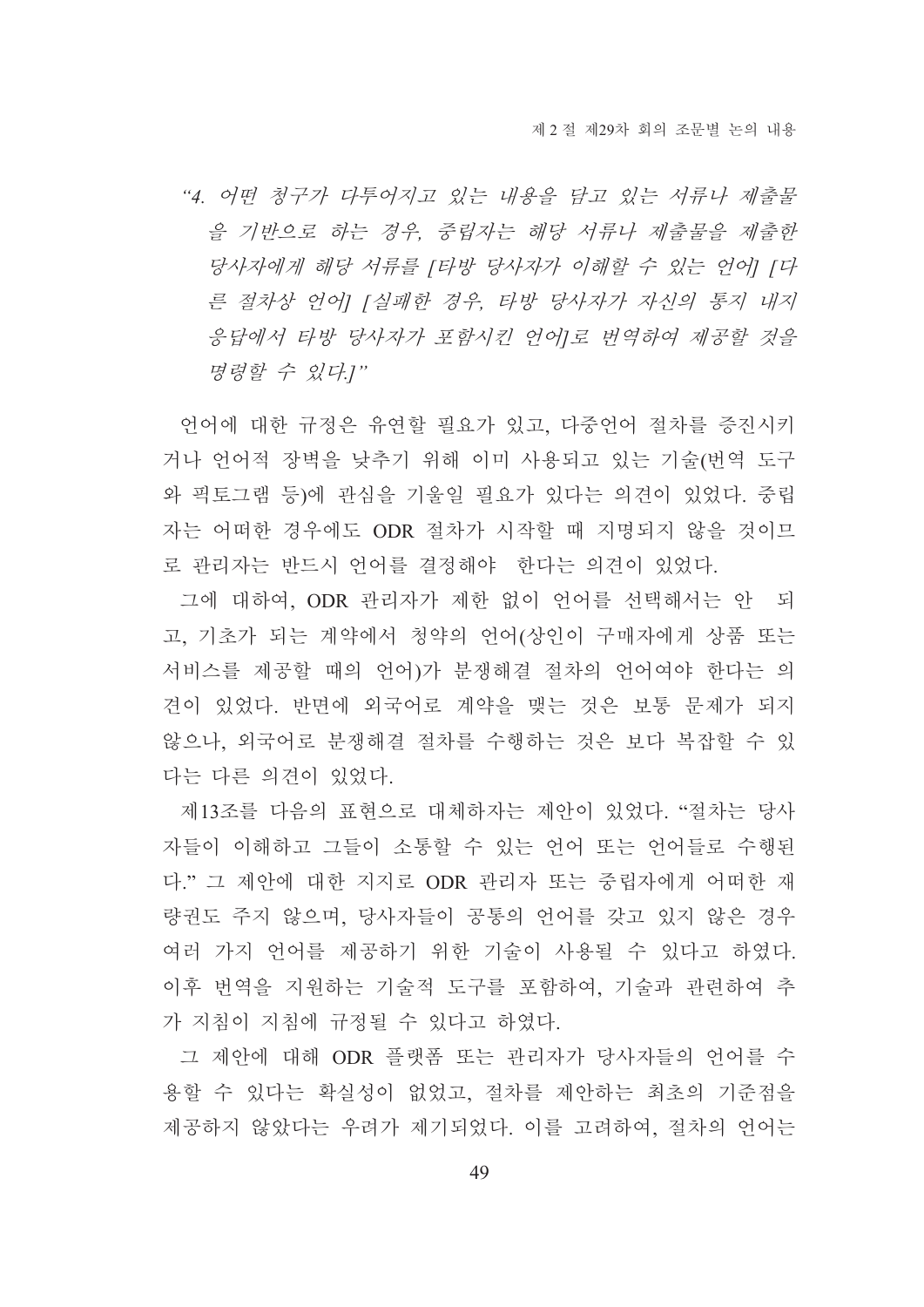*"4. 어떤 청구가 다투어지고 있는 내용을 담고 있는 서류나 제출물을 기반으로 하는 경우, 중립자는 해당 서류나 제출물을 제출한 당사자에게 해당 서류를 [타방 당사자가 이해할 수 있는 언어] [다른 절차상 언어] [실패한 경우, 타방 당사자가 자신의 통지 내지 응답에서 타방 당사자가 포함시킨 언어]로 번역하여 제공할 것을 명령할 수 있다.]"*

언어에 대한 규정은 유연할 필요가 있고, 다중언어 절차를 증진시키거나 언어적 장벽을 낮추기 위해 이미 사용되고 있는 기술(번역 도구와 픽토그램 등)에 관심을 기울일 필요가 있다는 의견이 있었다. 중립자는 어떠한 경우에도 ODR 절차가 시작할 때 지명되지 않을 것이므로 관리자는 반드시 언어를 결정해야 한다는 의견이 있었다.

그에 대하여, ODR 관리자가 제한 없이 언어를 선택해서는 안 되고, 기초가 되는 계약에서 청약의 언어(상인이 구매자에게 상품 또는 서비스를 제공할 때의 언어)가 분쟁해결 절차의 언어여야 한다는 의견이 있었다. 반면에 외국어로 계약을 맺는 것은 보통 문제가 되지 않으나, 외국어로 분쟁해결 절차를 수행하는 것은 보다 복잡할 수 있다는 다른 의견이 있었다.

제13조를 다음의 표현으로 대체하자는 제안이 있었다. "절차는 당사자들이 이해하고 그들이 소통할 수 있는 언어 또는 언어들로 수행된다." 그 제안에 대한 지지로 ODR 관리자 또는 중립자에게 어떠한 재량권도 주지 않으며, 당사자들이 공통의 언어를 갖고 있지 않은 경우 여러 가지 언어를 제공하기 위한 기술이 사용될 수 있다고 하였다. 이후 번역을 지원하는 기술적 도구를 포함하여, 기술과 관련하여 추가 지침이 지침에 규정될 수 있다고 하였다.

그 제안에 대해 ODR 플랫폼 또는 관리자가 당사자들의 언어를 수용할 수 있다는 확실성이 없었고, 절차를 제안하는 최초의 기준점을 제공하지 않았다는 우려가 제기되었다. 이를 고려하여, 절차의 언어는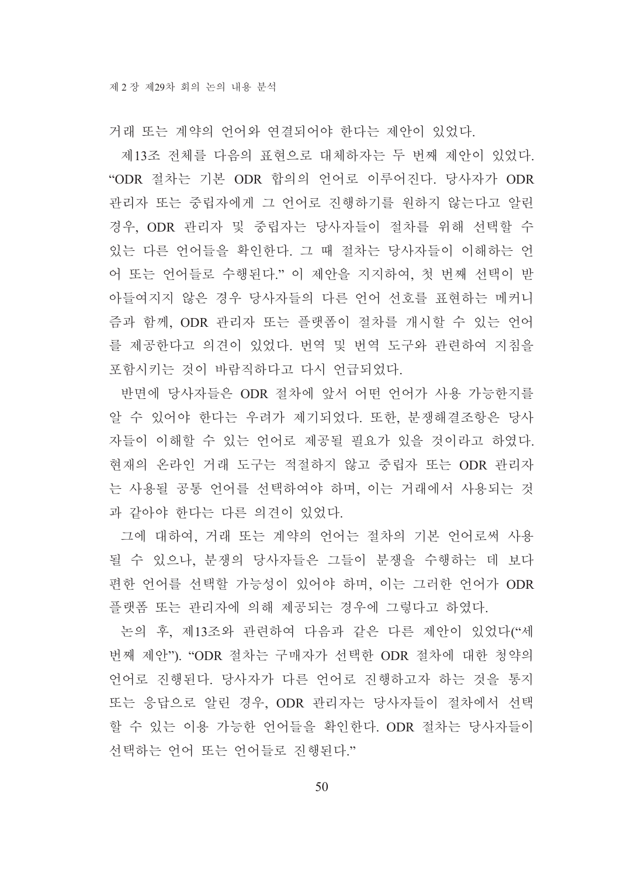거래 또는 계약의 언어와 연결되어야 한다는 제안이 있었다.

제13조 전체를 다음의 표현으로 대체하자는 두 번째 제안이 있었다. "ODR 절차는 기본 ODR 합의의 언어로 이루어진다. 당사자가 ODR 관리자 또는 중립자에게 그 언어로 진행하기를 원하지 않는다고 알린 경우, ODR 관리자 및 중립자는 당사자들이 절차를 위해 선택할 수 있는 다른 언어들을 확인한다. 그 때 절차는 당사자들이 이해하는 언어 또는 언어들로 수행된다." 이 제안을 지지하여, 첫 번째 선택이 받아들여지지 않은 경우 당사자들의 다른 언어 선호를 표현하는 메커니즘과 함께, ODR 관리자 또는 플랫폼이 절차를 개시할 수 있는 언어를 제공한다고 의견이 있었다. 번역 및 번역 도구와 관련하여 지침을 포함시키는 것이 바람직하다고 다시 언급되었다.

반면에 당사자들은 ODR 절차에 앞서 어떤 언어가 사용 가능한지를 알 수 있어야 한다는 우려가 제기되었다. 또한, 분쟁해결조항은 당사자들이 이해할 수 있는 언어로 제공될 필요가 있을 것이라고 하였다. 현재의 온라인 거래 도구는 적절하지 않고 중립자 또는 ODR 관리자는 사용될 공통 언어를 선택하여야 하며, 이는 거래에서 사용되는 것과 같아야 한다는 다른 의견이 있었다.

그에 대하여, 거래 또는 계약의 언어는 절차의 기본 언어로써 사용될 수 있으나, 분쟁의 당사자들은 그들이 분쟁을 수행하는 데 보다 편한 언어를 선택할 가능성이 있어야 하며, 이는 그러한 언어가 ODR 플랫폼 또는 관리자에 의해 제공되는 경우에 그렇다고 하였다.

논의 후, 제13조와 관련하여 다음과 같은 다른 제안이 있었다("세 번째 제안"). "ODR 절차는 구매자가 선택한 ODR 절차에 대한 청약의 언어로 진행된다. 당사자가 다른 언어로 진행하고자 하는 것을 통지 또는 응답으로 알린 경우, ODR 관리자는 당사자들이 절차에서 선택할 수 있는 이용 가능한 언어들을 확인한다. ODR 절차는 당사자들이 선택하는 언어 또는 언어들로 진행된다."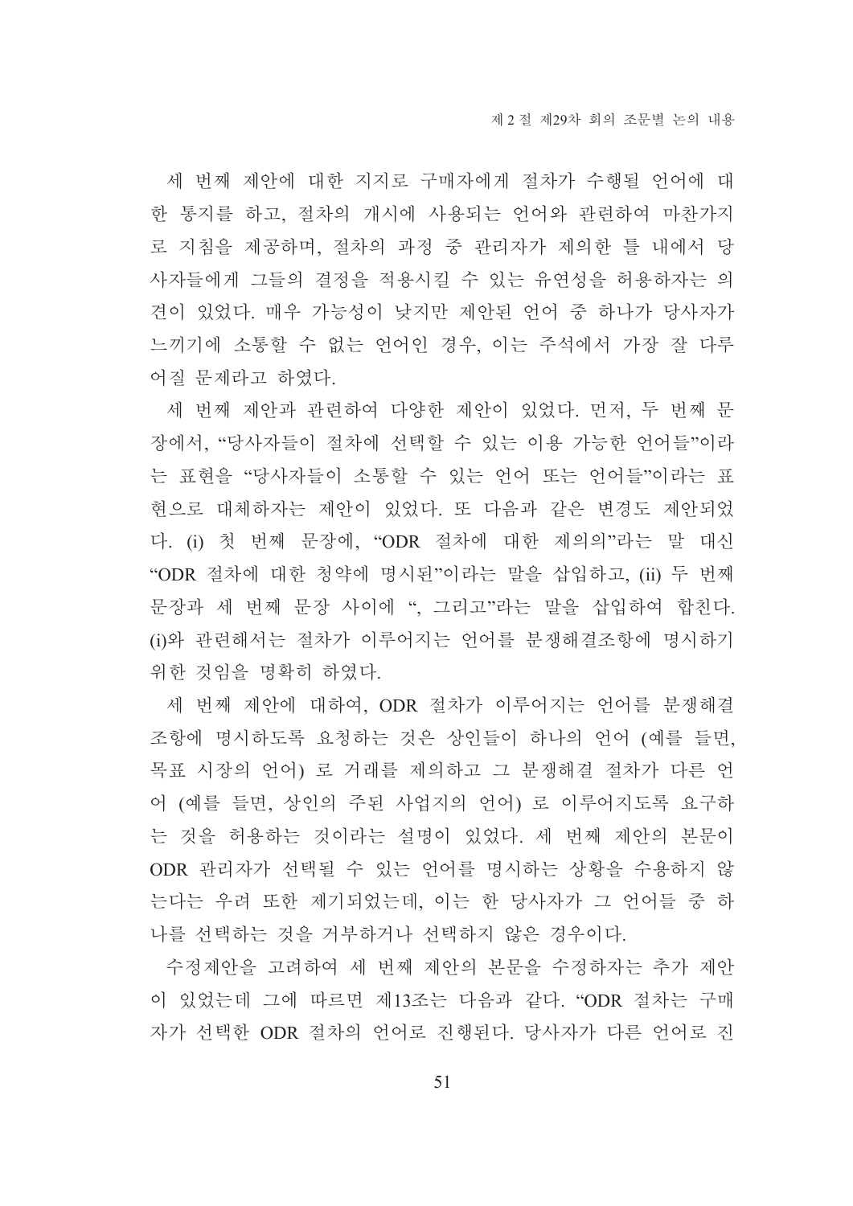세 번째 제안에 대한 지지로 구매자에게 절차가 수행될 언어에 대한 통지를 하고, 절차의 개시에 사용되는 언어와 관련하여 마찬가지로 지침을 제공하며, 절차의 과정 중 관리자가 제의한 틀 내에서 당사자들에게 그들의 결정을 적용시킬 수 있는 유연성을 허용하자는 의견이 있었다. 매우 가능성이 낮지만 제안된 언어 중 하나가 당사자가 느끼기에 소통할 수 없는 언어인 경우, 이는 주석에서 가장 잘 다루어질 문제라고 하였다.

세 번째 제안과 관련하여 다양한 제안이 있었다. 먼저, 두 번째 문장에서, "당사자들이 절차에 선택할 수 있는 이용 가능한 언어들"이라는 표현을 "당사자들이 소통할 수 있는 언어 또는 언어들"이라는 표현으로 대체하자는 제안이 있었다. 또 다음과 같은 변경도 제안되었다. (i) 첫 번째 문장에, "ODR 절차에 대한 제의의"라는 말 대신 "ODR 절차에 대한 청약에 명시된"이라는 말을 삽입하고, (ii) 두 번째 문장과 세 번째 문장 사이에 ", 그리고"라는 말을 삽입하여 합친다. (i)와 관련해서는 절차가 이루어지는 언어를 분쟁해결조항에 명시하기 위한 것임을 명확히 하였다.

세 번째 제안에 대하여, ODR 절차가 이루어지는 언어를 분쟁해결조항에 명시하도록 요청하는 것은 상인들이 하나의 언어 (예를 들면, 목표 시장의 언어) 로 거래를 제의하고 그 분쟁해결 절차가 다른 언어 (예를 들면, 상인의 주된 사업지의 언어) 로 이루어지도록 요구하는 것을 허용하는 것이라는 설명이 있었다. 세 번째 제안의 본문이 ODR 관리자가 선택될 수 있는 언어를 명시하는 상황을 수용하지 않는다는 우려 또한 제기되었는데, 이는 한 당사자가 그 언어들 중 하나를 선택하는 것을 거부하거나 선택하지 않은 경우이다.

수정제안을 고려하여 세 번째 제안의 본문을 수정하자는 추가 제안이 있었는데 그에 따르면 제13조는 다음과 같다. "ODR 절차는 구매자가 선택한 ODR 절차의 언어로 진행된다. 당사자가 다른 언어로 진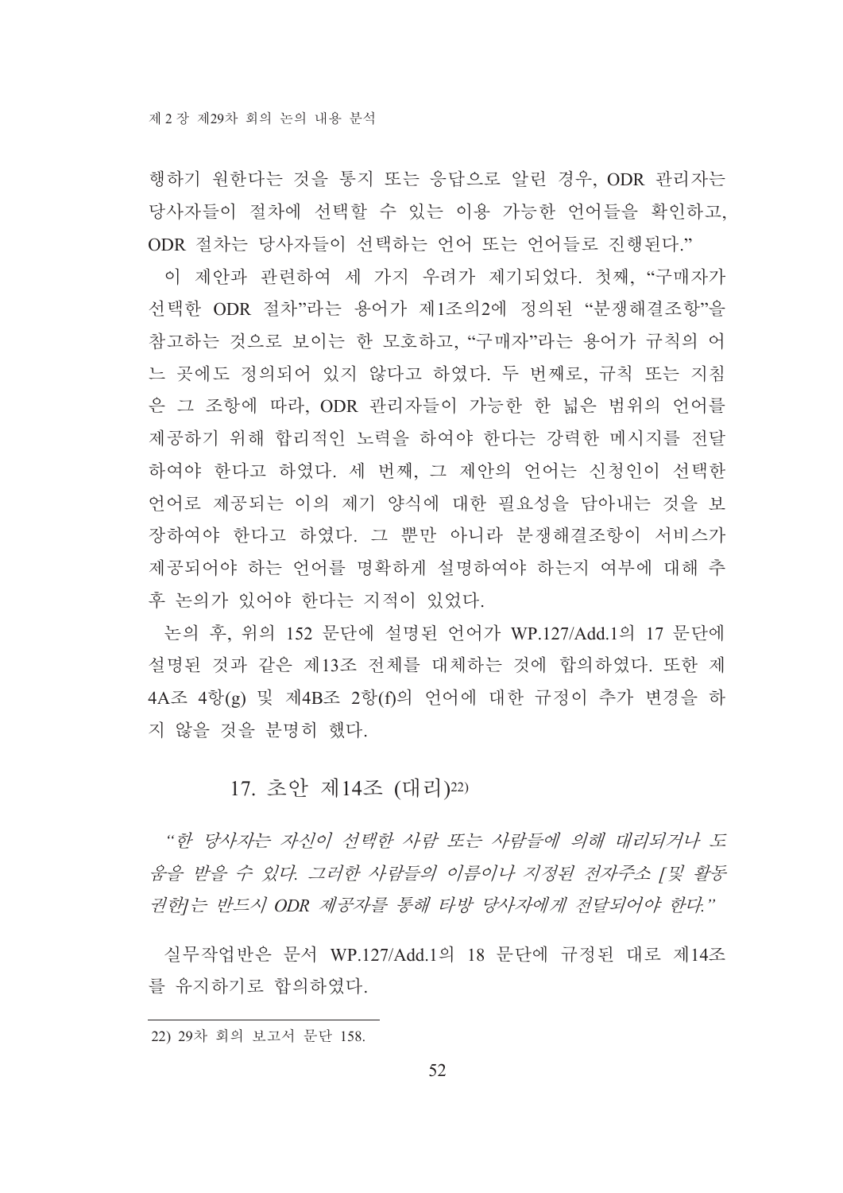행하기 원한다는 것을 통지 또는 응답으로 알린 경우, ODR 관리자는 당사자들이 절차에 선택할 수 있는 이용 가능한 언어들을 확인하고, ODR 절차는 당사자들이 선택하는 언어 또는 언어들로 진행된다."

이 제안과 관련하여 세 가지 우려가 제기되었다. 첫째, "구매자가 선택한 ODR 절차"라는 용어가 제1조의2에 정의된 "분쟁해결조항"을 참고하는 것으로 보이는 한 모호하고, "구매자"라는 용어가 규칙의 어느 곳에도 정의되어 있지 않다고 하였다. 두 번째로, 규칙 또는 지침은 그 조항에 따라, ODR 관리자들이 가능한 한 넓은 범위의 언어를 제공하기 위해 합리적인 노력을 하여야 한다는 강력한 메시지를 전달하여야 한다고 하였다. 세 번째, 그 제안의 언어는 신청인이 선택한 언어로 제공되는 이의 제기 양식에 대한 필요성을 담아내는 것을 보장하여야 한다고 하였다. 그 뿐만 아니라 분쟁해결조항이 서비스가 제공되어야 하는 언어를 명확하게 설명하여야 하는지 여부에 대해 추후 논의가 있어야 한다는 지적이 있었다.

논의 후, 위의 152 문단에 설명된 언어가 WP.127/Add.1의 17 문단에 설명된 것과 같은 제13조 전체를 대체하는 것에 합의하였다. 또한 제4A조 4항(g) 및 제4B조 2항(f)의 언어에 대한 규정이 추가 변경을 하지 않을 것을 분명히 했다.

## 17. 초안 제14조 (대리)[22]

*"한 당사자는 자신이 선택한 사람 또는 사람들에 의해 대리되거나 도움을 받을 수 있다. 그러한 사람들의 이름이나 지정된 전자주소 [및 활동 권한]는 반드시 ODR 제공자를 통해 타방 당사자에게 전달되어야 한다."*

실무작업반은 문서 WP.127/Add.1의 18 문단에 규정된 대로 제14조를 유지하기로 합의하였다.

---

22) 29차 회의 보고서 문단 158.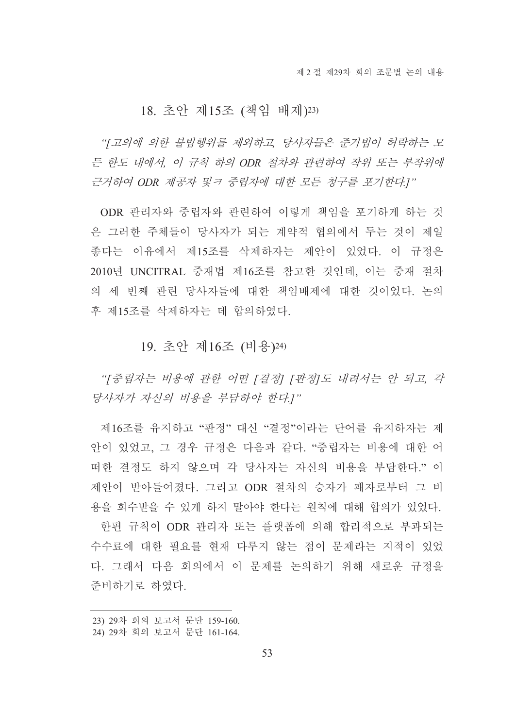## 18. 초안 제15조 (책임 배제)23)

*"[고의에 의한 불법행위를 제외하고, 당사자들은 준거법이 허락하는 모든 한도 내에서, 이 규칙 하의 ODR 절차와 관련하여 작위 또는 부작위에 근거하여 ODR 제공자 및ㅋ 중립자에 대한 모든 청구를 포기한다.]"*

ODR 관리자와 중립자와 관련하여 이렇게 책임을 포기하게 하는 것은 그러한 주체들이 당사자가 되는 계약적 협의에서 두는 것이 제일 좋다는 이유에서 제15조를 삭제하자는 제안이 있었다. 이 규정은 2010년 UNCITRAL 중재법 제16조를 참고한 것인데, 이는 중재 절차의 세 번째 관련 당사자들에 대한 책임배제에 대한 것이었다. 논의 후 제15조를 삭제하자는 데 합의하였다.

## 19. 초안 제16조 (비용)24)

*"[중립자는 비용에 관한 어떤 [결정] [판정]도 내려서는 안 되고, 각 당사자가 자신의 비용을 부담하야 한다.]"*

제16조를 유지하고 "판정" 대신 "결정"이라는 단어를 유지하자는 제안이 있었고, 그 경우 규정은 다음과 같다. "중립자는 비용에 대한 어떠한 결정도 하지 않으며 각 당사자는 자신의 비용을 부담한다." 이 제안이 받아들여졌다. 그리고 ODR 절차의 승자가 패자로부터 그 비용을 회수받을 수 있게 하지 말아야 한다는 원칙에 대해 합의가 있었다.

한편 규칙이 ODR 관리자 또는 플랫폼에 의해 합리적으로 부과되는 수수료에 대한 필요를 현재 다루지 않는 점이 문제라는 지적이 있었다. 그래서 다음 회의에서 이 문제를 논의하기 위해 새로운 규정을 준비하기로 하였다.

---

23) 29차 회의 보고서 문단 159-160.

24) 29차 회의 보고서 문단 161-164.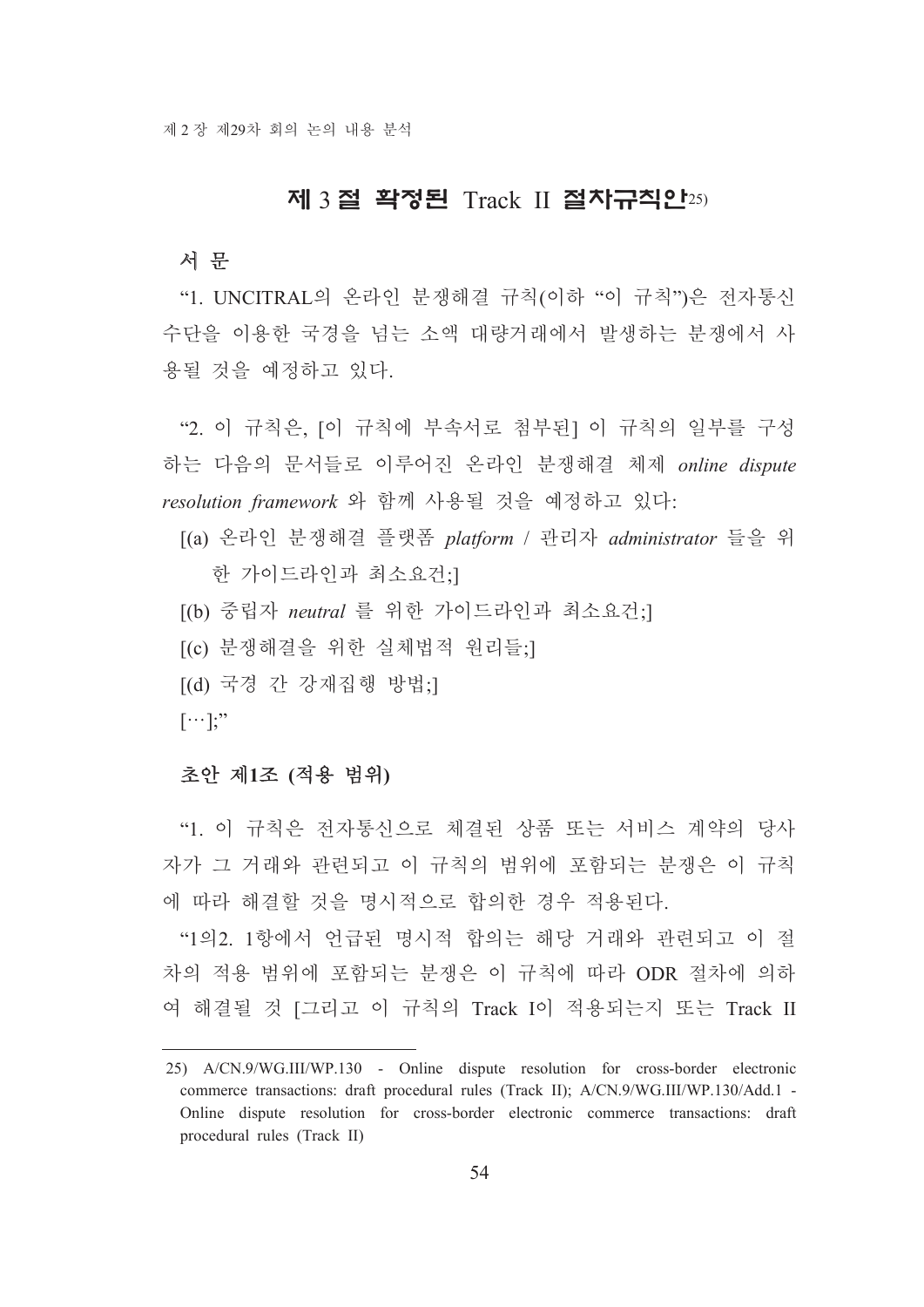## 제 3 절 확정된 Track II 절차규칙안[25]

### 서 문

"1. UNCITRAL의 온라인 분쟁해결 규칙(이하 "이 규칙")은 전자통신 수단을 이용한 국경을 넘는 소액 대량거래에서 발생하는 분쟁에서 사용될 것을 예정하고 있다.

"2. 이 규칙은, [이 규칙에 부속서로 첨부된] 이 규칙의 일부를 구성하는 다음의 문서들로 이루어진 온라인 분쟁해결 체제 *online dispute resolution framework* 와 함께 사용될 것을 예정하고 있다:

[(a) 온라인 분쟁해결 플랫폼 *platform* / 관리자 *administrator* 들을 위한 가이드라인과 최소요건;]

[(b) 중립자 *neutral* 를 위한 가이드라인과 최소요건;]

[(c) 분쟁해결을 위한 실체법적 원리들;]

[(d) 국경 간 강제집행 방법;]

[…];"

### 초안 제1조 (적용 범위)

"1. 이 규칙은 전자통신으로 체결된 상품 또는 서비스 계약의 당사자가 그 거래와 관련되고 이 규칙의 범위에 포함되는 분쟁은 이 규칙에 따라 해결할 것을 명시적으로 합의한 경우 적용된다.

"1의2. 1항에서 언급된 명시적 합의는 해당 거래와 관련되고 이 절차의 적용 범위에 포함되는 분쟁은 이 규칙에 따라 ODR 절차에 의하여 해결될 것 [그리고 이 규칙의 Track I이 적용되는지 또는 Track II

---

25) A/CN.9/WG.III/WP.130 - Online dispute resolution for cross-border electronic commerce transactions: draft procedural rules (Track II); A/CN.9/WG.III/WP.130/Add.1 - Online dispute resolution for cross-border electronic commerce transactions: draft procedural rules (Track II)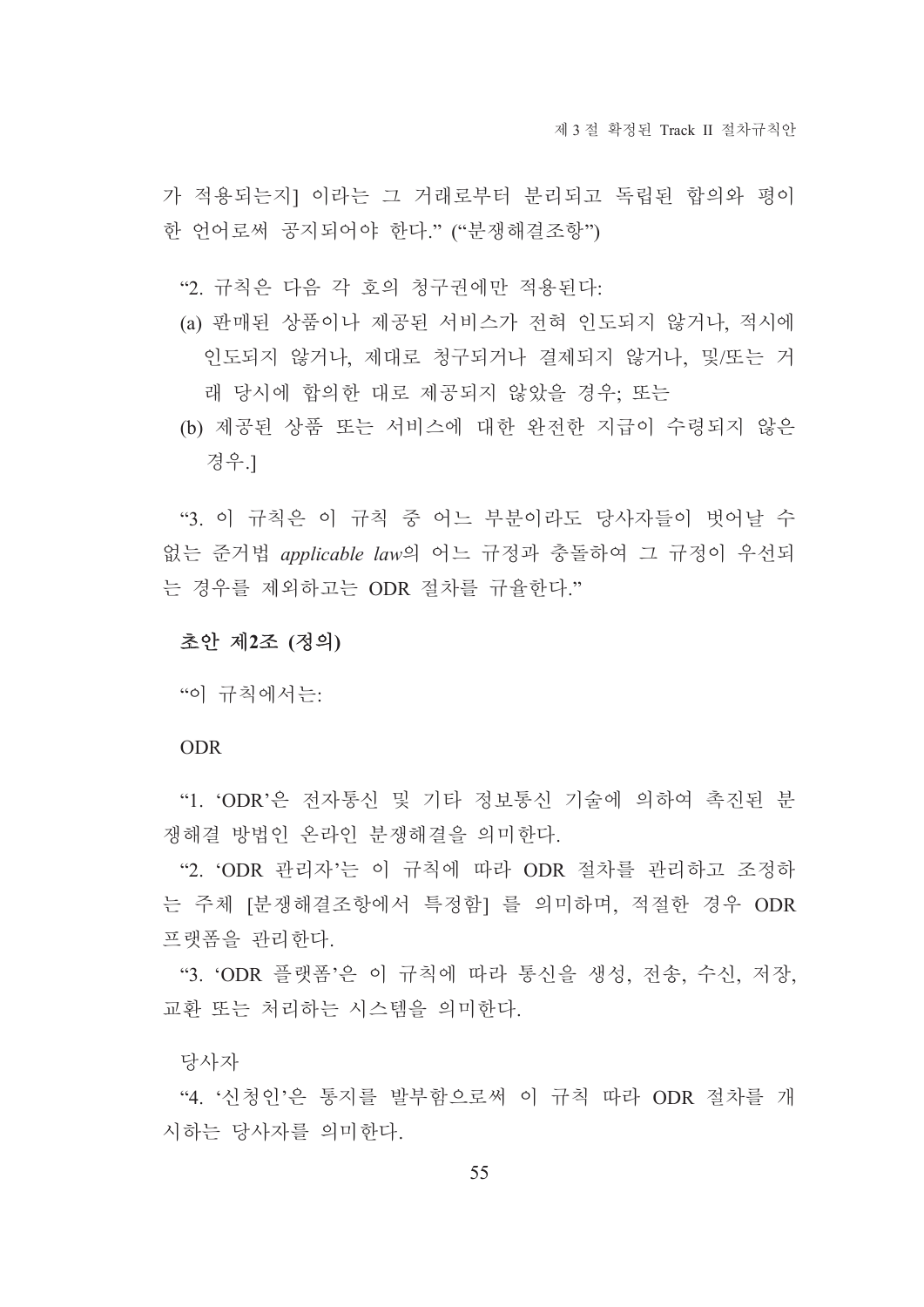가 적용되는지] 이라는 그 거래로부터 분리되고 독립된 합의와 평이한 언어로써 공지되어야 한다." ("분쟁해결조항")

"2. 규칙은 다음 각 호의 청구권에만 적용된다:

(a) 판매된 상품이나 제공된 서비스가 전혀 인도되지 않거나, 적시에 인도되지 않거나, 제대로 청구되거나 결제되지 않거나, 및/또는 거래 당시에 합의한 대로 제공되지 않았을 경우; 또는

(b) 제공된 상품 또는 서비스에 대한 완전한 지급이 수령되지 않은 경우.]

"3. 이 규칙은 이 규칙 중 어느 부분이라도 당사자들이 벗어날 수 없는 준거법 *applicable law*의 어느 규정과 충돌하여 그 규정이 우선되는 경우를 제외하고는 ODR 절차를 규율한다."

**초안 제2조 (정의)**

"이 규칙에서는:

ODR

"1. 'ODR'은 전자통신 및 기타 정보통신 기술에 의하여 촉진된 분쟁해결 방법인 온라인 분쟁해결을 의미한다.

"2. 'ODR 관리자'는 이 규칙에 따라 ODR 절차를 관리하고 조정하는 주체 [분쟁해결조항에서 특정함] 를 의미하며, 적절한 경우 ODR 프랫폼을 관리한다.

"3. 'ODR 플랫폼'은 이 규칙에 따라 통신을 생성, 전송, 수신, 저장, 교환 또는 처리하는 시스템을 의미한다.

당사자

"4. '신청인'은 통지를 발부함으로써 이 규칙 따라 ODR 절차를 개시하는 당사자를 의미한다.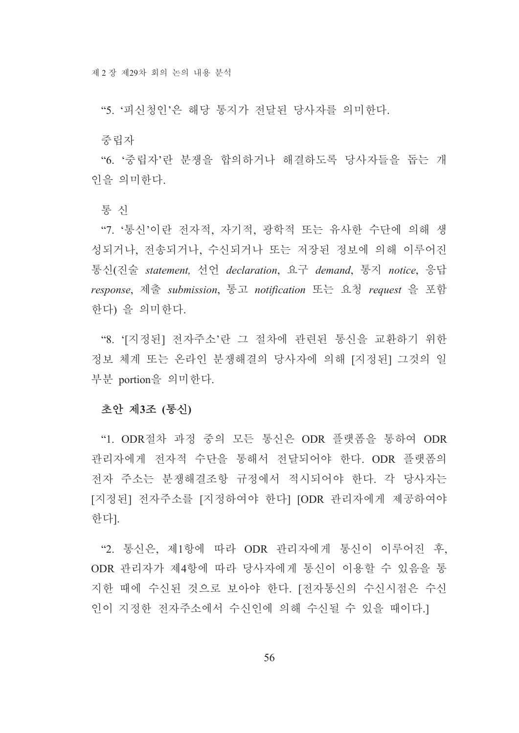"5. '피신청인'은 해당 통지가 전달된 당사자를 의미한다.

중립자

"6. '중립자'란 분쟁을 합의하거나 해결하도록 당사자들을 돕는 개인을 의미한다.

통 신

"7. '통신'이란 전자적, 자기적, 광학적 또는 유사한 수단에 의해 생성되거나, 전송되거나, 수신되거나 또는 저장된 정보에 의해 이루어진 통신(진술 *statement,* 선언 *declaration*, 요구 *demand*, 통지 *notice*, 응답 *response*, 제출 *submission*, 통고 *notification* 또는 요청 *request* 을 포함한다) 을 의미한다.

"8. '[지정된] 전자주소'란 그 절차에 관련된 통신을 교환하기 위한 정보 체계 또는 온라인 분쟁해결의 당사자에 의해 [지정된] 그것의 일부분 portion을 의미한다.

**초안 제3조 (통신)**

"1. ODR절차 과정 중의 모든 통신은 ODR 플랫폼을 통하여 ODR 관리자에게 전자적 수단을 통해서 전달되어야 한다. ODR 플랫폼의 전자 주소는 분쟁해결조항 규정에서 적시되어야 한다. 각 당사자는 [지정된] 전자주소를 [지정하여야 한다] [ODR 관리자에게 제공하여야 한다].

"2. 통신은, 제1항에 따라 ODR 관리자에게 통신이 이루어진 후, ODR 관리자가 제4항에 따라 당사자에게 통신이 이용할 수 있음을 통지한 때에 수신된 것으로 보아야 한다. [전자통신의 수신시점은 수신인이 지정한 전자주소에서 수신인에 의해 수신될 수 있을 때이다.]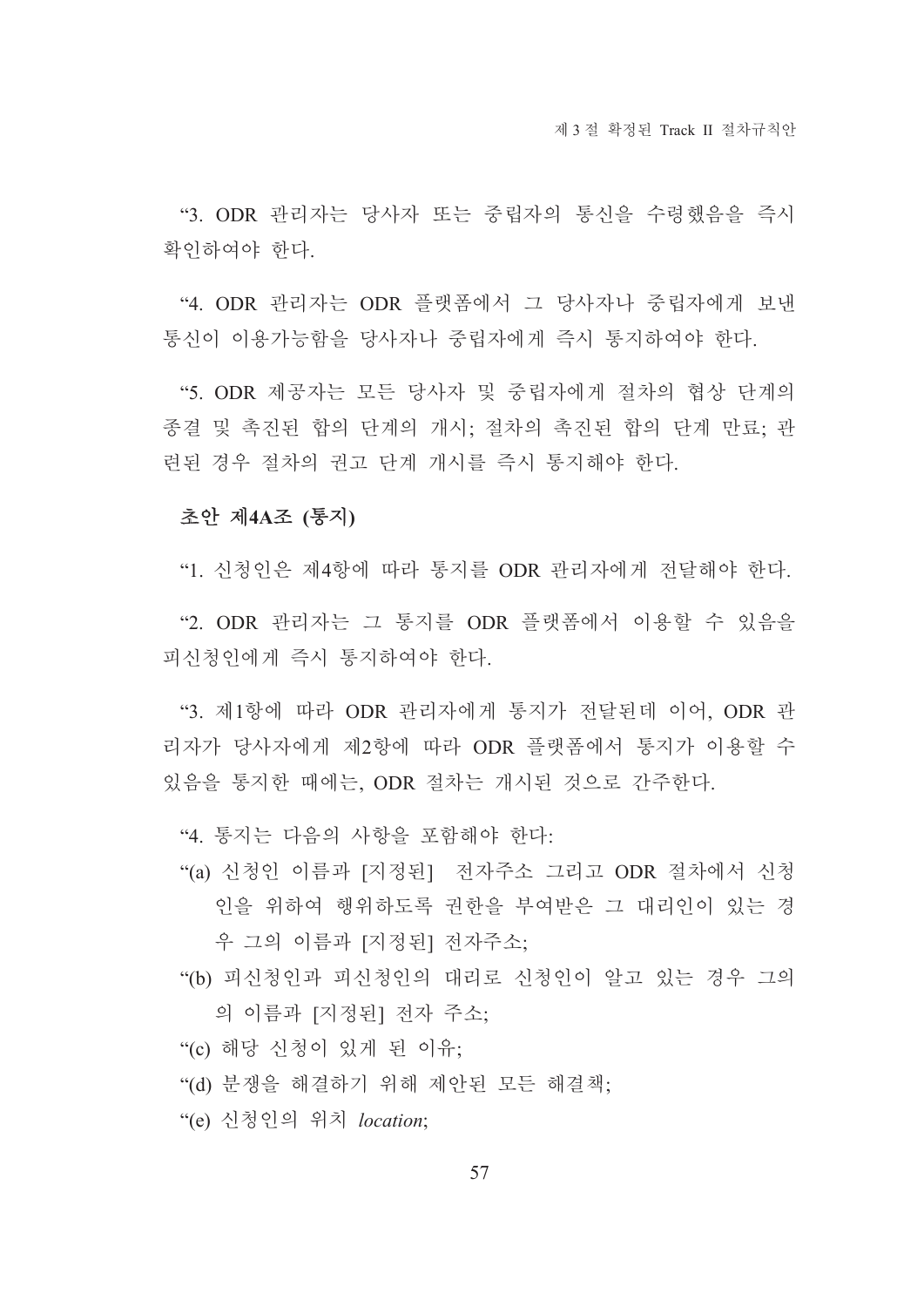“3. ODR 관리자는 당사자 또는 중립자의 통신을 수령했음을 즉시 확인하여야 한다.

“4. ODR 관리자는 ODR 플랫폼에서 그 당사자나 중립자에게 보낸 통신이 이용가능함을 당사자나 중립자에게 즉시 통지하여야 한다.

“5. ODR 제공자는 모든 당사자 및 중립자에게 절차의 협상 단계의 종결 및 촉진된 합의 단계의 개시; 절차의 촉진된 합의 단계 만료; 관련된 경우 절차의 권고 단계 개시를 즉시 통지해야 한다.

**초안 제4A조 (통지)**

“1. 신청인은 제4항에 따라 통지를 ODR 관리자에게 전달해야 한다.

“2. ODR 관리자는 그 통지를 ODR 플랫폼에서 이용할 수 있음을 피신청인에게 즉시 통지하여야 한다.

“3. 제1항에 따라 ODR 관리자에게 통지가 전달된데 이어, ODR 관리자가 당사자에게 제2항에 따라 ODR 플랫폼에서 통지가 이용할 수 있음을 통지한 때에는, ODR 절차는 개시된 것으로 간주한다.

“4. 통지는 다음의 사항을 포함해야 한다:

“(a) 신청인 이름과 [지정된] 전자주소 그리고 ODR 절차에서 신청인을 위하여 행위하도록 권한을 부여받은 그 대리인이 있는 경우 그의 이름과 [지정된] 전자주소;

“(b) 피신청인과 피신청인의 대리로 신청인이 알고 있는 경우 그의의 이름과 [지정된] 전자 주소;

“(c) 해당 신청이 있게 된 이유;

“(d) 분쟁을 해결하기 위해 제안된 모든 해결책;

“(e) 신청인의 위치 *location*;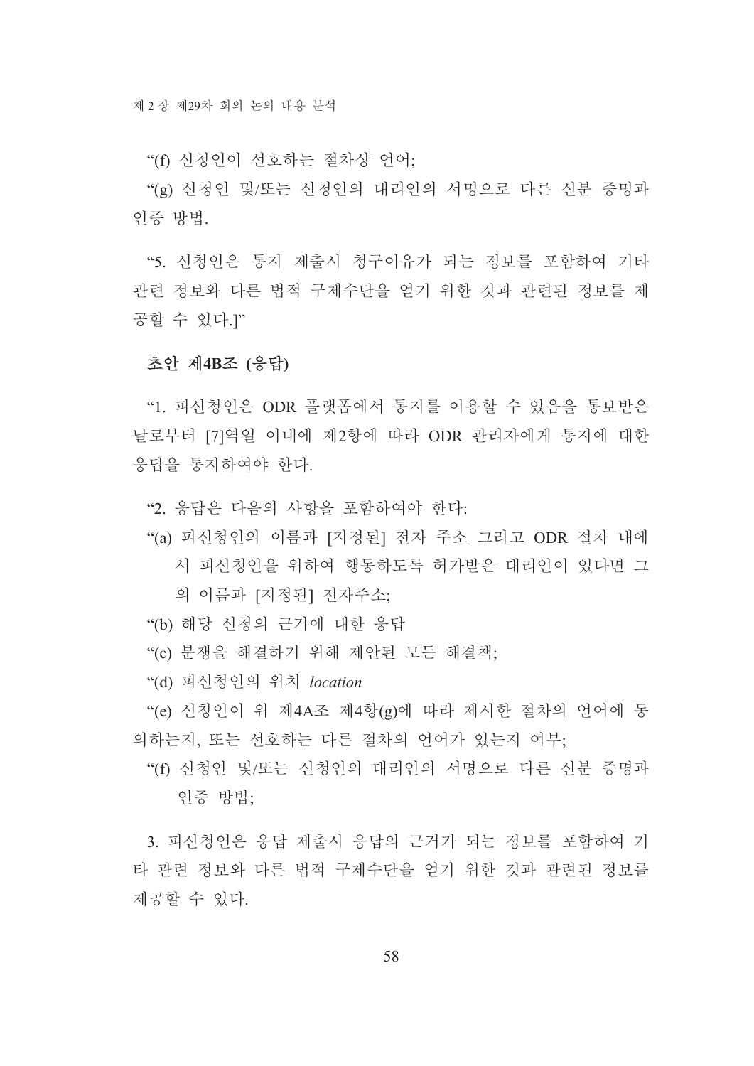"(f) 신청인이 선호하는 절차상 언어;

"(g) 신청인 및/또는 신청인의 대리인의 서명으로 다른 신분 증명과 인증 방법.

"5. 신청인은 통지 제출시 청구이유가 되는 정보를 포함하여 기타 관련 정보와 다른 법적 구제수단을 얻기 위한 것과 관련된 정보를 제공할 수 있다.]"

**초안 제4B조 (응답)**

"1. 피신청인은 ODR 플랫폼에서 통지를 이용할 수 있음을 통보받은 날로부터 [7]역일 이내에 제2항에 따라 ODR 관리자에게 통지에 대한 응답을 통지하여야 한다.

"2. 응답은 다음의 사항을 포함하여야 한다:

"(a) 피신청인의 이름과 [지정된] 전자 주소 그리고 ODR 절차 내에서 피신청인을 위하여 행동하도록 허가받은 대리인이 있다면 그의 이름과 [지정된] 전자주소;

"(b) 해당 신청의 근거에 대한 응답

"(c) 분쟁을 해결하기 위해 제안된 모든 해결책;

"(d) 피신청인의 위치 *location*

"(e) 신청인이 위 제4A조 제4항(g)에 따라 제시한 절차의 언어에 동의하는지, 또는 선호하는 다른 절차의 언어가 있는지 여부;

"(f) 신청인 및/또는 신청인의 대리인의 서명으로 다른 신분 증명과 인증 방법;

3. 피신청인은 응답 제출시 응답의 근거가 되는 정보를 포함하여 기타 관련 정보와 다른 법적 구제수단을 얻기 위한 것과 관련된 정보를 제공할 수 있다.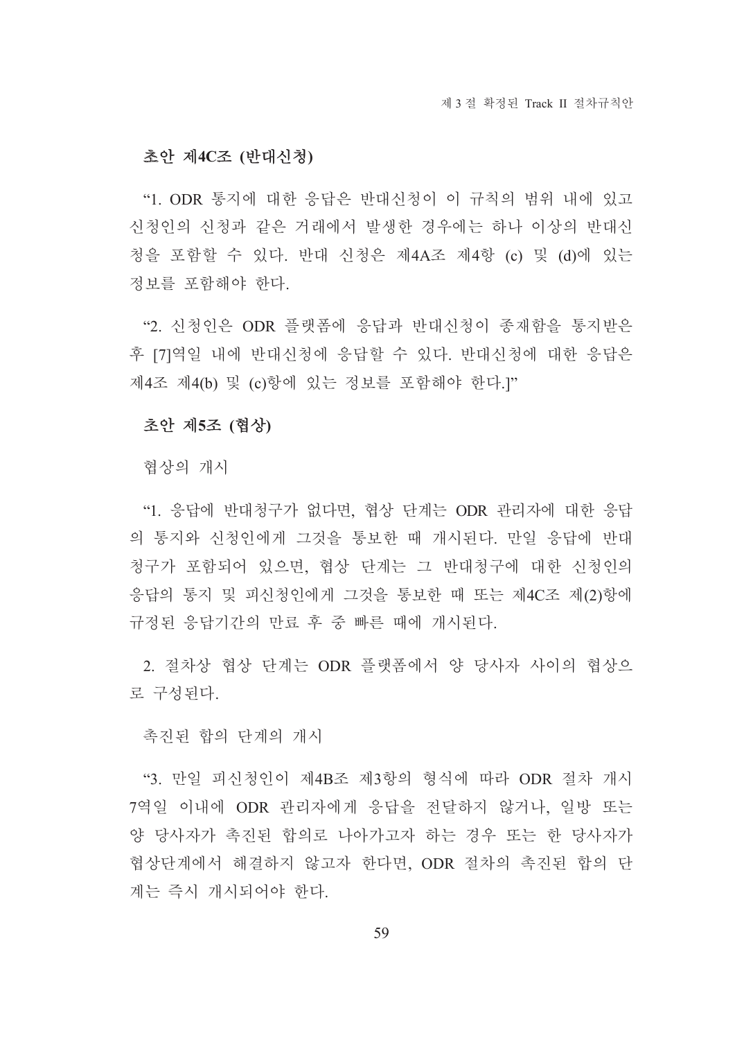### 초안 제4C조 (반대신청)

"1. ODR 통지에 대한 응답은 반대신청이 이 규칙의 범위 내에 있고 신청인의 신청과 같은 거래에서 발생한 경우에는 하나 이상의 반대신청을 포함할 수 있다. 반대 신청은 제4A조 제4항 (c) 및 (d)에 있는 정보를 포함해야 한다.

"2. 신청인은 ODR 플랫폼에 응답과 반대신청이 종재함을 통지받은 후 [7]역일 내에 반대신청에 응답할 수 있다. 반대신청에 대한 응답은 제4조 제4(b) 및 (c)항에 있는 정보를 포함해야 한다.]"

### 초안 제5조 (협상)

협상의 개시

"1. 응답에 반대청구가 없다면, 협상 단계는 ODR 관리자에 대한 응답의 통지와 신청인에게 그것을 통보한 때 개시된다. 만일 응답에 반대청구가 포함되어 있으면, 협상 단계는 그 반대청구에 대한 신청인의 응답의 통지 및 피신청인에게 그것을 통보한 때 또는 제4C조 제(2)항에 규정된 응답기간의 만료 후 중 빠른 때에 개시된다.

2. 절차상 협상 단계는 ODR 플랫폼에서 양 당사자 사이의 협상으로 구성된다.

촉진된 합의 단계의 개시

"3. 만일 피신청인이 제4B조 제3항의 형식에 따라 ODR 절차 개시 7역일 이내에 ODR 관리자에게 응답을 전달하지 않거나, 일방 또는 양 당사자가 촉진된 합의로 나아가고자 하는 경우 또는 한 당사자가 협상단계에서 해결하지 않고자 한다면, ODR 절차의 촉진된 합의 단계는 즉시 개시되어야 한다.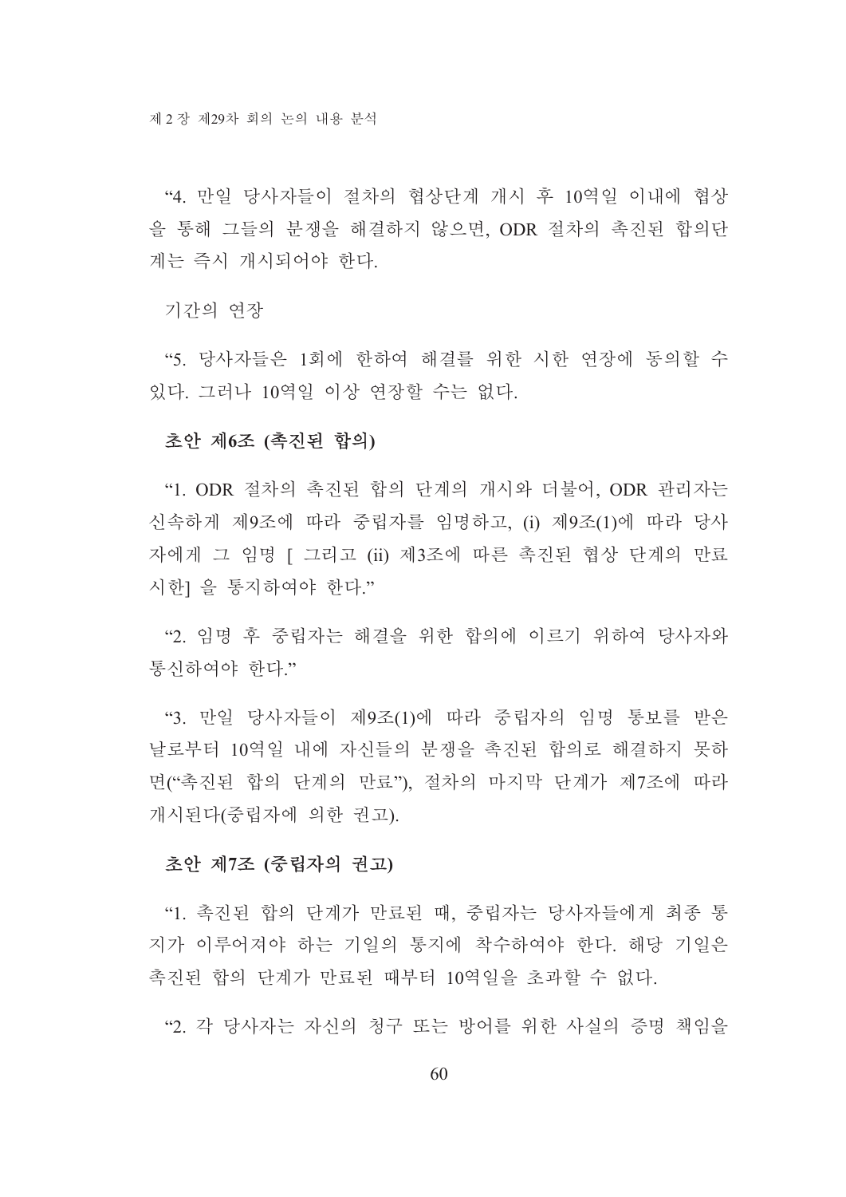"4. 만일 당사자들이 절차의 협상단계 개시 후 10역일 이내에 협상을 통해 그들의 분쟁을 해결하지 않으면, ODR 절차의 촉진된 합의단계는 즉시 개시되어야 한다.

기간의 연장

"5. 당사자들은 1회에 한하여 해결를 위한 시한 연장에 동의할 수 있다. 그러나 10역일 이상 연장할 수는 없다.

**초안 제6조 (촉진된 합의)**

"1. ODR 절차의 촉진된 합의 단계의 개시와 더불어, ODR 관리자는 신속하게 제9조에 따라 중립자를 임명하고, (i) 제9조(1)에 따라 당사자에게 그 임명 [ 그리고 (ii) 제3조에 따른 촉진된 협상 단계의 만료 시한] 을 통지하여야 한다."

"2. 임명 후 중립자는 해결을 위한 합의에 이르기 위하여 당사자와 통신하여야 한다."

"3. 만일 당사자들이 제9조(1)에 따라 중립자의 임명 통보를 받은 날로부터 10역일 내에 자신들의 분쟁을 촉진된 합의로 해결하지 못하면("촉진된 합의 단계의 만료"), 절차의 마지막 단계가 제7조에 따라 개시된다(중립자에 의한 권고).

**초안 제7조 (중립자의 권고)**

"1. 촉진된 합의 단계가 만료된 때, 중립자는 당사자들에게 최종 통지가 이루어져야 하는 기일의 통지에 착수하여야 한다. 해당 기일은 촉진된 합의 단계가 만료된 때부터 10역일을 초과할 수 없다.

"2. 각 당사자는 자신의 청구 또는 방어를 위한 사실의 증명 책임을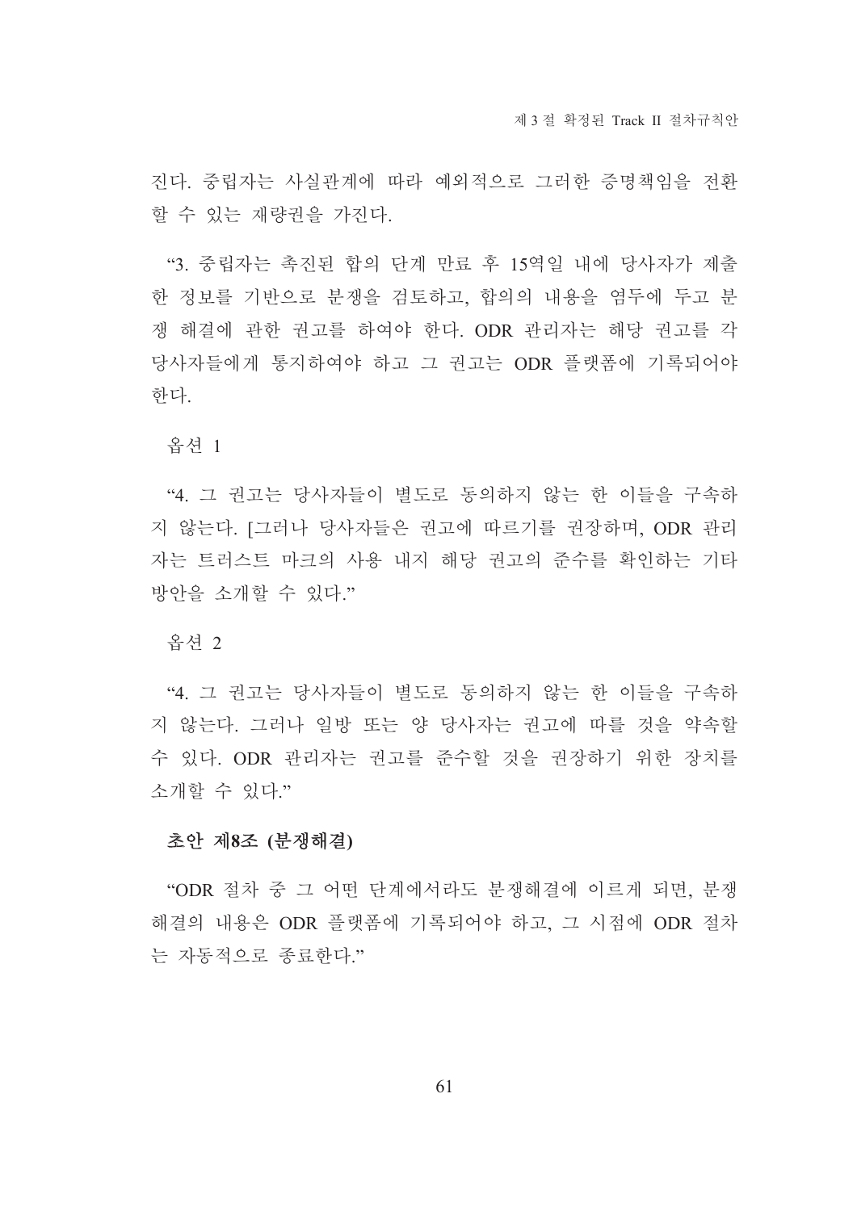진다. 중립자는 사실관계에 따라 예외적으로 그러한 증명책임을 전환할 수 있는 재량권을 가진다.

“3. 중립자는 촉진된 합의 단계 만료 후 15역일 내에 당사자가 제출한 정보를 기반으로 분쟁을 검토하고, 합의의 내용을 염두에 두고 분쟁 해결에 관한 권고를 하여야 한다. ODR 관리자는 해당 권고를 각 당사자들에게 통지하여야 하고 그 권고는 ODR 플랫폼에 기록되어야 한다.

옵션 1

“4. 그 권고는 당사자들이 별도로 동의하지 않는 한 이들을 구속하지 않는다. [그러나 당사자들은 권고에 따르기를 권장하며, ODR 관리자는 트러스트 마크의 사용 내지 해당 권고의 준수를 확인하는 기타 방안을 소개할 수 있다.”

옵션 2

“4. 그 권고는 당사자들이 별도로 동의하지 않는 한 이들을 구속하지 않는다. 그러나 일방 또는 양 당사자는 권고에 따를 것을 약속할 수 있다. ODR 관리자는 권고를 준수할 것을 권장하기 위한 장치를 소개할 수 있다.”

**초안 제8조 (분쟁해결)**

“ODR 절차 중 그 어떤 단계에서라도 분쟁해결에 이르게 되면, 분쟁해결의 내용은 ODR 플랫폼에 기록되어야 하고, 그 시점에 ODR 절차는 자동적으로 종료한다.”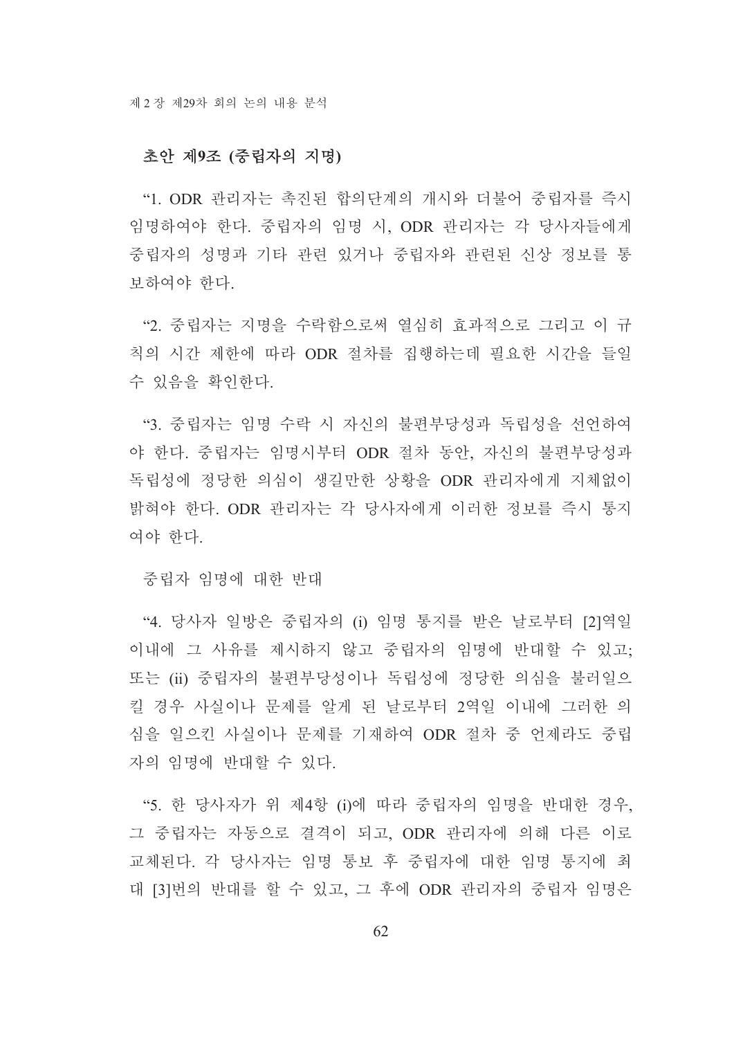### 초안 제9조 (중립자의 지명)

“1. ODR 관리자는 촉진된 합의단계의 개시와 더불어 중립자를 즉시 임명하여야 한다. 중립자의 임명 시, ODR 관리자는 각 당사자들에게 중립자의 성명과 기타 관련 있거나 중립자와 관련된 신상 정보를 통보하여야 한다.

“2. 중립자는 지명을 수락함으로써 열심히 효과적으로 그리고 이 규칙의 시간 제한에 따라 ODR 절차를 집행하는데 필요한 시간을 들일 수 있음을 확인한다.

“3. 중립자는 임명 수락 시 자신의 불편부당성과 독립성을 선언하여야 한다. 중립자는 임명시부터 ODR 절차 동안, 자신의 불편부당성과 독립성에 정당한 의심이 생길만한 상황을 ODR 관리자에게 지체없이 밝혀야 한다. ODR 관리자는 각 당사자에게 이러한 정보를 즉시 통지여야 한다.

중립자 임명에 대한 반대

“4. 당사자 일방은 중립자의 (i) 임명 통지를 받은 날로부터 [2]역일 이내에 그 사유를 제시하지 않고 중립자의 임명에 반대할 수 있고; 또는 (ii) 중립자의 불편부당성이나 독립성에 정당한 의심을 불러일으킬 경우 사실이나 문제를 알게 된 날로부터 2역일 이내에 그러한 의심을 일으킨 사실이나 문제를 기재하여 ODR 절차 중 언제라도 중립자의 임명에 반대할 수 있다.

“5. 한 당사자가 위 제4항 (i)에 따라 중립자의 임명을 반대한 경우, 그 중립자는 자동으로 결격이 되고, ODR 관리자에 의해 다른 이로 교체된다. 각 당사자는 임명 통보 후 중립자에 대한 임명 통지에 최대 [3]번의 반대를 할 수 있고, 그 후에 ODR 관리자의 중립자 임명은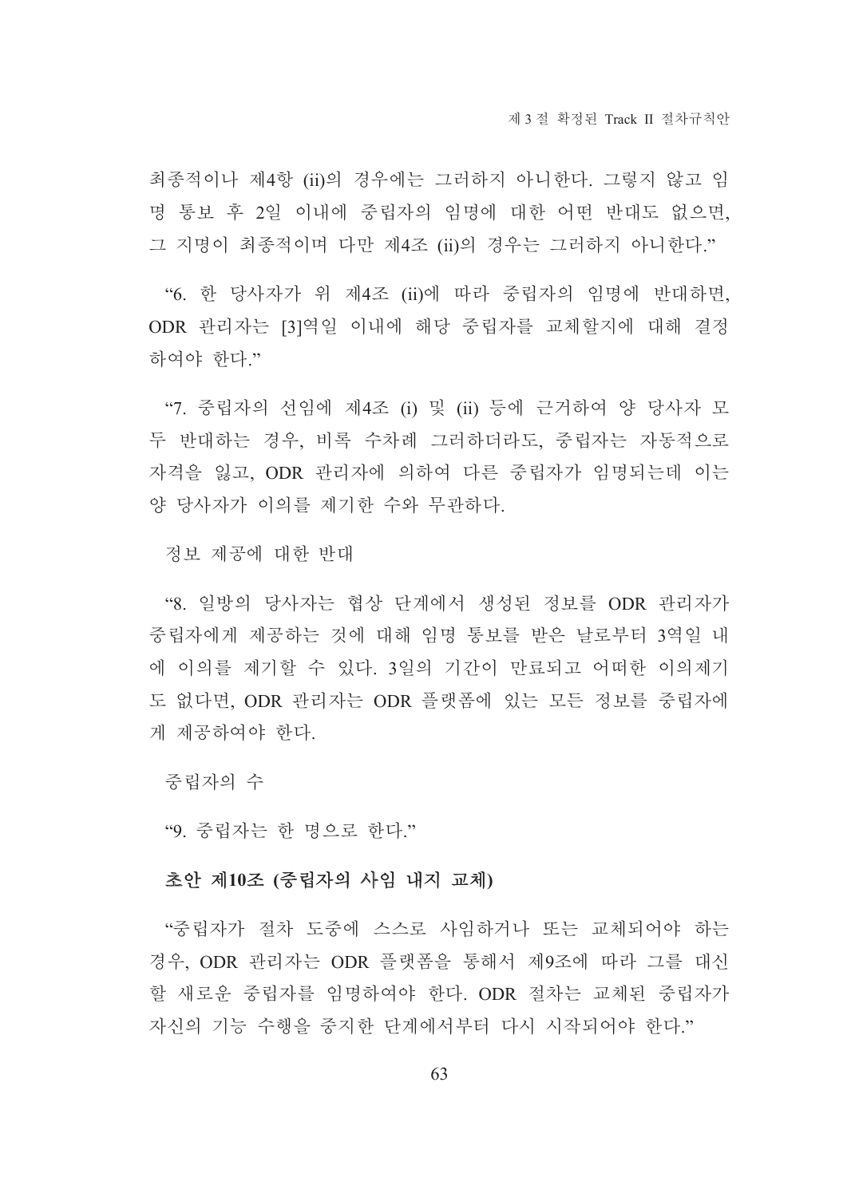최종적이나 제4항 (ii)의 경우에는 그러하지 아니한다. 그렇지 않고 임명 통보 후 2일 이내에 중립자의 임명에 대한 어떤 반대도 없으면, 그 지명이 최종적이며 다만 제4조 (ii)의 경우는 그러하지 아니한다."

"6. 한 당사자가 위 제4조 (ii)에 따라 중립자의 임명에 반대하면, ODR 관리자는 [3]역일 이내에 해당 중립자를 교체할지에 대해 결정하여야 한다."

"7. 중립자의 선임에 제4조 (i) 및 (ii) 등에 근거하여 양 당사자 모두 반대하는 경우, 비록 수차례 그러하더라도, 중립자는 자동적으로 자격을 잃고, ODR 관리자에 의하여 다른 중립자가 임명되는데 이는 양 당사자가 이의를 제기한 수와 무관하다.

정보 제공에 대한 반대

"8. 일방의 당사자는 협상 단계에서 생성된 정보를 ODR 관리자가 중립자에게 제공하는 것에 대해 임명 통보를 받은 날로부터 3역일 내에 이의를 제기할 수 있다. 3일의 기간이 만료되고 어떠한 이의제기도 없다면, ODR 관리자는 ODR 플랫폼에 있는 모든 정보를 중립자에게 제공하여야 한다.

중립자의 수

"9. 중립자는 한 명으로 한다."

**초안 제10조 (중립자의 사임 내지 교체)**

"중립자가 절차 도중에 스스로 사임하거나 또는 교체되어야 하는 경우, ODR 관리자는 ODR 플랫폼을 통해서 제9조에 따라 그를 대신할 새로운 중립자를 임명하여야 한다. ODR 절차는 교체된 중립자가 자신의 기능 수행을 중지한 단계에서부터 다시 시작되어야 한다."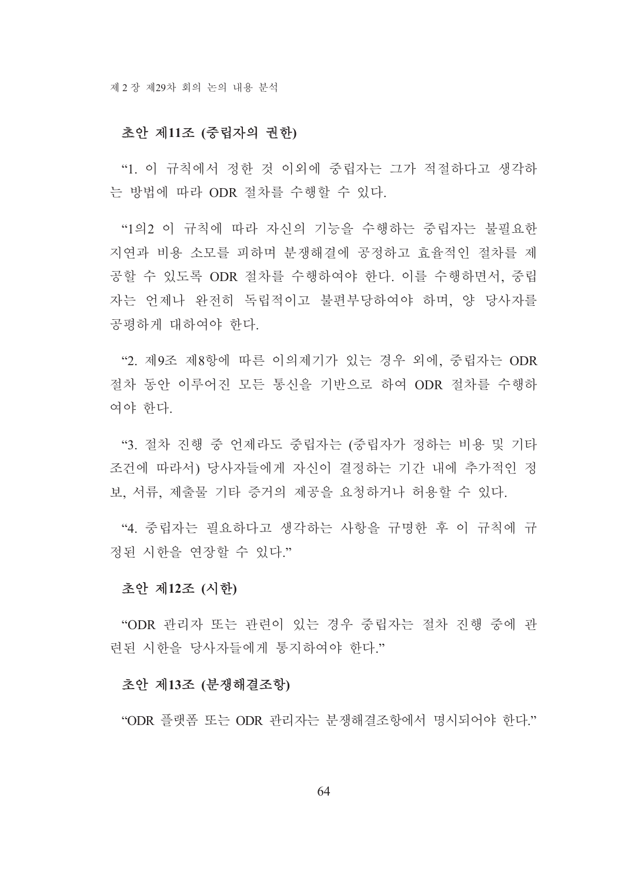### 초안 제11조 (중립자의 권한)

“1. 이 규칙에서 정한 것 이외에 중립자는 그가 적절하다고 생각하는 방법에 따라 ODR 절차를 수행할 수 있다.

“1의2 이 규칙에 따라 자신의 기능을 수행하는 중립자는 불필요한 지연과 비용 소모를 피하며 분쟁해결에 공정하고 효율적인 절차를 제공할 수 있도록 ODR 절차를 수행하여야 한다. 이를 수행하면서, 중립자는 언제나 완전히 독립적이고 불편부당하여야 하며, 양 당사자를 공평하게 대하여야 한다.

“2. 제9조 제8항에 따른 이의제기가 있는 경우 외에, 중립자는 ODR 절차 동안 이루어진 모든 통신을 기반으로 하여 ODR 절차를 수행하여야 한다.

“3. 절차 진행 중 언제라도 중립자는 (중립자가 정하는 비용 및 기타 조건에 따라서) 당사자들에게 자신이 결정하는 기간 내에 추가적인 정보, 서류, 제출물 기타 증거의 제공을 요청하거나 허용할 수 있다.

“4. 중립자는 필요하다고 생각하는 사항을 규명한 후 이 규칙에 규정된 시한을 연장할 수 있다.”

### 초안 제12조 (시한)

“ODR 관리자 또는 관련이 있는 경우 중립자는 절차 진행 중에 관련된 시한을 당사자들에게 통지하여야 한다.”

### 초안 제13조 (분쟁해결조항)

“ODR 플랫폼 또는 ODR 관리자는 분쟁해결조항에서 명시되어야 한다.”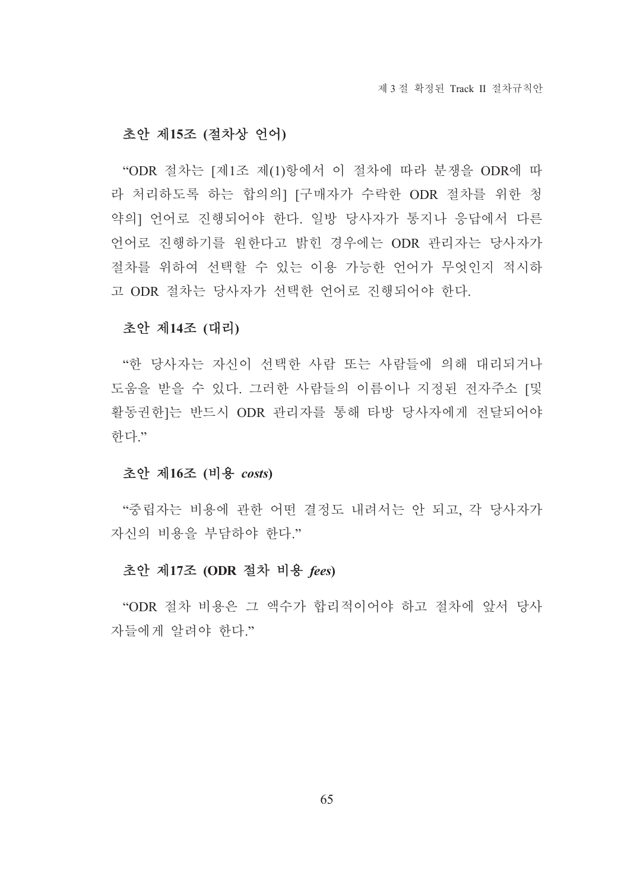### 초안 제15조 (절차상 언어)

“ODR 절차는 [제1조 제(1)항에서 이 절차에 따라 분쟁을 ODR에 따라 처리하도록 하는 합의의] [구매자가 수락한 ODR 절차를 위한 청약의] 언어로 진행되어야 한다. 일방 당사자가 통지나 응답에서 다른 언어로 진행하기를 원한다고 밝힌 경우에는 ODR 관리자는 당사자가 절차를 위하여 선택할 수 있는 이용 가능한 언어가 무엇인지 적시하고 ODR 절차는 당사자가 선택한 언어로 진행되어야 한다.

### 초안 제14조 (대리)

“한 당사자는 자신이 선택한 사람 또는 사람들에 의해 대리되거나 도움을 받을 수 있다. 그러한 사람들의 이름이나 지정된 전자주소 [및 활동권한]는 반드시 ODR 관리자를 통해 타방 당사자에게 전달되어야 한다.”

### 초안 제16조 (비용 *costs*)

“중립자는 비용에 관한 어떤 결정도 내려서는 안 되고, 각 당사자가 자신의 비용을 부담하야 한다.”

### 초안 제17조 (ODR 절차 비용 *fees*)

“ODR 절차 비용은 그 액수가 합리적이어야 하고 절차에 앞서 당사자들에게 알려야 한다.”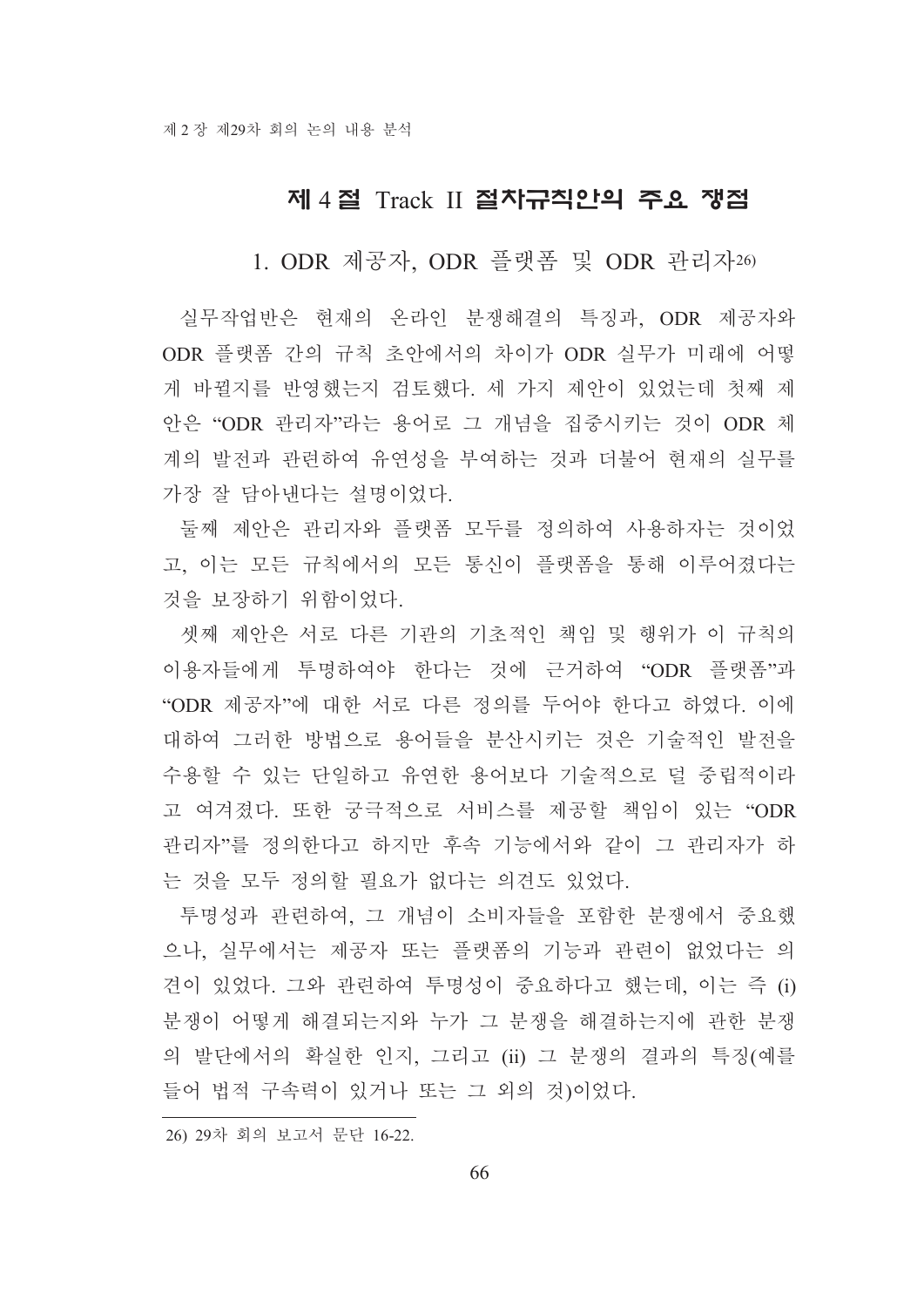## 제 4 절 Track II 절차규칙안의 주요 쟁점

### 1. ODR 제공자, ODR 플랫폼 및 ODR 관리자[26)]

실무작업반은 현재의 온라인 분쟁해결의 특징과, ODR 제공자와 ODR 플랫폼 간의 규칙 초안에서의 차이가 ODR 실무가 미래에 어떻게 바뀔지를 반영했는지 검토했다. 세 가지 제안이 있었는데 첫째 제안은 "ODR 관리자"라는 용어로 그 개념을 집중시키는 것이 ODR 체계의 발전과 관련하여 유연성을 부여하는 것과 더불어 현재의 실무를 가장 잘 담아낸다는 설명이었다.

둘째 제안은 관리자와 플랫폼 모두를 정의하여 사용하자는 것이었고, 이는 모든 규칙에서의 모든 통신이 플랫폼을 통해 이루어졌다는 것을 보장하기 위함이었다.

셋째 제안은 서로 다른 기관의 기초적인 책임 및 행위가 이 규칙의 이용자들에게 투명하여야 한다는 것에 근거하여 "ODR 플랫폼"과 "ODR 제공자"에 대한 서로 다른 정의를 두어야 한다고 하였다. 이에 대하여 그러한 방법으로 용어들을 분산시키는 것은 기술적인 발전을 수용할 수 있는 단일하고 유연한 용어보다 기술적으로 덜 중립적이라고 여겨졌다. 또한 궁극적으로 서비스를 제공할 책임이 있는 "ODR 관리자"를 정의한다고 하지만 후속 기능에서와 같이 그 관리자가 하는 것을 모두 정의할 필요가 없다는 의견도 있었다.

투명성과 관련하여, 그 개념이 소비자들을 포함한 분쟁에서 중요했으나, 실무에서는 제공자 또는 플랫폼의 기능과 관련이 없었다는 의견이 있었다. 그와 관련하여 투명성이 중요하다고 했는데, 이는 즉 (i) 분쟁이 어떻게 해결되는지와 누가 그 분쟁을 해결하는지에 관한 분쟁의 발단에서의 확실한 인지, 그리고 (ii) 그 분쟁의 결과의 특징(예를 들어 법적 구속력이 있거나 또는 그 외의 것)이었다.

---

26) 29차 회의 보고서 문단 16-22.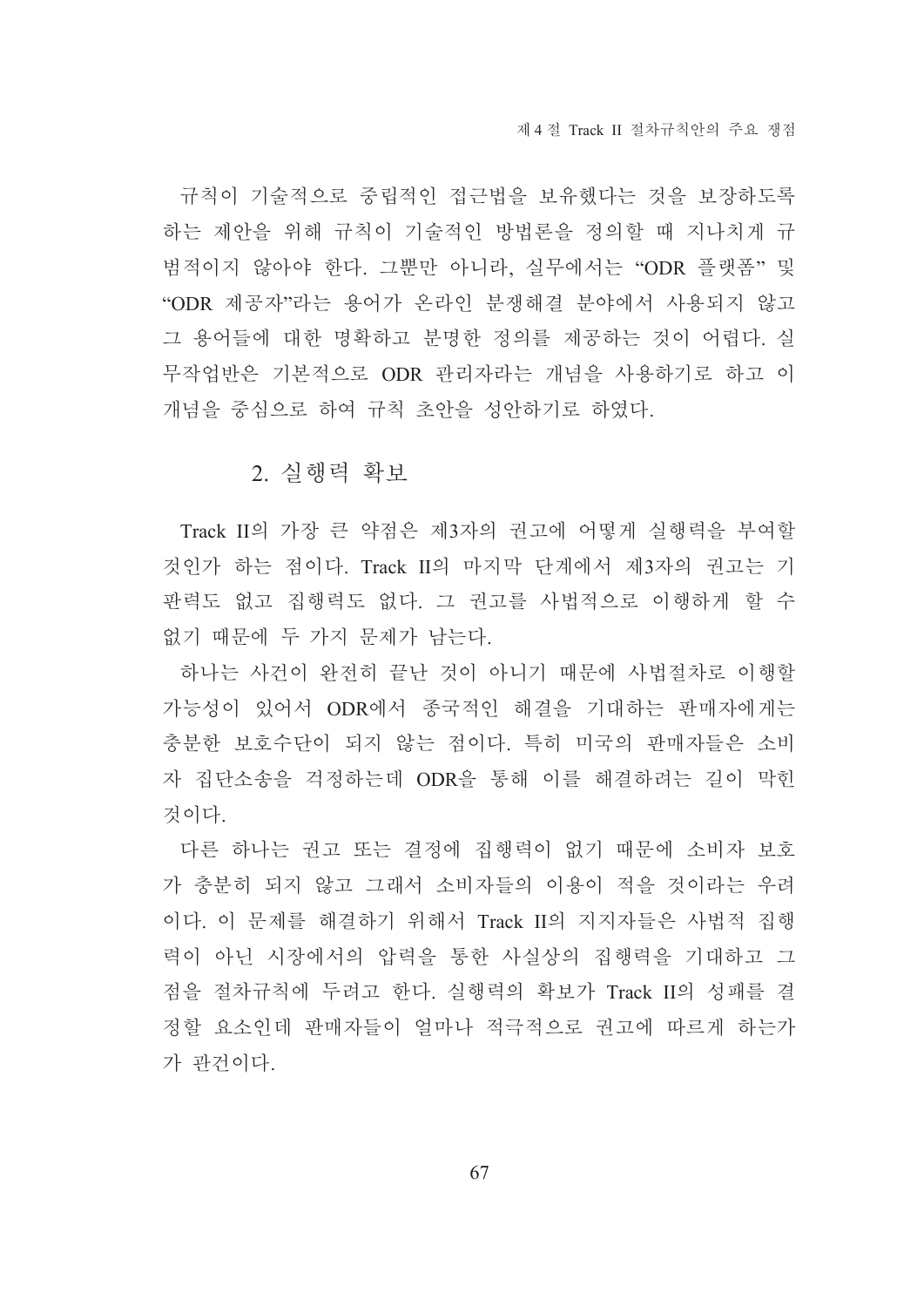규칙이 기술적으로 중립적인 접근법을 보유했다는 것을 보장하도록 하는 제안을 위해 규칙이 기술적인 방법론을 정의할 때 지나치게 규범적이지 않아야 한다. 그뿐만 아니라, 실무에서는 "ODR 플랫폼" 및 "ODR 제공자"라는 용어가 온라인 분쟁해결 분야에서 사용되지 않고 그 용어들에 대한 명확하고 분명한 정의를 제공하는 것이 어렵다. 실무작업반은 기본적으로 ODR 관리자라는 개념을 사용하기로 하고 이 개념을 중심으로 하여 규칙 초안을 성안하기로 하였다.

## 2. 실행력 확보

Track II의 가장 큰 약점은 제3자의 권고에 어떻게 실행력을 부여할 것인가 하는 점이다. Track II의 마지막 단계에서 제3자의 권고는 기판력도 없고 집행력도 없다. 그 권고를 사법적으로 이행하게 할 수 없기 때문에 두 가지 문제가 남는다.

하나는 사건이 완전히 끝난 것이 아니기 때문에 사법절차로 이행할 가능성이 있어서 ODR에서 종국적인 해결을 기대하는 판매자에게는 충분한 보호수단이 되지 않는 점이다. 특히 미국의 판매자들은 소비자 집단소송을 걱정하는데 ODR을 통해 이를 해결하려는 길이 막힌 것이다.

다른 하나는 권고 또는 결정에 집행력이 없기 때문에 소비자 보호가 충분히 되지 않고 그래서 소비자들의 이용이 적을 것이라는 우려이다. 이 문제를 해결하기 위해서 Track II의 지지자들은 사법적 집행력이 아닌 시장에서의 압력을 통한 사실상의 집행력을 기대하고 그 점을 절차규칙에 두려고 한다. 실행력의 확보가 Track II의 성패를 결정할 요소인데 판매자들이 얼마나 적극적으로 권고에 따르게 하는가가 관건이다.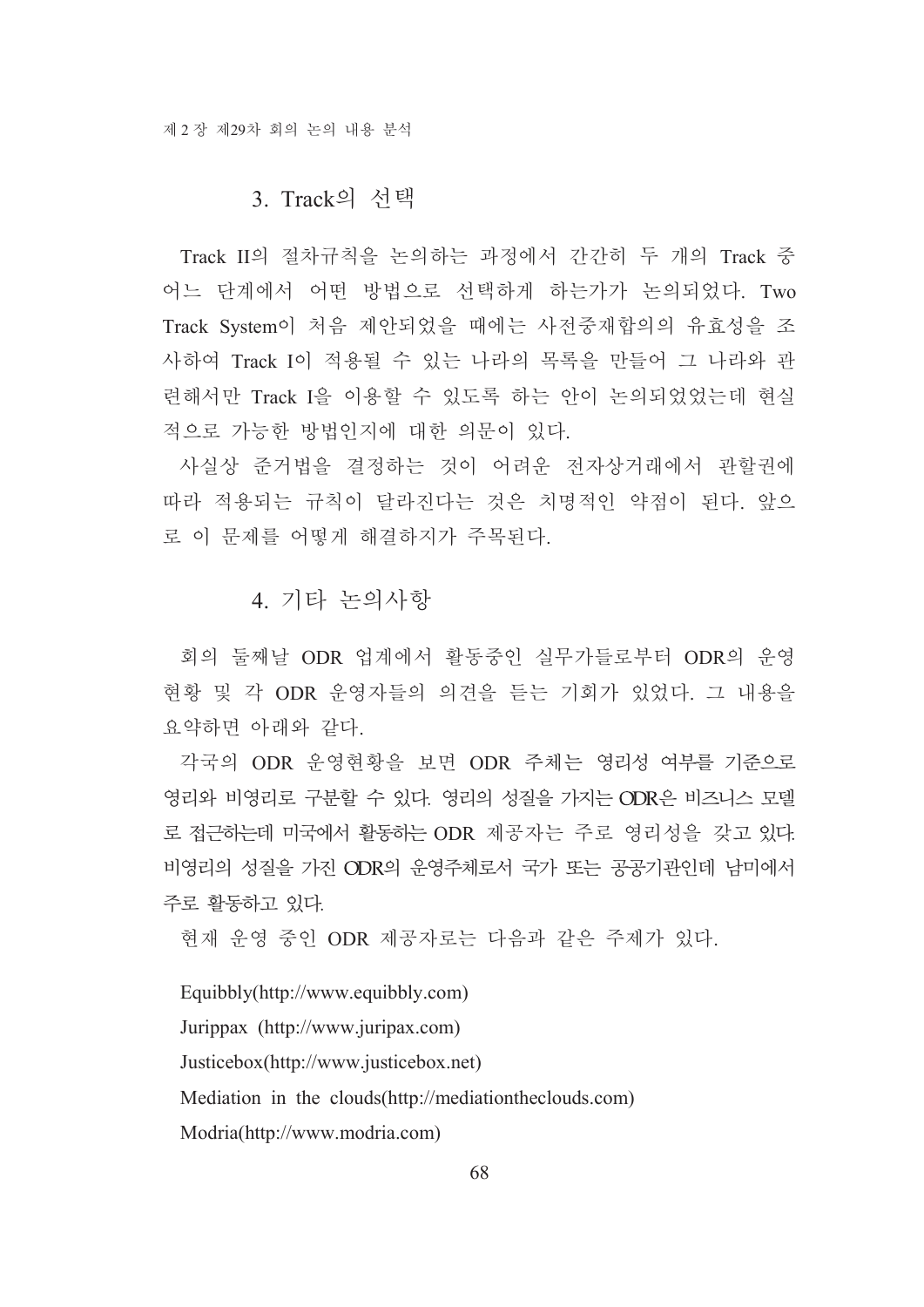## 3. Track의 선택

Track II의 절차규칙을 논의하는 과정에서 간간히 두 개의 Track 중 어느 단계에서 어떤 방법으로 선택하게 하는가가 논의되었다. Two Track System이 처음 제안되었을 때에는 사전중재합의의 유효성을 조사하여 Track I이 적용될 수 있는 나라의 목록을 만들어 그 나라와 관련해서만 Track I을 이용할 수 있도록 하는 안이 논의되었었는데 현실적으로 가능한 방법인지에 대한 의문이 있다.

사실상 준거법을 결정하는 것이 어려운 전자상거래에서 관할권에 따라 적용되는 규칙이 달라진다는 것은 치명적인 약점이 된다. 앞으로 이 문제를 어떻게 해결하지가 주목된다.

## 4. 기타 논의사항

회의 둘째날 ODR 업계에서 활동중인 실무가들로부터 ODR의 운영현황 및 각 ODR 운영자들의 의견을 듣는 기회가 있었다. 그 내용을 요약하면 아래와 같다.

각국의 ODR 운영현황을 보면 ODR 주체는 영리성 여부를 기준으로 영리와 비영리로 구분할 수 있다. 영리의 성질을 가지는 ODR은 비즈니스 모델로 접근하는데 미국에서 활동하는 ODR 제공자는 주로 영리성을 갖고 있다. 비영리의 성질을 가진 ODR의 운영주체로서 국가 또는 공공기관인데 남미에서 주로 활동하고 있다.

현재 운영 중인 ODR 제공자로는 다음과 같은 주제가 있다.

Equibbly(http://www.equibbly.com)

Jurippax (http://www.juripax.com)

Justicebox(http://www.justicebox.net)

Mediation in the clouds(http://mediationtheclouds.com)

Modria(http://www.modria.com)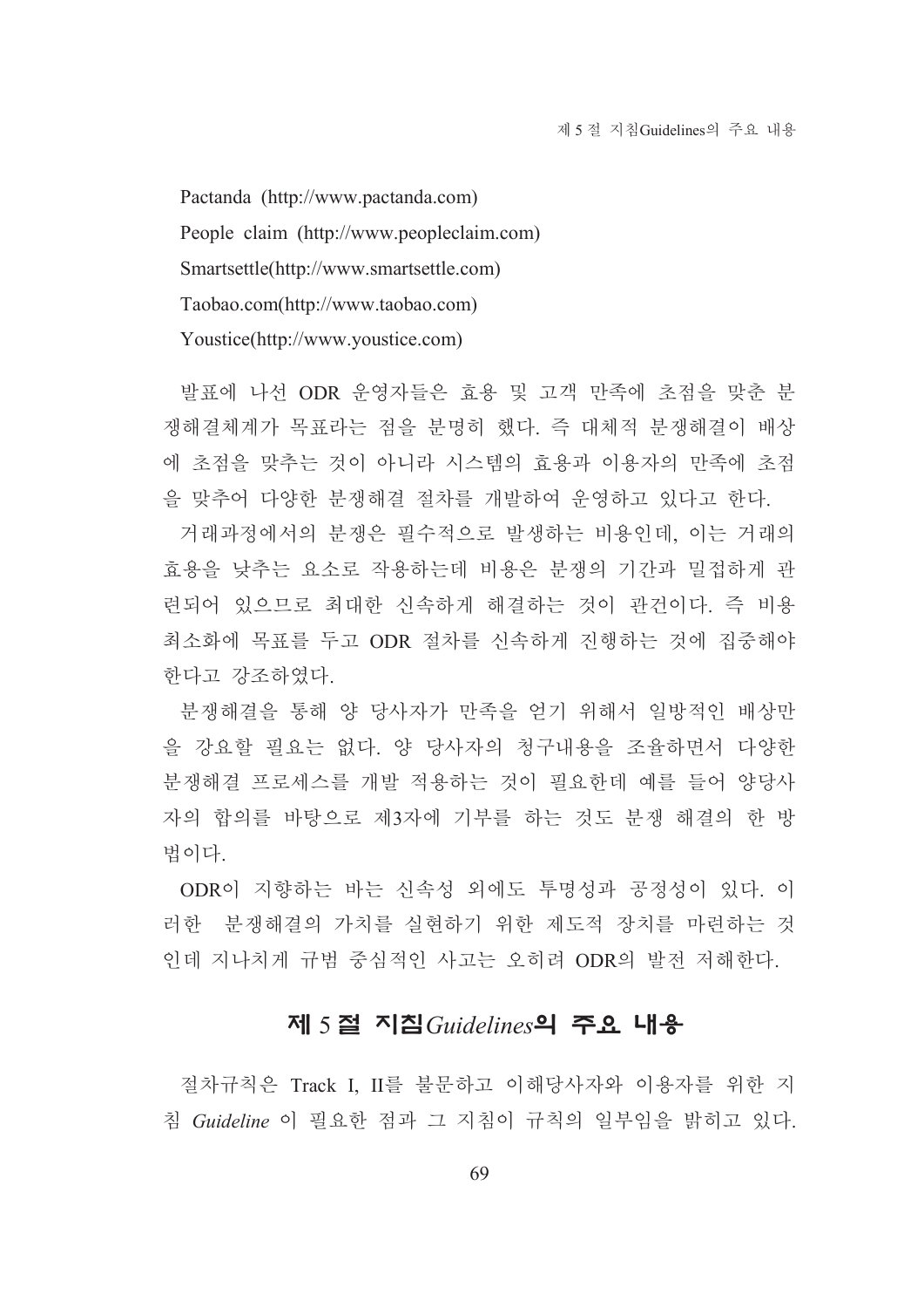Pactanda (http://www.pactanda.com)

People claim (http://www.peopleclaim.com)

Smartsettle(http://www.smartsettle.com)

Taobao.com(http://www.taobao.com)

Youstice(http://www.youstice.com)

발표에 나선 ODR 운영자들은 효용 및 고객 만족에 초점을 맞춘 분쟁해결체계가 목표라는 점을 분명히 했다. 즉 대체적 분쟁해결이 배상에 초점을 맞추는 것이 아니라 시스템의 효용과 이용자의 만족에 초점을 맞추어 다양한 분쟁해결 절차를 개발하여 운영하고 있다고 한다.

거래과정에서의 분쟁은 필수적으로 발생하는 비용인데, 이는 거래의 효용을 낮추는 요소로 작용하는데 비용은 분쟁의 기간과 밀접하게 관련되어 있으므로 최대한 신속하게 해결하는 것이 관건이다. 즉 비용 최소화에 목표를 두고 ODR 절차를 신속하게 진행하는 것에 집중해야 한다고 강조하였다.

분쟁해결을 통해 양 당사자가 만족을 얻기 위해서 일방적인 배상만을 강요할 필요는 없다. 양 당사자의 청구내용을 조율하면서 다양한 분쟁해결 프로세스를 개발 적용하는 것이 필요한데 예를 들어 양당사자의 합의를 바탕으로 제3자에 기부를 하는 것도 분쟁 해결의 한 방법이다.

ODR이 지향하는 바는 신속성 외에도 투명성과 공정성이 있다. 이러한 분쟁해결의 가치를 실현하기 위한 제도적 장치를 마련하는 것인데 지나치게 규범 중심적인 사고는 오히려 ODR의 발전 저해한다.

## 제 5 절 지침*Guidelines*의 주요 내용

절차규칙은 Track I, II를 불문하고 이해당사자와 이용자를 위한 지침 *Guideline* 이 필요한 점과 그 지침이 규칙의 일부임을 밝히고 있다.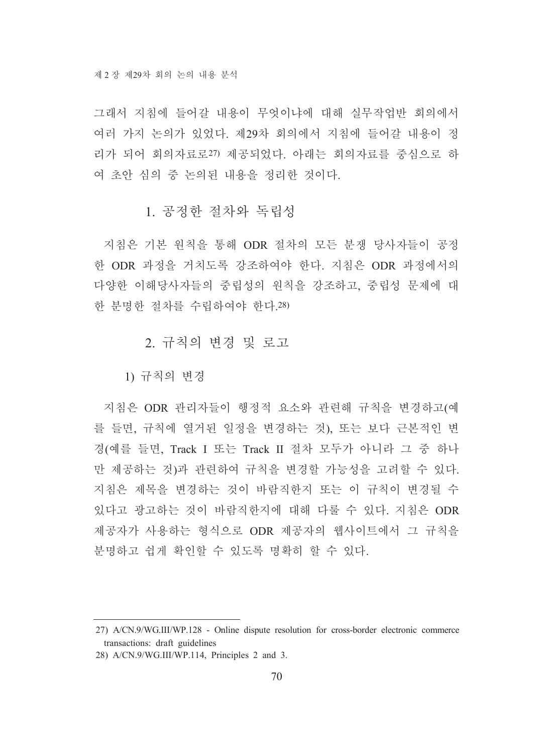그래서 지침에 들어갈 내용이 무엇이냐에 대해 실무작업반 회의에서 여러 가지 논의가 있었다. 제29차 회의에서 지침에 들어갈 내용이 정리가 되어 회의자료로[27] 제공되었다. 아래는 회의자료를 중심으로 하여 초안 심의 중 논의된 내용을 정리한 것이다.

### 1. 공정한 절차와 독립성

지침은 기본 원칙을 통해 ODR 절차의 모든 분쟁 당사자들이 공정한 ODR 과정을 거치도록 강조하여야 한다. 지침은 ODR 과정에서의 다양한 이해당사자들의 중립성의 원칙을 강조하고, 중립성 문제에 대한 분명한 절차를 수립하여야 한다.[28]

### 2. 규칙의 변경 및 로고

#### 1) 규칙의 변경

지침은 ODR 관리자들이 행정적 요소와 관련해 규칙을 변경하고(예를 들면, 규칙에 열거된 일정을 변경하는 것), 또는 보다 근본적인 변경(예를 들면, Track I 또는 Track II 절차 모두가 아니라 그 중 하나만 제공하는 것)과 관련하여 규칙을 변경할 가능성을 고려할 수 있다. 지침은 제목을 변경하는 것이 바람직한지 또는 이 규칙이 변경될 수 있다고 광고하는 것이 바람직한지에 대해 다룰 수 있다. 지침은 ODR 제공자가 사용하는 형식으로 ODR 제공자의 웹사이트에서 그 규칙을 분명하고 쉽게 확인할 수 있도록 명확히 할 수 있다.

---

27) A/CN.9/WG.III/WP.128 - Online dispute resolution for cross-border electronic commerce transactions: draft guidelines

28) A/CN.9/WG.III/WP.114, Principles 2 and 3.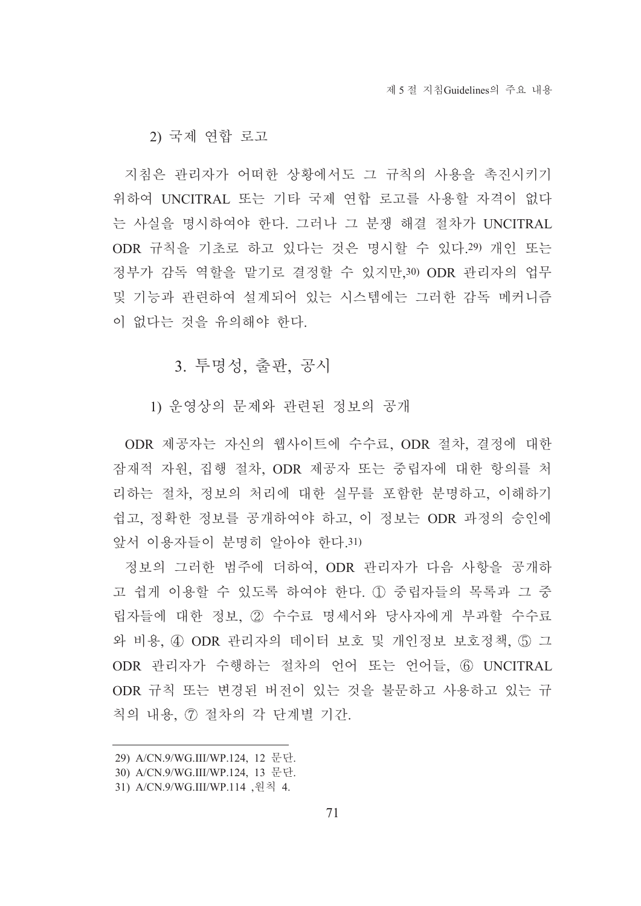#### 2) 국제 연합 로고

지침은 관리자가 어떠한 상황에서도 그 규칙의 사용을 촉진시키기 위하여 UNCITRAL 또는 기타 국제 연합 로고를 사용할 자격이 없다는 사실을 명시하여야 한다. 그러나 그 분쟁 해결 절차가 UNCITRAL ODR 규칙을 기초로 하고 있다는 것은 명시할 수 있다.[29] 개인 또는 정부가 감독 역할을 맡기로 결정할 수 있지만,[30] ODR 관리자의 업무 및 기능과 관련하여 설계되어 있는 시스템에는 그러한 감독 메커니즘이 없다는 것을 유의해야 한다.

### 3. 투명성, 출판, 공시

#### 1) 운영상의 문제와 관련된 정보의 공개

ODR 제공자는 자신의 웹사이트에 수수료, ODR 절차, 결정에 대한 잠재적 자원, 집행 절차, ODR 제공자 또는 중립자에 대한 항의를 처리하는 절차, 정보의 처리에 대한 실무를 포함한 분명하고, 이해하기 쉽고, 정확한 정보를 공개하여야 하고, 이 정보는 ODR 과정의 승인에 앞서 이용자들이 분명히 알아야 한다.[31]

정보의 그러한 범주에 더하여, ODR 관리자가 다음 사항을 공개하고 쉽게 이용할 수 있도록 하여야 한다. ① 중립자들의 목록과 그 중립자들에 대한 정보, ② 수수료 명세서와 당사자에게 부과할 수수료와 비용, ④ ODR 관리자의 데이터 보호 및 개인정보 보호정책, ⑤ 그 ODR 관리자가 수행하는 절차의 언어 또는 언어들, ⑥ UNCITRAL ODR 규칙 또는 변경된 버전이 있는 것을 불문하고 사용하고 있는 규칙의 내용, ⑦ 절차의 각 단계별 기간.

---

29) A/CN.9/WG.III/WP.124, 12 문단.

30) A/CN.9/WG.III/WP.124, 13 문단.

31) A/CN.9/WG.III/WP.114 ,원칙 4.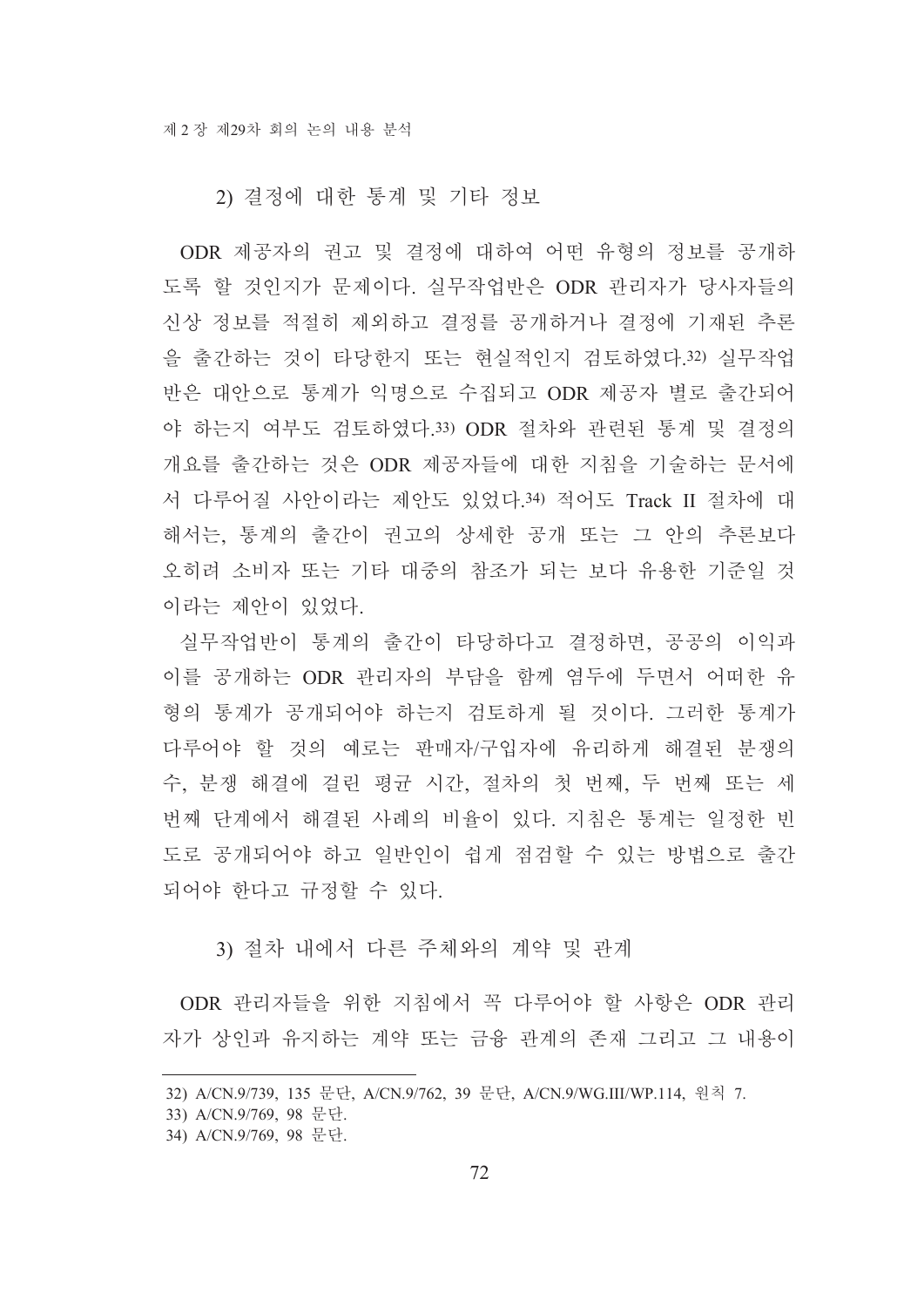2) 결정에 대한 통계 및 기타 정보

ODR 제공자의 권고 및 결정에 대하여 어떤 유형의 정보를 공개하도록 할 것인지가 문제이다. 실무작업반은 ODR 관리자가 당사자들의 신상 정보를 적절히 제외하고 결정를 공개하거나 결정에 기재된 추론을 출간하는 것이 타당한지 또는 현실적인지 검토하였다.[32] 실무작업반은 대안으로 통계가 익명으로 수집되고 ODR 제공자 별로 출간되어야 하는지 여부도 검토하였다.[33] ODR 절차와 관련된 통계 및 결정의 개요를 출간하는 것은 ODR 제공자들에 대한 지침을 기술하는 문서에서 다루어질 사안이라는 제안도 있었다.[34] 적어도 Track II 절차에 대해서는, 통계의 출간이 권고의 상세한 공개 또는 그 안의 추론보다 오히려 소비자 또는 기타 대중의 참조가 되는 보다 유용한 기준일 것이라는 제안이 있었다.

실무작업반이 통계의 출간이 타당하다고 결정하면, 공공의 이익과 이를 공개하는 ODR 관리자의 부담을 함께 염두에 두면서 어떠한 유형의 통계가 공개되어야 하는지 검토하게 될 것이다. 그러한 통계가 다루어야 할 것의 예로는 판매자/구입자에 유리하게 해결된 분쟁의 수, 분쟁 해결에 걸린 평균 시간, 절차의 첫 번째, 두 번째 또는 세 번째 단계에서 해결된 사례의 비율이 있다. 지침은 통계는 일정한 빈도로 공개되어야 하고 일반인이 쉽게 점검할 수 있는 방법으로 출간되어야 한다고 규정할 수 있다.

3) 절차 내에서 다른 주체와의 계약 및 관계

ODR 관리자들을 위한 지침에서 꼭 다루어야 할 사항은 ODR 관리자가 상인과 유지하는 계약 또는 금융 관계의 존재 그리고 그 내용이

---

32) A/CN.9/739, 135 문단, A/CN.9/762, 39 문단, A/CN.9/WG.III/WP.114, 원칙 7.

33) A/CN.9/769, 98 문단.

34) A/CN.9/769, 98 문단.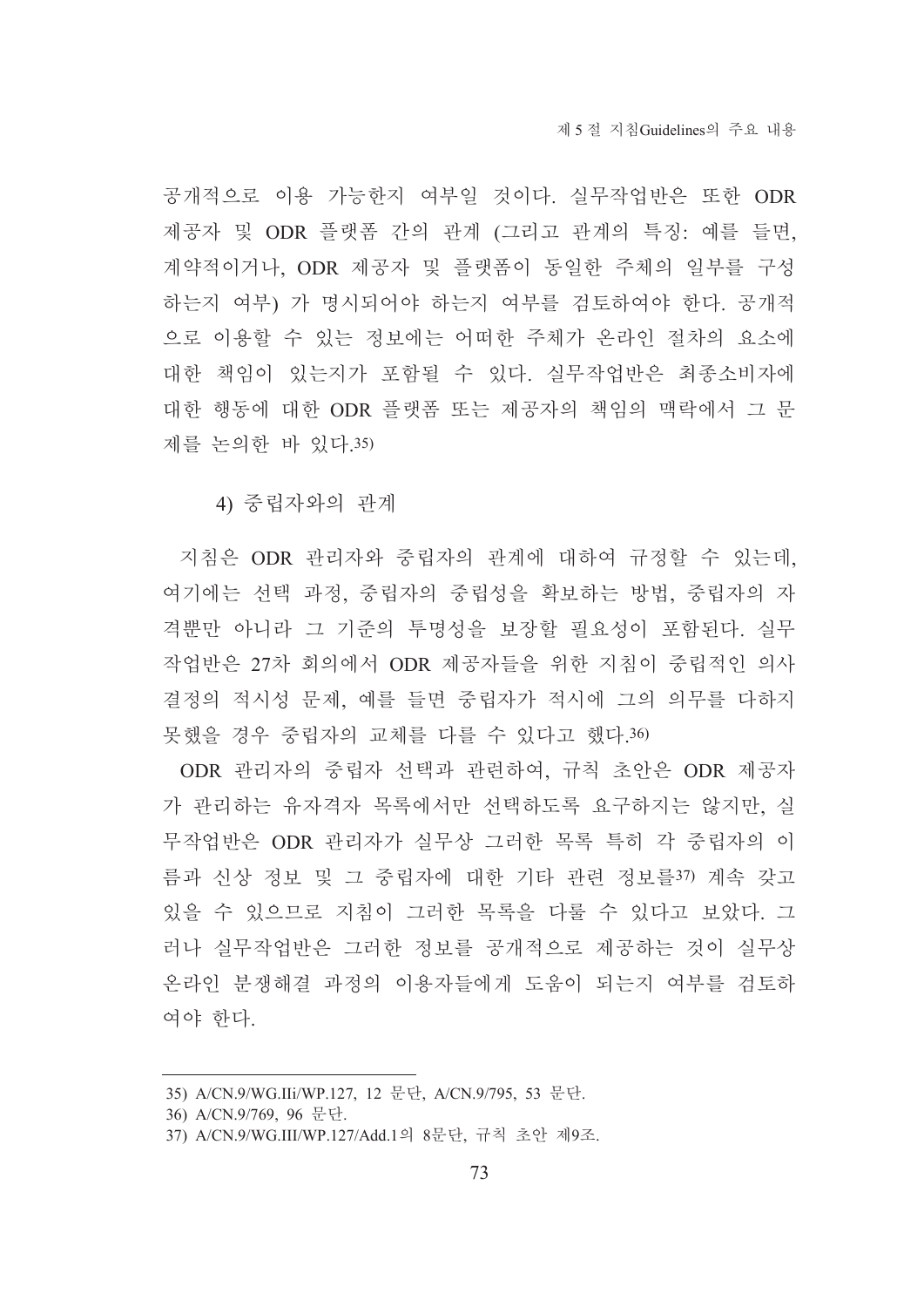공개적으로 이용 가능한지 여부일 것이다. 실무작업반은 또한 ODR 제공자 및 ODR 플랫폼 간의 관계 (그리고 관계의 특징: 예를 들면, 계약적이거나, ODR 제공자 및 플랫폼이 동일한 주체의 일부를 구성하는지 여부) 가 명시되어야 하는지 여부를 검토하여야 한다. 공개적으로 이용할 수 있는 정보에는 어떠한 주체가 온라인 절차의 요소에 대한 책임이 있는지가 포함될 수 있다. 실무작업반은 최종소비자에 대한 행동에 대한 ODR 플랫폼 또는 제공자의 책임의 맥락에서 그 문제를 논의한 바 있다.[35]

#### 4) 중립자와의 관계

지침은 ODR 관리자와 중립자의 관계에 대하여 규정할 수 있는데, 여기에는 선택 과정, 중립자의 중립성을 확보하는 방법, 중립자의 자격뿐만 아니라 그 기준의 투명성을 보장할 필요성이 포함된다. 실무작업반은 27차 회의에서 ODR 제공자들을 위한 지침이 중립적인 의사결정의 적시성 문제, 예를 들면 중립자가 적시에 그의 의무를 다하지 못했을 경우 중립자의 교체를 다룰 수 있다고 했다.[36]

ODR 관리자의 중립자 선택과 관련하여, 규칙 초안은 ODR 제공자가 관리하는 유자격자 목록에서만 선택하도록 요구하지는 않지만, 실무작업반은 ODR 관리자가 실무상 그러한 목록 특히 각 중립자의 이름과 신상 정보 및 그 중립자에 대한 기타 관련 정보를[37] 계속 갖고 있을 수 있으므로 지침이 그러한 목록을 다룰 수 있다고 보았다. 그러나 실무작업반은 그러한 정보를 공개적으로 제공하는 것이 실무상 온라인 분쟁해결 과정의 이용자들에게 도움이 되는지 여부를 검토하여야 한다.

---

35) A/CN.9/WG.IIi/WP.127, 12 문단, A/CN.9/795, 53 문단.

36) A/CN.9/769, 96 문단.

37) A/CN.9/WG.III/WP.127/Add.1의 8문단, 규칙 초안 제9조.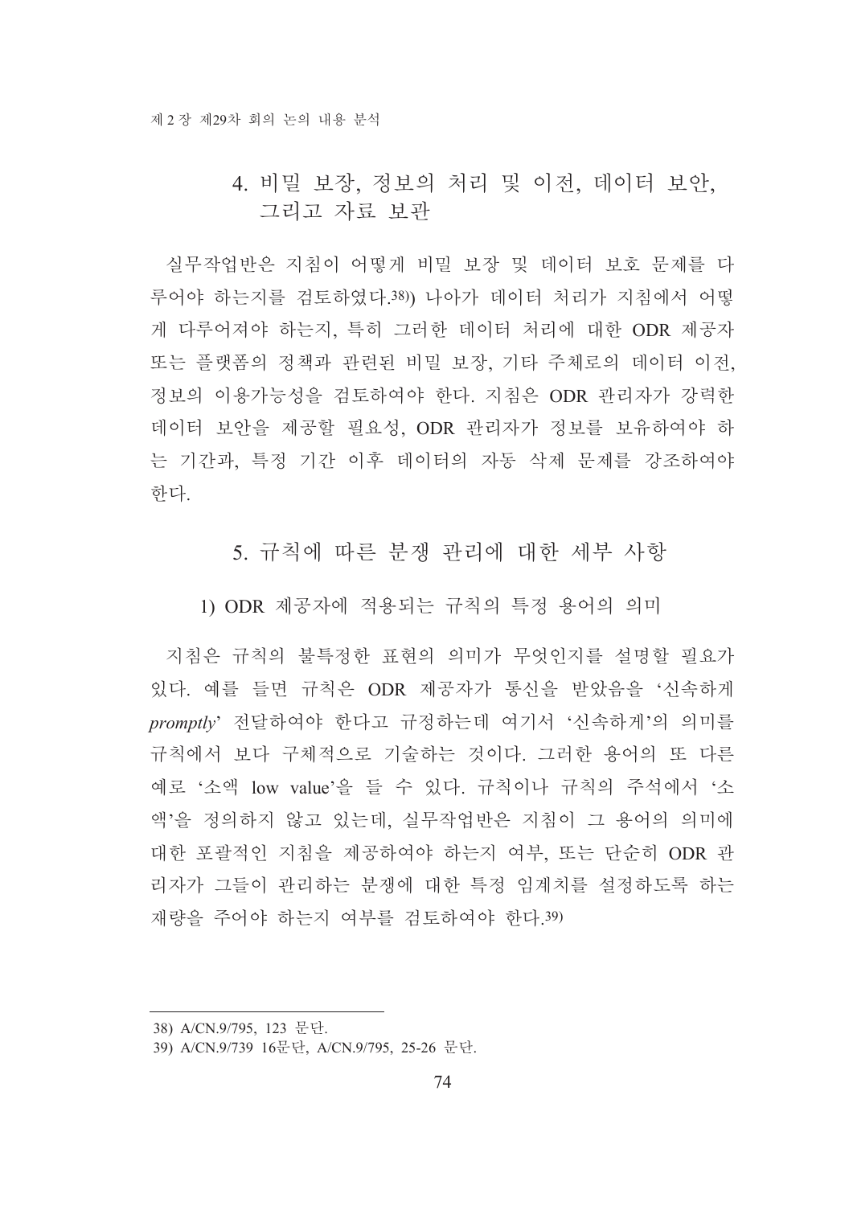## 4. 비밀 보장, 정보의 처리 및 이전, 데이터 보안, 그리고 자료 보관

실무작업반은 지침이 어떻게 비밀 보장 및 데이터 보호 문제를 다루어야 하는지를 검토하였다.[38] 나아가 데이터 처리가 지침에서 어떻게 다루어져야 하는지, 특히 그러한 데이터 처리에 대한 ODR 제공자 또는 플랫폼의 정책과 관련된 비밀 보장, 기타 주체로의 데이터 이전, 정보의 이용가능성을 검토하여야 한다. 지침은 ODR 관리자가 강력한 데이터 보안을 제공할 필요성, ODR 관리자가 정보를 보유하여야 하는 기간과, 특정 기간 이후 데이터의 자동 삭제 문제를 강조하여야 한다.

## 5. 규칙에 따른 분쟁 관리에 대한 세부 사항

### 1) ODR 제공자에 적용되는 규칙의 특정 용어의 의미

지침은 규칙의 불특정한 표현의 의미가 무엇인지를 설명할 필요가 있다. 예를 들면 규칙은 ODR 제공자가 통신을 받았음을 '신속하게 *promptly*' 전달하여야 한다고 규정하는데 여기서 '신속하게'의 의미를 규칙에서 보다 구체적으로 기술하는 것이다. 그러한 용어의 또 다른 예로 '소액 low value'을 들 수 있다. 규칙이나 규칙의 주석에서 '소액'을 정의하지 않고 있는데, 실무작업반은 지침이 그 용어의 의미에 대한 포괄적인 지침을 제공하여야 하는지 여부, 또는 단순히 ODR 관리자가 그들이 관리하는 분쟁에 대한 특정 임계치를 설정하도록 하는 재량을 주어야 하는지 여부를 검토하여야 한다.[39]

---

38) A/CN.9/795, 123 문단.

39) A/CN.9/739 16문단, A/CN.9/795, 25-26 문단.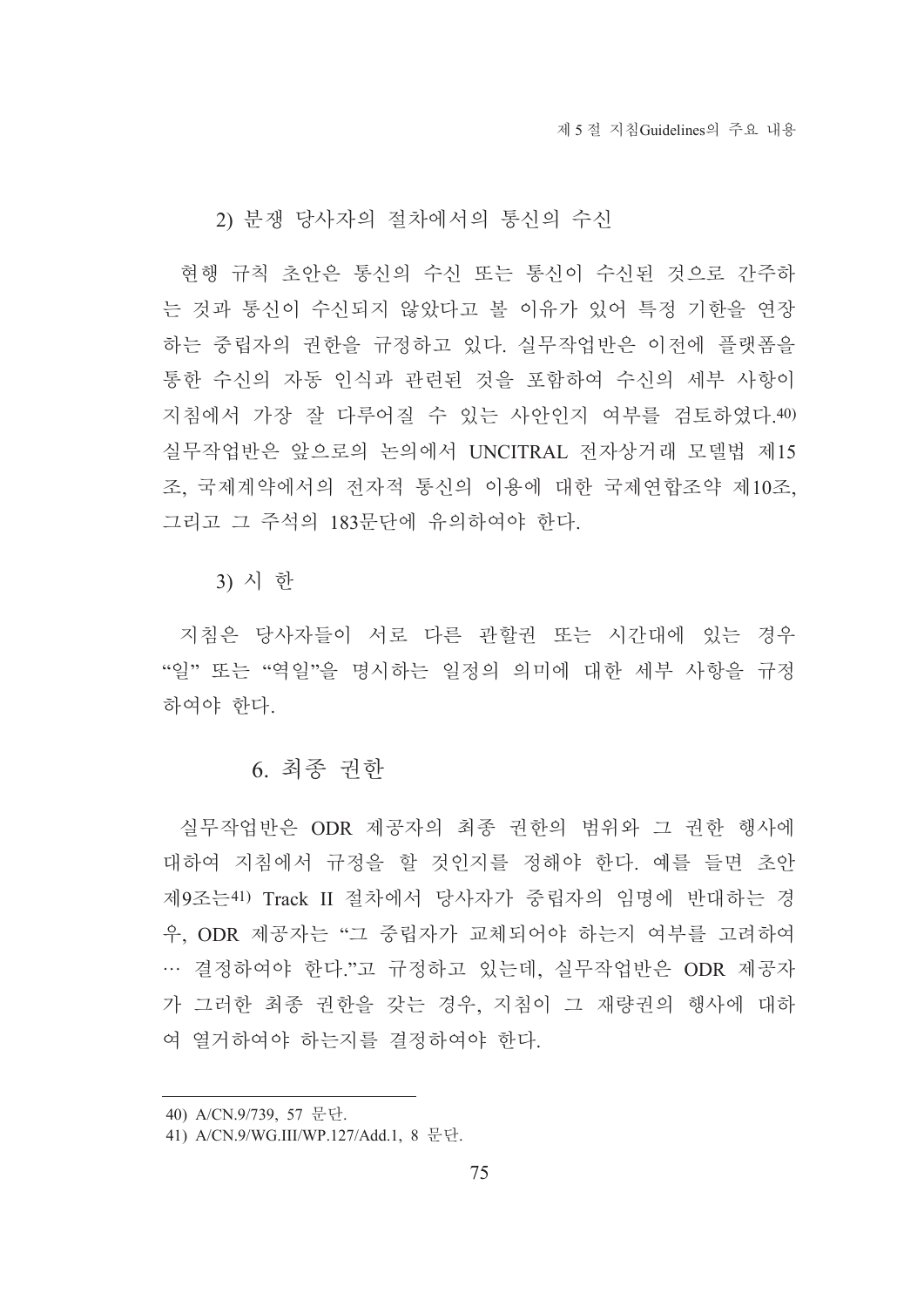2) 분쟁 당사자의 절차에서의 통신의 수신

현행 규칙 초안은 통신의 수신 또는 통신이 수신된 것으로 간주하는 것과 통신이 수신되지 않았다고 볼 이유가 있어 특정 기한을 연장하는 중립자의 권한을 규정하고 있다. 실무작업반은 이전에 플랫폼을 통한 수신의 자동 인식과 관련된 것을 포함하여 수신의 세부 사항이 지침에서 가장 잘 다루어질 수 있는 사안인지 여부를 검토하였다.[40] 실무작업반은 앞으로의 논의에서 UNCITRAL 전자상거래 모델법 제15조, 국제계약에서의 전자적 통신의 이용에 대한 국제연합조약 제10조, 그리고 그 주석의 183문단에 유의하여야 한다.

3) 시 한

지침은 당사자들이 서로 다른 관할권 또는 시간대에 있는 경우 "일" 또는 "역일"을 명시하는 일정의 의미에 대한 세부 사항을 규정하여야 한다.

## 6. 최종 권한

실무작업반은 ODR 제공자의 최종 권한의 범위와 그 권한 행사에 대하여 지침에서 규정을 할 것인지를 정해야 한다. 예를 들면 초안 제9조는[41] Track II 절차에서 당사자가 중립자의 임명에 반대하는 경우, ODR 제공자는 "그 중립자가 교체되어야 하는지 여부를 고려하여 … 결정하여야 한다."고 규정하고 있는데, 실무작업반은 ODR 제공자가 그러한 최종 권한을 갖는 경우, 지침이 그 재량권의 행사에 대하여 열거하여야 하는지를 결정하여야 한다.

---

40) A/CN.9/739, 57 문단.

41) A/CN.9/WG.III/WP.127/Add.1, 8 문단.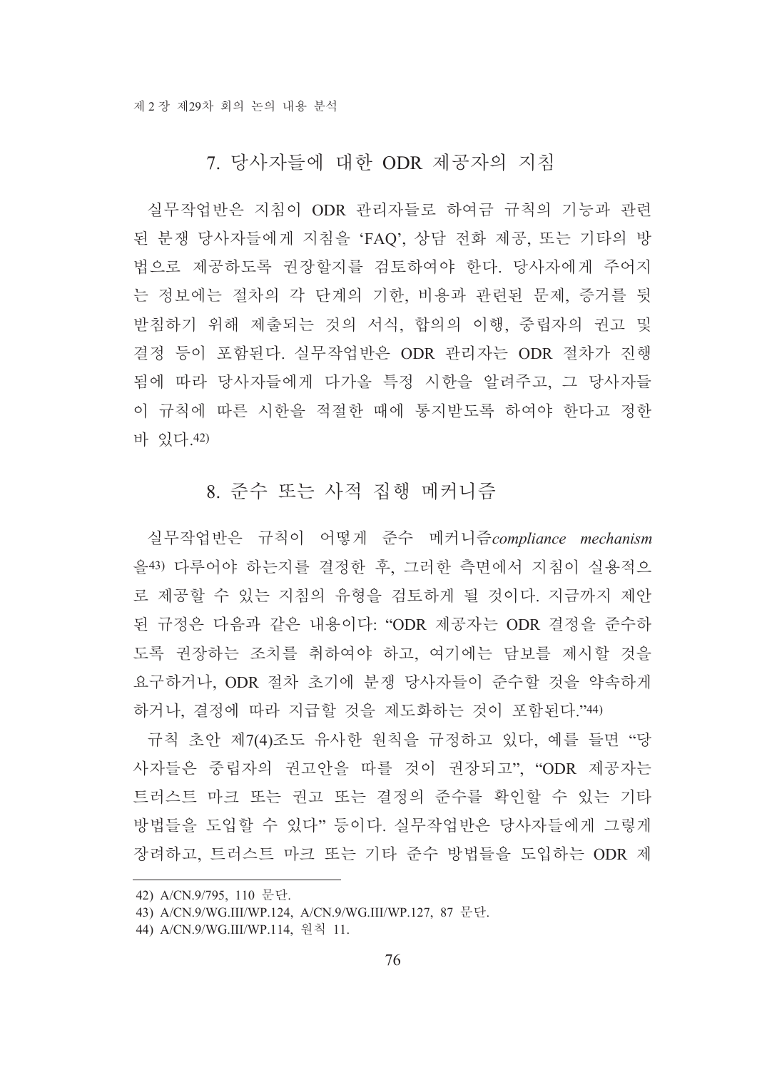## 7. 당사자들에 대한 ODR 제공자의 지침

실무작업반은 지침이 ODR 관리자들로 하여금 규칙의 기능과 관련된 분쟁 당사자들에게 지침을 'FAQ', 상담 전화 제공, 또는 기타의 방법으로 제공하도록 권장할지를 검토하여야 한다. 당사자에게 주어지는 정보에는 절차의 각 단계의 기한, 비용과 관련된 문제, 증거를 뒷받침하기 위해 제출되는 것의 서식, 합의의 이행, 중립자의 권고 및 결정 등이 포함된다. 실무작업반은 ODR 관리자는 ODR 절차가 진행됨에 따라 당사자들에게 다가올 특정 시한을 알려주고, 그 당사자들이 규칙에 따른 시한을 적절한 때에 통지받도록 하여야 한다고 정한 바 있다.[42]

## 8. 준수 또는 사적 집행 메커니즘

실무작업반은 규칙이 어떻게 준수 메커니즘*compliance mechanism*을[43] 다루어야 하는지를 결정한 후, 그러한 측면에서 지침이 실용적으로 제공할 수 있는 지침의 유형을 검토하게 될 것이다. 지금까지 제안된 규정은 다음과 같은 내용이다: "ODR 제공자는 ODR 결정을 준수하도록 권장하는 조치를 취하여야 하고, 여기에는 담보를 제시할 것을 요구하거나, ODR 절차 초기에 분쟁 당사자들이 준수할 것을 약속하게 하거나, 결정에 따라 지급할 것을 제도화하는 것이 포함된다."[44]

규칙 초안 제7(4)조도 유사한 원칙을 규정하고 있다, 예를 들면 "당사자들은 중립자의 권고안을 따를 것이 권장되고", "ODR 제공자는 트러스트 마크 또는 권고 또는 결정의 준수를 확인할 수 있는 기타 방법들을 도입할 수 있다" 등이다. 실무작업반은 당사자들에게 그렇게 장려하고, 트러스트 마크 또는 기타 준수 방법들을 도입하는 ODR 제

---

42) A/CN.9/795, 110 문단.

43) A/CN.9/WG.III/WP.124, A/CN.9/WG.III/WP.127, 87 문단.

44) A/CN.9/WG.III/WP.114, 원칙 11.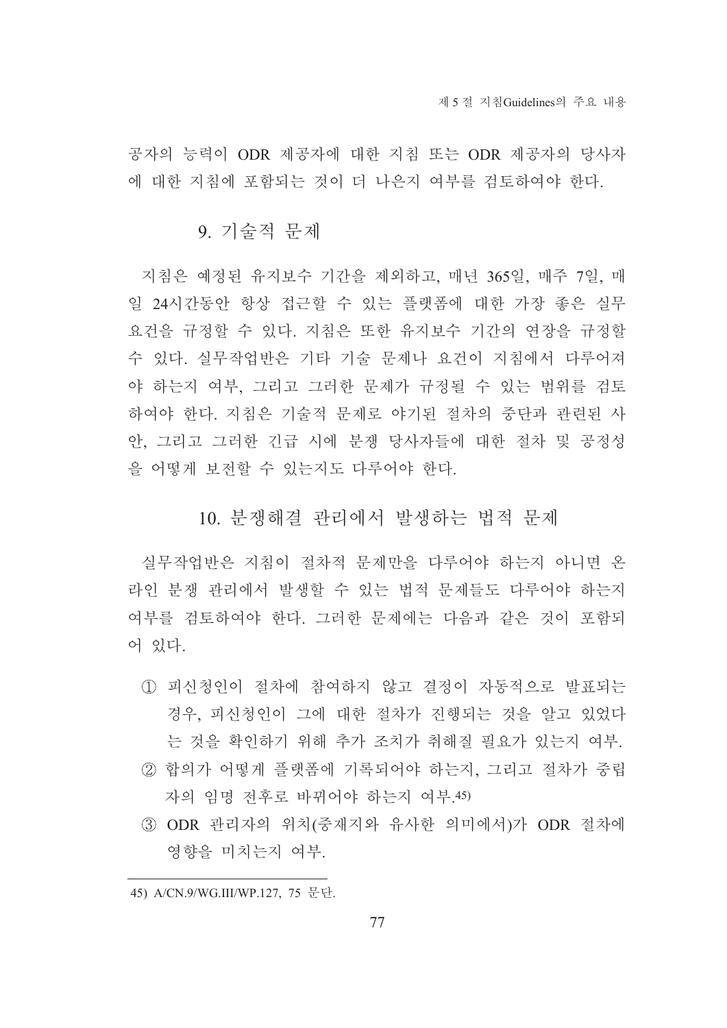공자의 능력이 ODR 제공자에 대한 지침 또는 ODR 제공자의 당사자에 대한 지침에 포함되는 것이 더 나은지 여부를 검토하여야 한다.

## 9. 기술적 문제

지침은 예정된 유지보수 기간을 제외하고, 매년 365일, 매주 7일, 매일 24시간동안 항상 접근할 수 있는 플랫폼에 대한 가장 좋은 실무 요건을 규정할 수 있다. 지침은 또한 유지보수 기간의 연장을 규정할 수 있다. 실무작업반은 기타 기술 문제나 요건이 지침에서 다루어져야 하는지 여부, 그리고 그러한 문제가 규정될 수 있는 범위를 검토하여야 한다. 지침은 기술적 문제로 야기된 절차의 중단과 관련된 사안, 그리고 그러한 긴급 시에 분쟁 당사자들에 대한 절차 및 공정성을 어떻게 보전할 수 있는지도 다루어야 한다.

## 10. 분쟁해결 관리에서 발생하는 법적 문제

실무작업반은 지침이 절차적 문제만을 다루어야 하는지 아니면 온라인 분쟁 관리에서 발생할 수 있는 법적 문제들도 다루어야 하는지 여부를 검토하여야 한다. 그러한 문제에는 다음과 같은 것이 포함되어 있다.

① 피신청인이 절차에 참여하지 않고 결정이 자동적으로 발표되는 경우, 피신청인이 그에 대한 절차가 진행되는 것을 알고 있었다는 것을 확인하기 위해 추가 조치가 취해질 필요가 있는지 여부.

② 합의가 어떻게 플랫폼에 기록되어야 하는지, 그리고 절차가 중립자의 임명 전후로 바뀌어야 하는지 여부.[45]

③ ODR 관리자의 위치(중재지와 유사한 의미에서)가 ODR 절차에 영향을 미치는지 여부.

---

45) A/CN.9/WG.III/WP.127, 75 문단.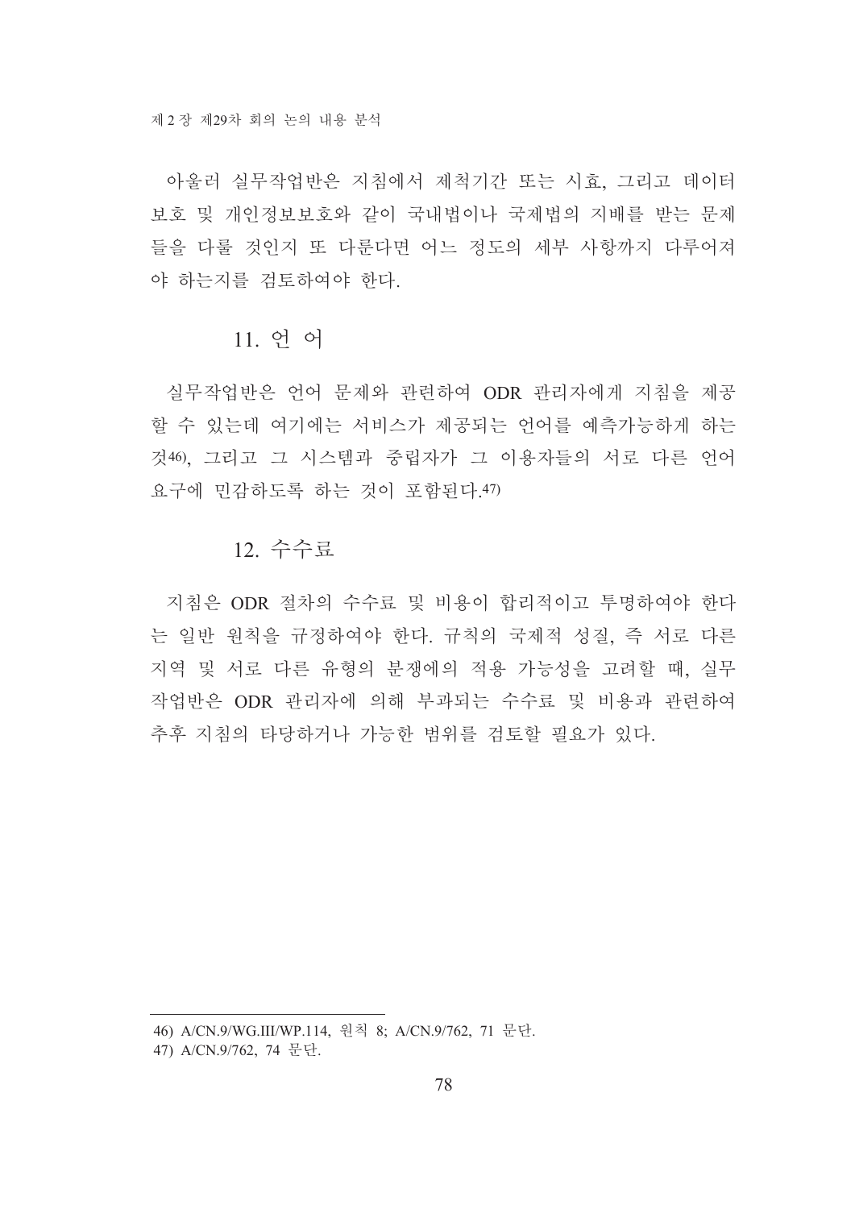아울러 실무작업반은 지침에서 제척기간 또는 시효, 그리고 데이터 보호 및 개인정보보호와 같이 국내법이나 국제법의 지배를 받는 문제들을 다룰 것인지 또 다룬다면 어느 정도의 세부 사항까지 다루어져야 하는지를 검토하여야 한다.

## 11. 언 어

실무작업반은 언어 문제와 관련하여 ODR 관리자에게 지침을 제공할 수 있는데 여기에는 서비스가 제공되는 언어를 예측가능하게 하는 것[46], 그리고 그 시스템과 중립자가 그 이용자들의 서로 다른 언어 요구에 민감하도록 하는 것이 포함된다.[47]

## 12. 수수료

지침은 ODR 절차의 수수료 및 비용이 합리적이고 투명하여야 한다는 일반 원칙을 규정하여야 한다. 규칙의 국제적 성질, 즉 서로 다른 지역 및 서로 다른 유형의 분쟁에의 적용 가능성을 고려할 때, 실무작업반은 ODR 관리자에 의해 부과되는 수수료 및 비용과 관련하여 추후 지침의 타당하거나 가능한 범위를 검토할 필요가 있다.

---

46) A/CN.9/WG.III/WP.114, 원칙 8; A/CN.9/762, 71 문단.

47) A/CN.9/762, 74 문단.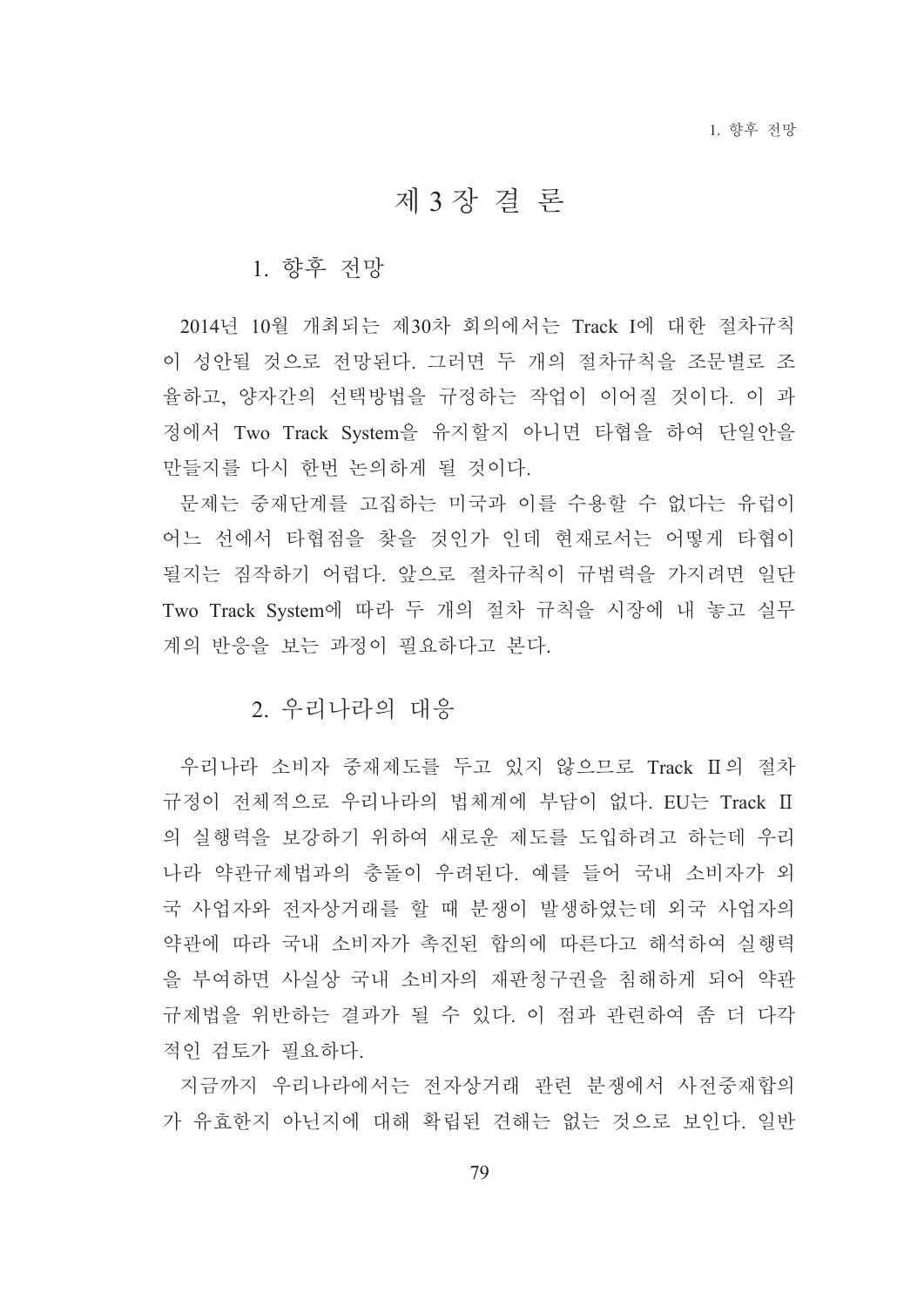# 제 3 장 결 론

## 1. 향후 전망

2014년 10월 개최되는 제30차 회의에서는 Track I에 대한 절차규칙이 성안될 것으로 전망된다. 그러면 두 개의 절차규칙을 조문별로 조율하고, 양자간의 선택방법을 규정하는 작업이 이어질 것이다. 이 과정에서 Two Track System을 유지할지 아니면 타협을 하여 단일안을 만들지를 다시 한번 논의하게 될 것이다.

문제는 중재단계를 고집하는 미국과 이를 수용할 수 없다는 유럽이 어느 선에서 타협점을 찾을 것인가 인데 현재로서는 어떻게 타협이 될지는 짐작하기 어렵다. 앞으로 절차규칙이 규범력을 가지려면 일단 Two Track System에 따라 두 개의 절차 규칙을 시장에 내 놓고 실무계의 반응을 보는 과정이 필요하다고 본다.

## 2. 우리나라의 대응

우리나라 소비자 중재제도를 두고 있지 않으므로 Track II의 절차규정이 전체적으로 우리나라의 법체계에 부담이 없다. EU는 Track II의 실행력을 보강하기 위하여 새로운 제도를 도입하려고 하는데 우리나라 약관규제법과의 충돌이 우려된다. 예를 들어 국내 소비자가 외국 사업자와 전자상거래를 할 때 분쟁이 발생하였는데 외국 사업자의 약관에 따라 국내 소비자가 촉진된 합의에 따른다고 해석하여 실행력을 부여하면 사실상 국내 소비자의 재판청구권을 침해하게 되어 약관규제법을 위반하는 결과가 될 수 있다. 이 점과 관련하여 좀 더 다각적인 검토가 필요하다.

지금까지 우리나라에서는 전자상거래 관련 분쟁에서 사전중재합의가 유효한지 아닌지에 대해 확립된 견해는 없는 것으로 보인다. 일반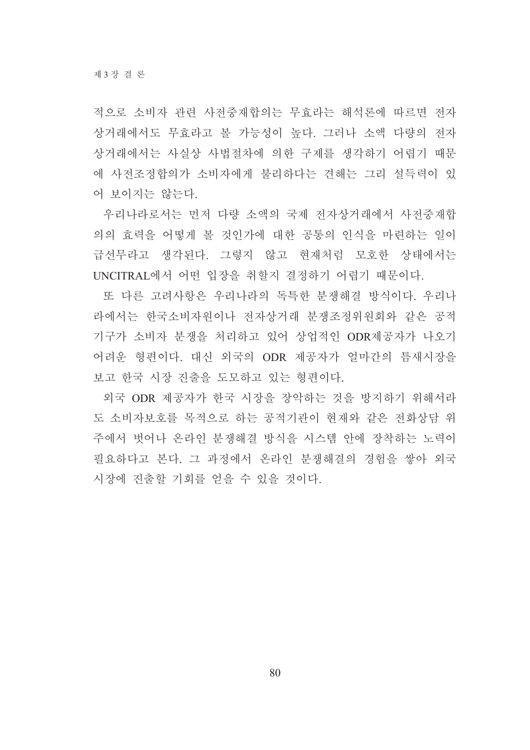적으로 소비자 관련 사전중재합의는 무효라는 해석론에 따르면 전자상거래에서도 무효라고 볼 가능성이 높다. 그러나 소액 다량의 전자상거래에서는 사실상 사법절차에 의한 구제를 생각하기 어렵기 때문에 사전조정합의가 소비자에게 불리하다는 견해는 그리 설득력이 있어 보이지는 않는다.

우리나라로서는 먼저 다량 소액의 국제 전자상거래에서 사전중재합의의 효력을 어떻게 볼 것인가에 대한 공통의 인식을 마련하는 일이 급선무라고 생각된다. 그렇지 않고 현재처럼 모호한 상태에서는 UNCITRAL에서 어떤 입장을 취할지 결정하기 어렵기 때문이다.

또 다른 고려사항은 우리나라의 독특한 분쟁해결 방식이다. 우리나라에서는 한국소비자원이나 전자상거래 분쟁조정위원회와 같은 공적 기구가 소비자 분쟁을 처리하고 있어 상업적인 ODR제공자가 나오기 어려운 형편이다. 대신 외국의 ODR 제공자가 얼마간의 틈새시장을 보고 한국 시장 진출을 도모하고 있는 형편이다.

외국 ODR 제공자가 한국 시장을 장악하는 것을 방지하기 위해서라도 소비자보호를 목적으로 하는 공적기관이 현재와 같은 전화상담 위주에서 벗어나 온라인 분쟁해결 방식을 시스템 안에 장착하는 노력이 필요하다고 본다. 그 과정에서 온라인 분쟁해결의 경험을 쌓아 외국 시장에 진출할 기회를 얻을 수 있을 것이다.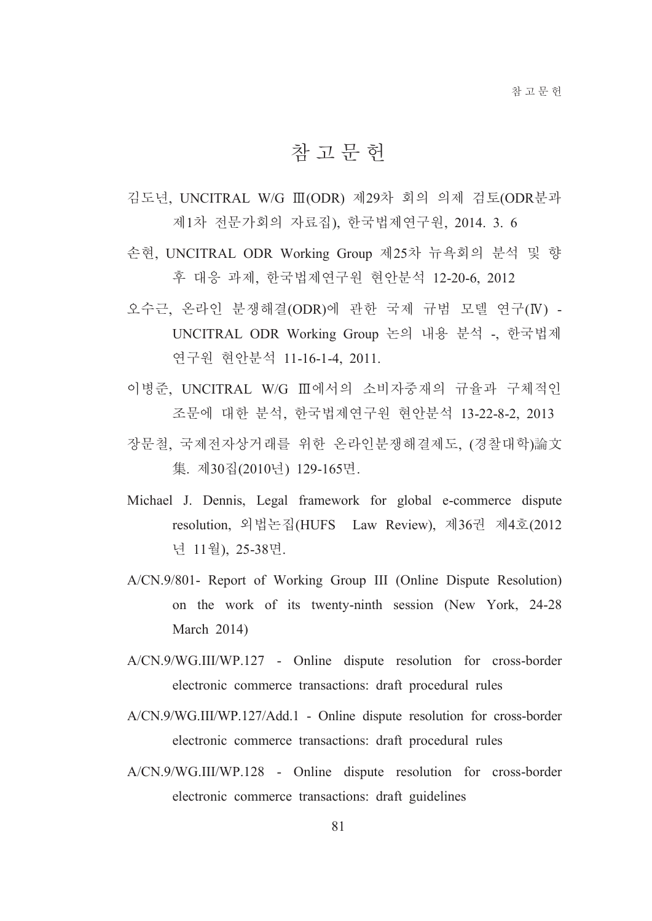# 참 고 문 헌

김도년, UNCITRAL W/G Ⅲ(ODR) 제29차 회의 의제 검토(ODR분과 제1차 전문가회의 자료집), 한국법제연구원, 2014. 3. 6

손현, UNCITRAL ODR Working Group 제25차 뉴욕회의 분석 및 향후 대응 과제, 한국법제연구원 현안분석 12-20-6, 2012

오수근, 온라인 분쟁해결(ODR)에 관한 국제 규범 모델 연구(Ⅳ) - UNCITRAL ODR Working Group 논의 내용 분석 -, 한국법제연구원 현안분석 11-16-1-4, 2011.

이병준, UNCITRAL W/G Ⅲ에서의 소비자중재의 규율과 구체적인 조문에 대한 분석, 한국법제연구원 현안분석 13-22-8-2, 2013

장문철, 국제전자상거래를 위한 온라인분쟁해결제도, (경찰대학)論文集. 제30집(2010년) 129-165면.

Michael J. Dennis, Legal framework for global e-commerce dispute resolution, 외법논집(HUFS Law Review), 제36권 제4호(2012년 11월), 25-38면.

A/CN.9/801- Report of Working Group III (Online Dispute Resolution) on the work of its twenty-ninth session (New York, 24-28 March 2014)

A/CN.9/WG.III/WP.127 - Online dispute resolution for cross-border electronic commerce transactions: draft procedural rules

A/CN.9/WG.III/WP.127/Add.1 - Online dispute resolution for cross-border electronic commerce transactions: draft procedural rules

A/CN.9/WG.III/WP.128 - Online dispute resolution for cross-border electronic commerce transactions: draft guidelines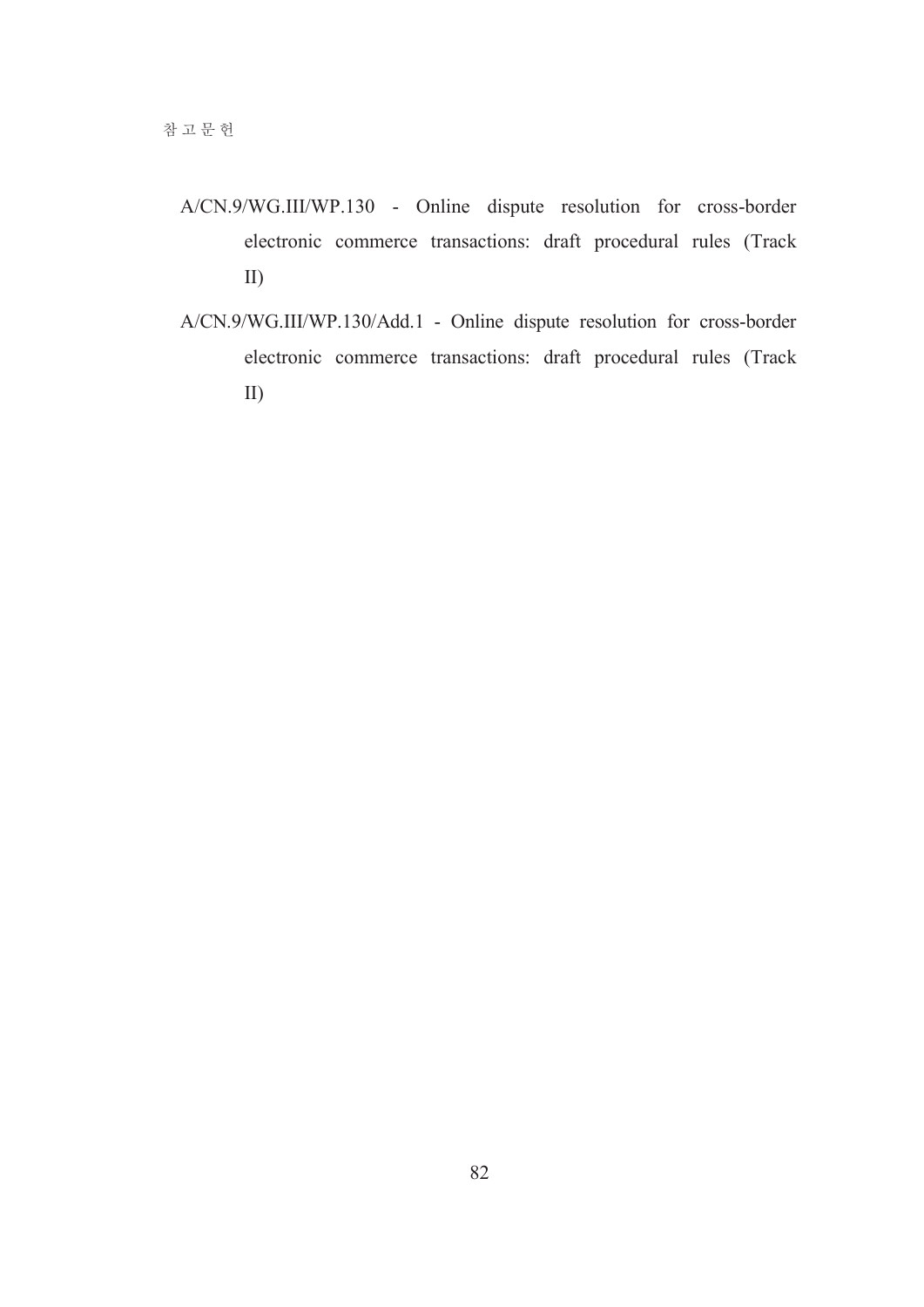A/CN.9/WG.III/WP.130 - Online dispute resolution for cross-border electronic commerce transactions: draft procedural rules (Track II)

A/CN.9/WG.III/WP.130/Add.1 - Online dispute resolution for cross-border electronic commerce transactions: draft procedural rules (Track II)